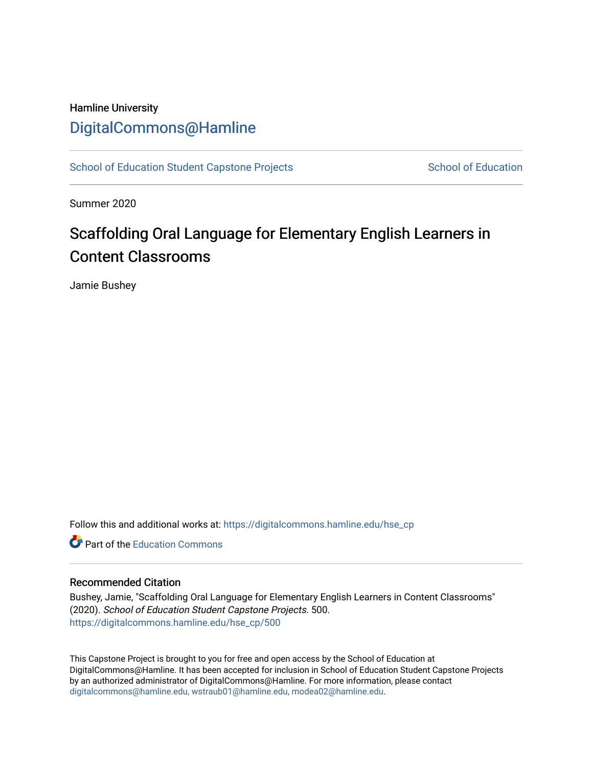Hamline University

# DigitalCommons@Hamline

School of Education Student Capstone Projects    School of Education

Summer 2020

## Scaffolding Oral Language for Elementary English Learners in Content Classrooms

Jamie Bushey

Follow this and additional works at: https://digitalcommons.hamline.edu/hse_cp

Part of the Education Commons

### Recommended Citation

Bushey, Jamie, "Scaffolding Oral Language for Elementary English Learners in Content Classrooms" (2020). *School of Education Student Capstone Projects*. 500.
https://digitalcommons.hamline.edu/hse_cp/500

This Capstone Project is brought to you for free and open access by the School of Education at DigitalCommons@Hamline. It has been accepted for inclusion in School of Education Student Capstone Projects by an authorized administrator of DigitalCommons@Hamline. For more information, please contact digitalcommons@hamline.edu, wstraub01@hamline.edu, modea02@hamline.edu.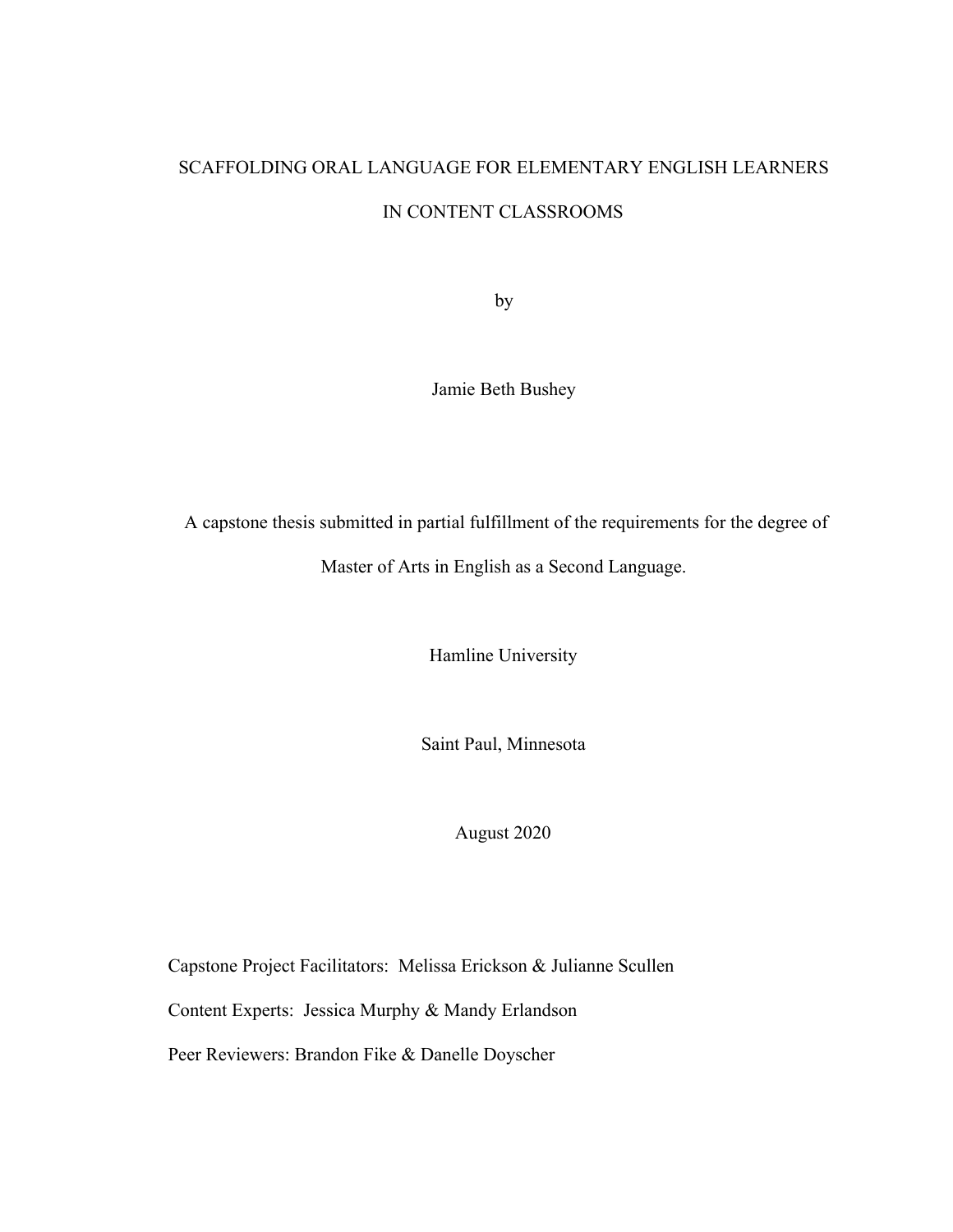# SCAFFOLDING ORAL LANGUAGE FOR ELEMENTARY ENGLISH LEARNERS IN CONTENT CLASSROOMS

by

Jamie Beth Bushey

A capstone thesis submitted in partial fulfillment of the requirements for the degree of Master of Arts in English as a Second Language.

Hamline University

Saint Paul, Minnesota

August 2020

Capstone Project Facilitators: Melissa Erickson & Julianne Scullen

Content Experts: Jessica Murphy & Mandy Erlandson

Peer Reviewers: Brandon Fike & Danelle Doyscher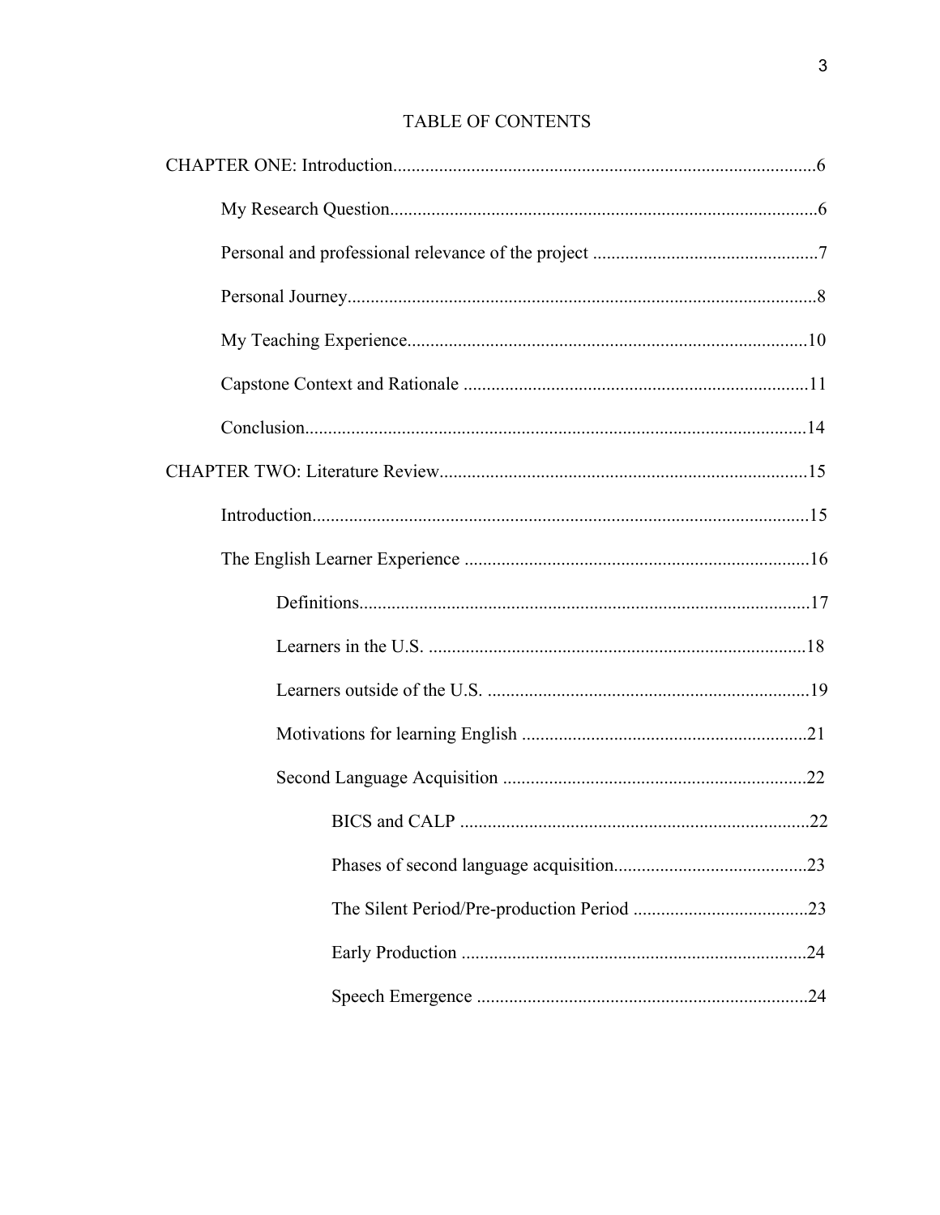# TABLE OF CONTENTS

CHAPTER ONE: Introduction............................................................................................6

- My Research Question............................................................................................6
- Personal and professional relevance of the project ................................................7
- Personal Journey.....................................................................................................8
- My Teaching Experience......................................................................................10
- Capstone Context and Rationale ..........................................................................11
- Conclusion............................................................................................................14

CHAPTER TWO: Literature Review................................................................................15

- Introduction...........................................................................................................15
- The English Learner Experience ..........................................................................16
  - Definitions.................................................................................................17
  - Learners in the U.S. ..................................................................................18
  - Learners outside of the U.S. .....................................................................19
  - Motivations for learning English ..............................................................21
  - Second Language Acquisition ..................................................................22
    - BICS and CALP ............................................................................22
    - Phases of second language acquisition..........................................23
    - The Silent Period/Pre-production Period ......................................23
    - Early Production ...........................................................................24
    - Speech Emergence ........................................................................24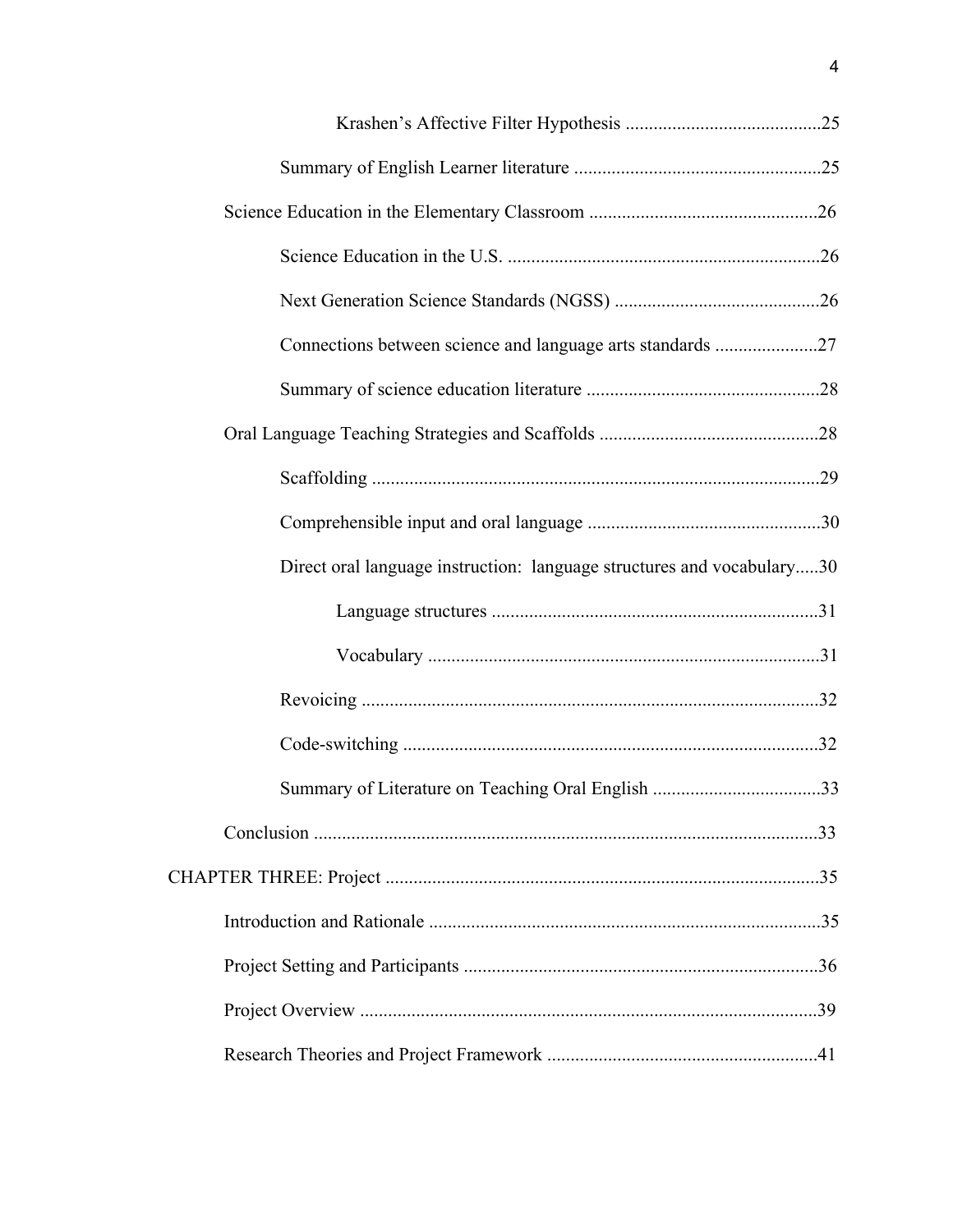Krashen's Affective Filter Hypothesis ..........................................25

Summary of English Learner literature ....................................................25

Science Education in the Elementary Classroom ................................................26

Science Education in the U.S. ...................................................................26

Next Generation Science Standards (NGSS) ............................................26

Connections between science and language arts standards ......................27

Summary of science education literature .................................................28

Oral Language Teaching Strategies and Scaffolds ...............................................28

Scaffolding ................................................................................................29

Comprehensible input and oral language .................................................30

Direct oral language instruction: language structures and vocabulary.....30

Language structures .....................................................................31

Vocabulary ...................................................................................31

Revoicing .................................................................................................32

Code-switching .........................................................................................32

Summary of Literature on Teaching Oral English ....................................33

Conclusion ...........................................................................................................33

CHAPTER THREE: Project ............................................................................................35

Introduction and Rationale ...................................................................................35

Project Setting and Participants ............................................................................36

Project Overview ..................................................................................................39

Research Theories and Project Framework ..........................................................41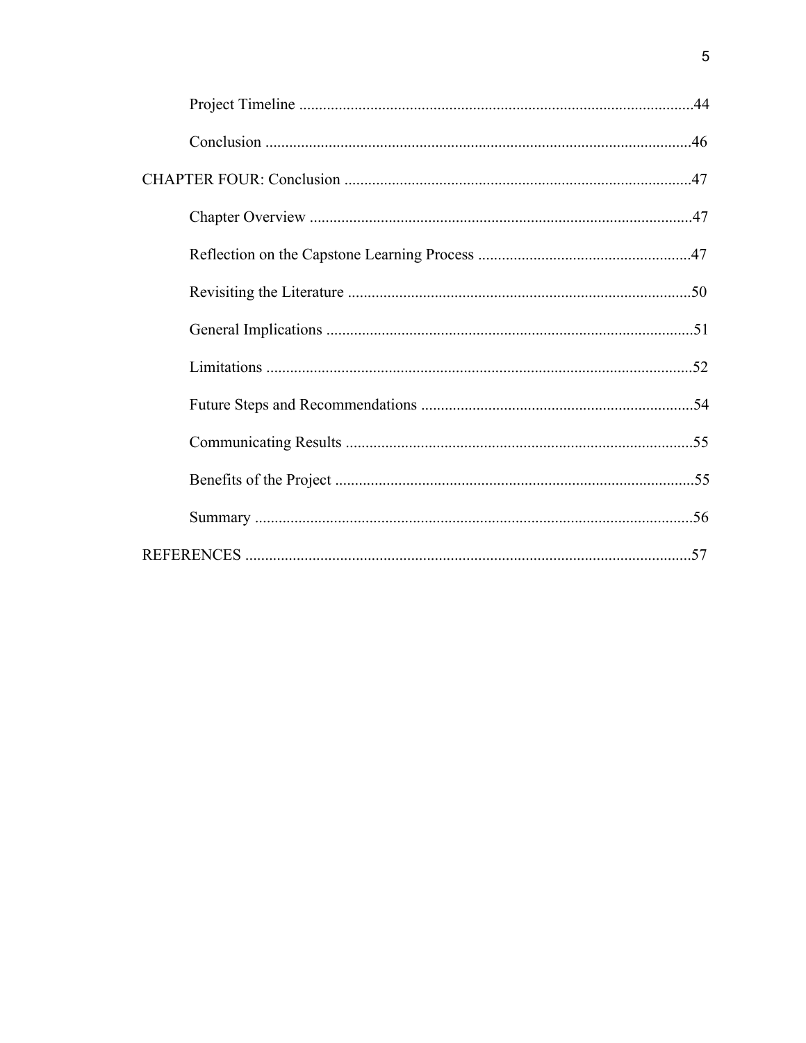Project Timeline ....................................................................................................44

Conclusion ............................................................................................................46

CHAPTER FOUR: Conclusion ........................................................................................47

Chapter Overview .................................................................................................47

Reflection on the Capstone Learning Process ......................................................47

Revisiting the Literature .......................................................................................50

General Implications .............................................................................................51

Limitations ............................................................................................................52

Future Steps and Recommendations .....................................................................54

Communicating Results ........................................................................................55

Benefits of the Project ...........................................................................................55

Summary ...............................................................................................................56

REFERENCES .................................................................................................................57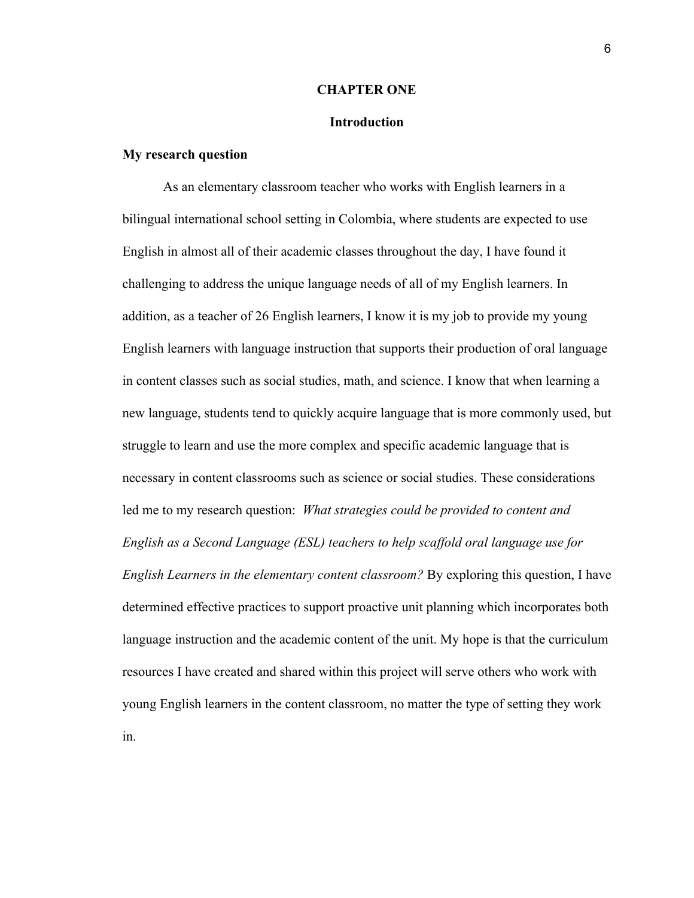# CHAPTER ONE

## Introduction

### My research question

As an elementary classroom teacher who works with English learners in a bilingual international school setting in Colombia, where students are expected to use English in almost all of their academic classes throughout the day, I have found it challenging to address the unique language needs of all of my English learners. In addition, as a teacher of 26 English learners, I know it is my job to provide my young English learners with language instruction that supports their production of oral language in content classes such as social studies, math, and science. I know that when learning a new language, students tend to quickly acquire language that is more commonly used, but struggle to learn and use the more complex and specific academic language that is necessary in content classrooms such as science or social studies. These considerations led me to my research question: *What strategies could be provided to content and English as a Second Language (ESL) teachers to help scaffold oral language use for English Learners in the elementary content classroom?* By exploring this question, I have determined effective practices to support proactive unit planning which incorporates both language instruction and the academic content of the unit. My hope is that the curriculum resources I have created and shared within this project will serve others who work with young English learners in the content classroom, no matter the type of setting they work in.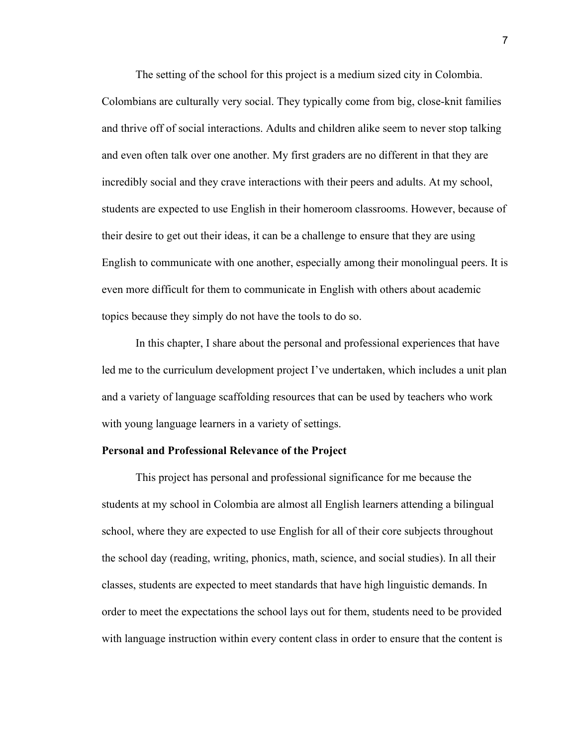The setting of the school for this project is a medium sized city in Colombia. Colombians are culturally very social. They typically come from big, close-knit families and thrive off of social interactions. Adults and children alike seem to never stop talking and even often talk over one another. My first graders are no different in that they are incredibly social and they crave interactions with their peers and adults. At my school, students are expected to use English in their homeroom classrooms. However, because of their desire to get out their ideas, it can be a challenge to ensure that they are using English to communicate with one another, especially among their monolingual peers. It is even more difficult for them to communicate in English with others about academic topics because they simply do not have the tools to do so.

In this chapter, I share about the personal and professional experiences that have led me to the curriculum development project I've undertaken, which includes a unit plan and a variety of language scaffolding resources that can be used by teachers who work with young language learners in a variety of settings.

**Personal and Professional Relevance of the Project**

This project has personal and professional significance for me because the students at my school in Colombia are almost all English learners attending a bilingual school, where they are expected to use English for all of their core subjects throughout the school day (reading, writing, phonics, math, science, and social studies). In all their classes, students are expected to meet standards that have high linguistic demands. In order to meet the expectations the school lays out for them, students need to be provided with language instruction within every content class in order to ensure that the content is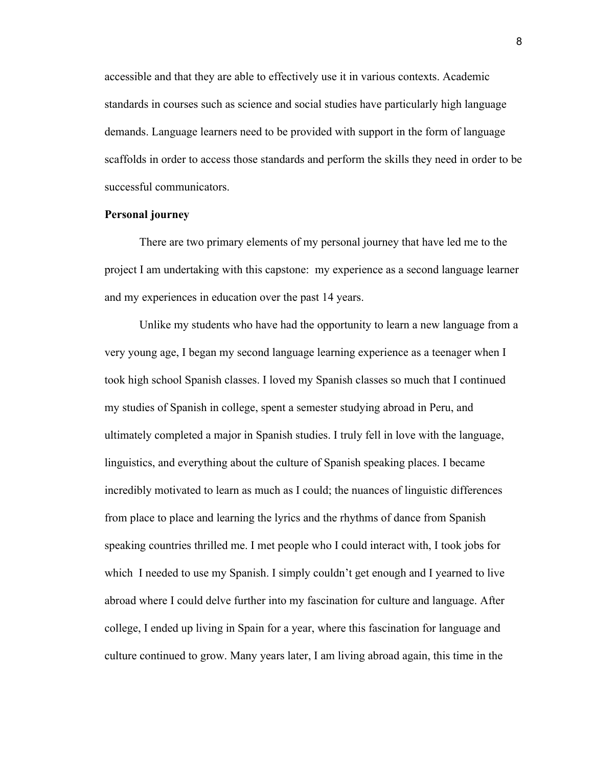accessible and that they are able to effectively use it in various contexts. Academic standards in courses such as science and social studies have particularly high language demands. Language learners need to be provided with support in the form of language scaffolds in order to access those standards and perform the skills they need in order to be successful communicators.

**Personal journey**

There are two primary elements of my personal journey that have led me to the project I am undertaking with this capstone: my experience as a second language learner and my experiences in education over the past 14 years.

Unlike my students who have had the opportunity to learn a new language from a very young age, I began my second language learning experience as a teenager when I took high school Spanish classes. I loved my Spanish classes so much that I continued my studies of Spanish in college, spent a semester studying abroad in Peru, and ultimately completed a major in Spanish studies. I truly fell in love with the language, linguistics, and everything about the culture of Spanish speaking places. I became incredibly motivated to learn as much as I could; the nuances of linguistic differences from place to place and learning the lyrics and the rhythms of dance from Spanish speaking countries thrilled me. I met people who I could interact with, I took jobs for which I needed to use my Spanish. I simply couldn't get enough and I yearned to live abroad where I could delve further into my fascination for culture and language. After college, I ended up living in Spain for a year, where this fascination for language and culture continued to grow. Many years later, I am living abroad again, this time in the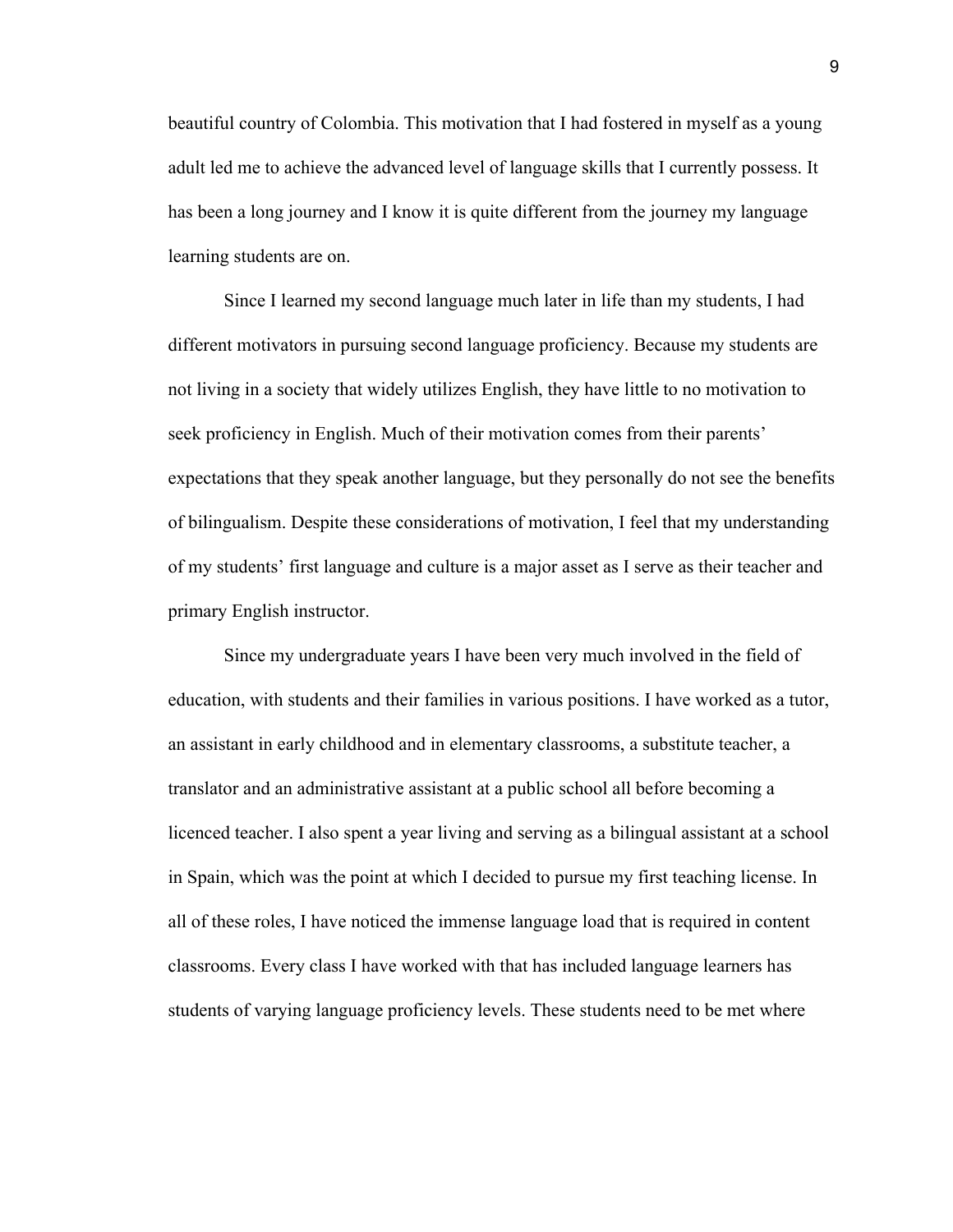beautiful country of Colombia. This motivation that I had fostered in myself as a young adult led me to achieve the advanced level of language skills that I currently possess. It has been a long journey and I know it is quite different from the journey my language learning students are on.

Since I learned my second language much later in life than my students, I had different motivators in pursuing second language proficiency. Because my students are not living in a society that widely utilizes English, they have little to no motivation to seek proficiency in English. Much of their motivation comes from their parents' expectations that they speak another language, but they personally do not see the benefits of bilingualism. Despite these considerations of motivation, I feel that my understanding of my students' first language and culture is a major asset as I serve as their teacher and primary English instructor.

Since my undergraduate years I have been very much involved in the field of education, with students and their families in various positions. I have worked as a tutor, an assistant in early childhood and in elementary classrooms, a substitute teacher, a translator and an administrative assistant at a public school all before becoming a licenced teacher. I also spent a year living and serving as a bilingual assistant at a school in Spain, which was the point at which I decided to pursue my first teaching license. In all of these roles, I have noticed the immense language load that is required in content classrooms. Every class I have worked with that has included language learners has students of varying language proficiency levels. These students need to be met where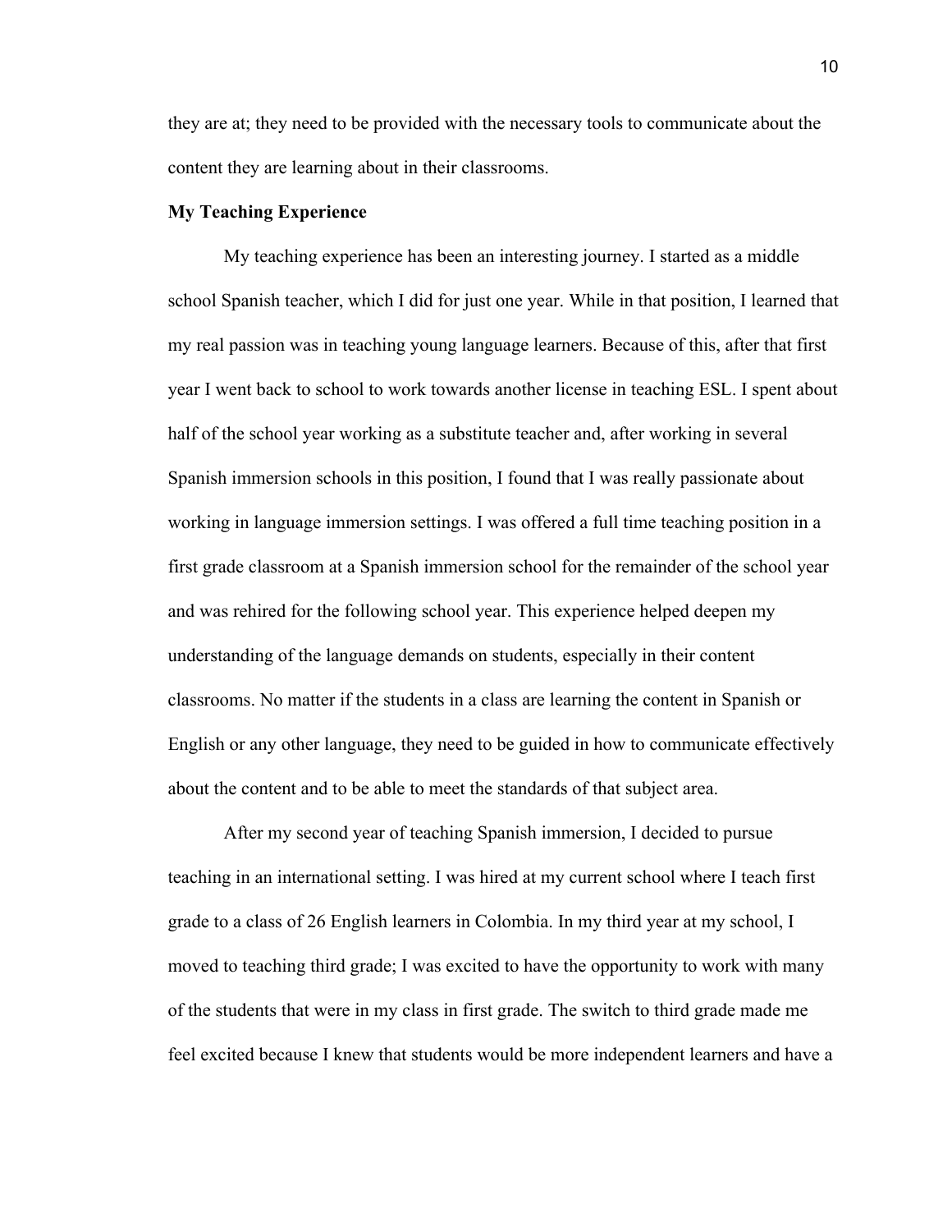they are at; they need to be provided with the necessary tools to communicate about the content they are learning about in their classrooms.

**My Teaching Experience**

My teaching experience has been an interesting journey. I started as a middle school Spanish teacher, which I did for just one year. While in that position, I learned that my real passion was in teaching young language learners. Because of this, after that first year I went back to school to work towards another license in teaching ESL. I spent about half of the school year working as a substitute teacher and, after working in several Spanish immersion schools in this position, I found that I was really passionate about working in language immersion settings. I was offered a full time teaching position in a first grade classroom at a Spanish immersion school for the remainder of the school year and was rehired for the following school year. This experience helped deepen my understanding of the language demands on students, especially in their content classrooms. No matter if the students in a class are learning the content in Spanish or English or any other language, they need to be guided in how to communicate effectively about the content and to be able to meet the standards of that subject area.

After my second year of teaching Spanish immersion, I decided to pursue teaching in an international setting. I was hired at my current school where I teach first grade to a class of 26 English learners in Colombia. In my third year at my school, I moved to teaching third grade; I was excited to have the opportunity to work with many of the students that were in my class in first grade. The switch to third grade made me feel excited because I knew that students would be more independent learners and have a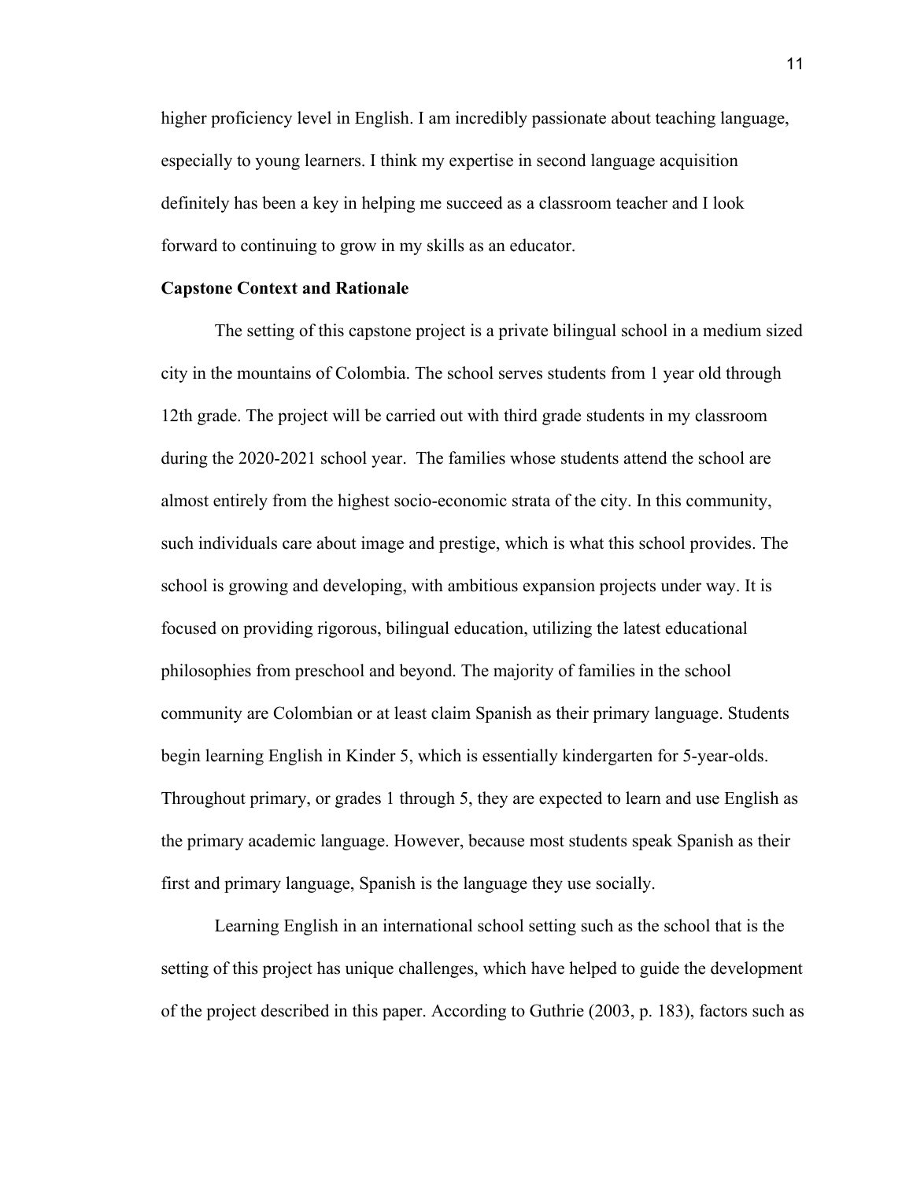higher proficiency level in English. I am incredibly passionate about teaching language, especially to young learners. I think my expertise in second language acquisition definitely has been a key in helping me succeed as a classroom teacher and I look forward to continuing to grow in my skills as an educator.

**Capstone Context and Rationale**

The setting of this capstone project is a private bilingual school in a medium sized city in the mountains of Colombia. The school serves students from 1 year old through 12th grade. The project will be carried out with third grade students in my classroom during the 2020-2021 school year. The families whose students attend the school are almost entirely from the highest socio-economic strata of the city. In this community, such individuals care about image and prestige, which is what this school provides. The school is growing and developing, with ambitious expansion projects under way. It is focused on providing rigorous, bilingual education, utilizing the latest educational philosophies from preschool and beyond. The majority of families in the school community are Colombian or at least claim Spanish as their primary language. Students begin learning English in Kinder 5, which is essentially kindergarten for 5-year-olds. Throughout primary, or grades 1 through 5, they are expected to learn and use English as the primary academic language. However, because most students speak Spanish as their first and primary language, Spanish is the language they use socially.

Learning English in an international school setting such as the school that is the setting of this project has unique challenges, which have helped to guide the development of the project described in this paper. According to Guthrie (2003, p. 183), factors such as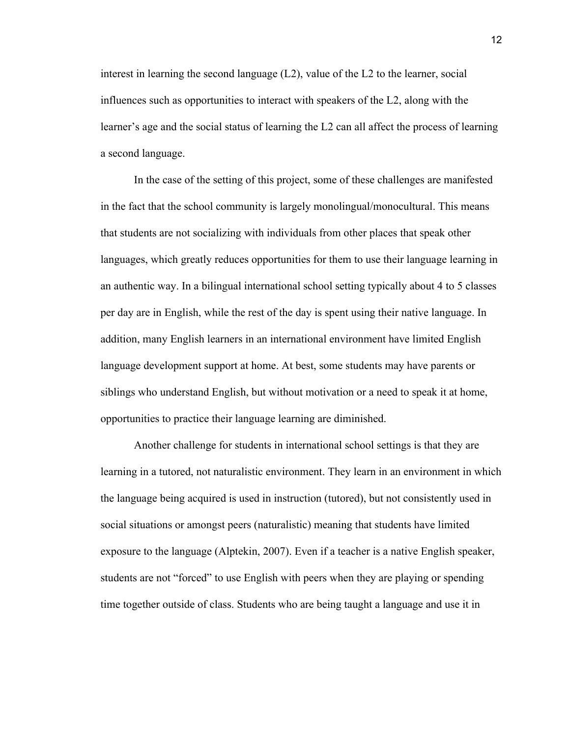interest in learning the second language (L2), value of the L2 to the learner, social influences such as opportunities to interact with speakers of the L2, along with the learner's age and the social status of learning the L2 can all affect the process of learning a second language.

In the case of the setting of this project, some of these challenges are manifested in the fact that the school community is largely monolingual/monocultural. This means that students are not socializing with individuals from other places that speak other languages, which greatly reduces opportunities for them to use their language learning in an authentic way. In a bilingual international school setting typically about 4 to 5 classes per day are in English, while the rest of the day is spent using their native language. In addition, many English learners in an international environment have limited English language development support at home. At best, some students may have parents or siblings who understand English, but without motivation or a need to speak it at home, opportunities to practice their language learning are diminished.

Another challenge for students in international school settings is that they are learning in a tutored, not naturalistic environment. They learn in an environment in which the language being acquired is used in instruction (tutored), but not consistently used in social situations or amongst peers (naturalistic) meaning that students have limited exposure to the language (Alptekin, 2007). Even if a teacher is a native English speaker, students are not "forced" to use English with peers when they are playing or spending time together outside of class. Students who are being taught a language and use it in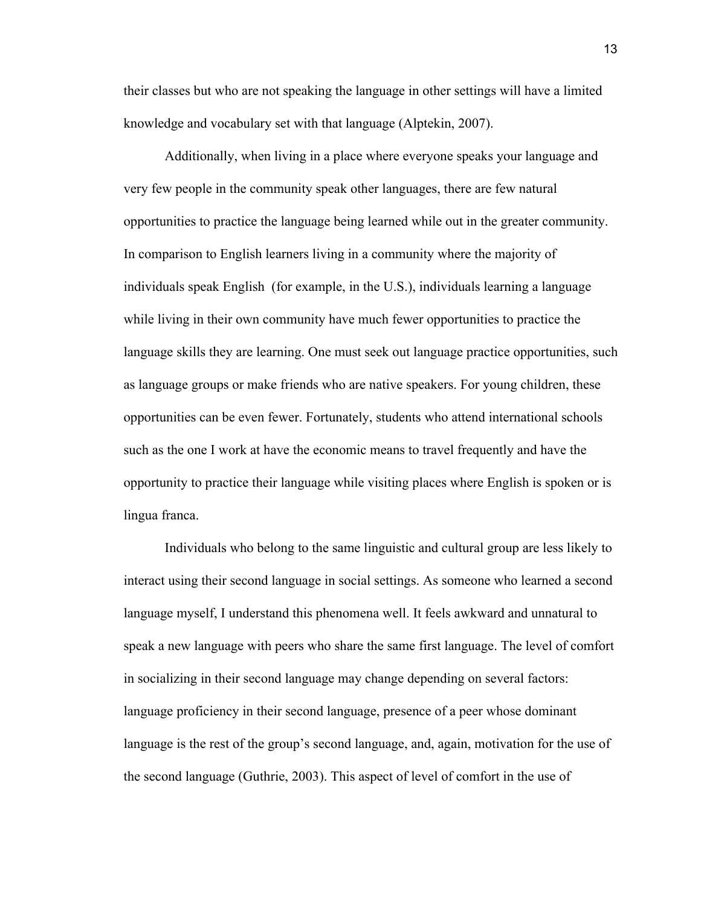their classes but who are not speaking the language in other settings will have a limited knowledge and vocabulary set with that language (Alptekin, 2007).

Additionally, when living in a place where everyone speaks your language and very few people in the community speak other languages, there are few natural opportunities to practice the language being learned while out in the greater community. In comparison to English learners living in a community where the majority of individuals speak English (for example, in the U.S.), individuals learning a language while living in their own community have much fewer opportunities to practice the language skills they are learning. One must seek out language practice opportunities, such as language groups or make friends who are native speakers. For young children, these opportunities can be even fewer. Fortunately, students who attend international schools such as the one I work at have the economic means to travel frequently and have the opportunity to practice their language while visiting places where English is spoken or is lingua franca.

Individuals who belong to the same linguistic and cultural group are less likely to interact using their second language in social settings. As someone who learned a second language myself, I understand this phenomena well. It feels awkward and unnatural to speak a new language with peers who share the same first language. The level of comfort in socializing in their second language may change depending on several factors: language proficiency in their second language, presence of a peer whose dominant language is the rest of the group's second language, and, again, motivation for the use of the second language (Guthrie, 2003). This aspect of level of comfort in the use of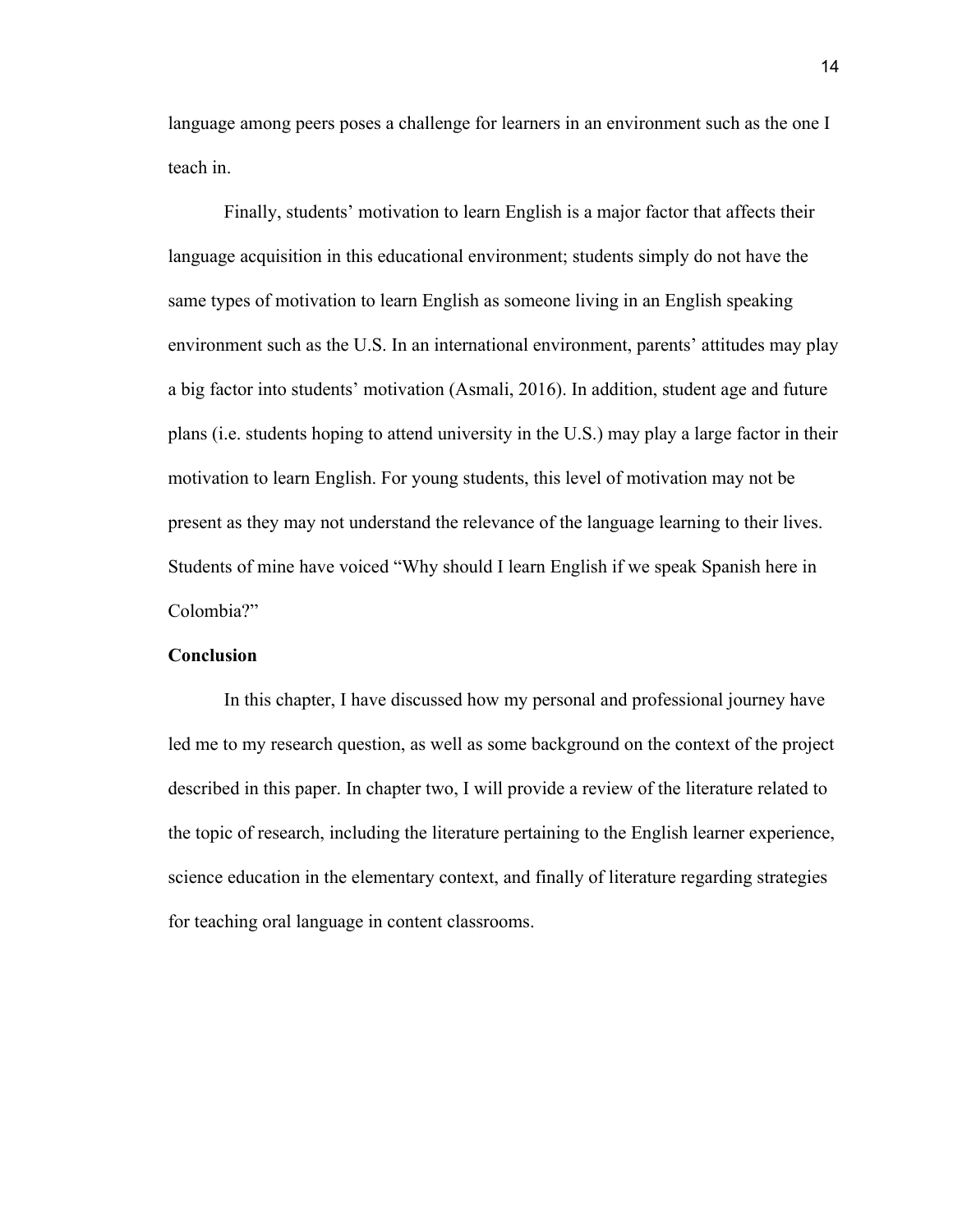language among peers poses a challenge for learners in an environment such as the one I teach in.

Finally, students' motivation to learn English is a major factor that affects their language acquisition in this educational environment; students simply do not have the same types of motivation to learn English as someone living in an English speaking environment such as the U.S. In an international environment, parents' attitudes may play a big factor into students' motivation (Asmali, 2016). In addition, student age and future plans (i.e. students hoping to attend university in the U.S.) may play a large factor in their motivation to learn English. For young students, this level of motivation may not be present as they may not understand the relevance of the language learning to their lives. Students of mine have voiced "Why should I learn English if we speak Spanish here in Colombia?"

**Conclusion**

In this chapter, I have discussed how my personal and professional journey have led me to my research question, as well as some background on the context of the project described in this paper. In chapter two, I will provide a review of the literature related to the topic of research, including the literature pertaining to the English learner experience, science education in the elementary context, and finally of literature regarding strategies for teaching oral language in content classrooms.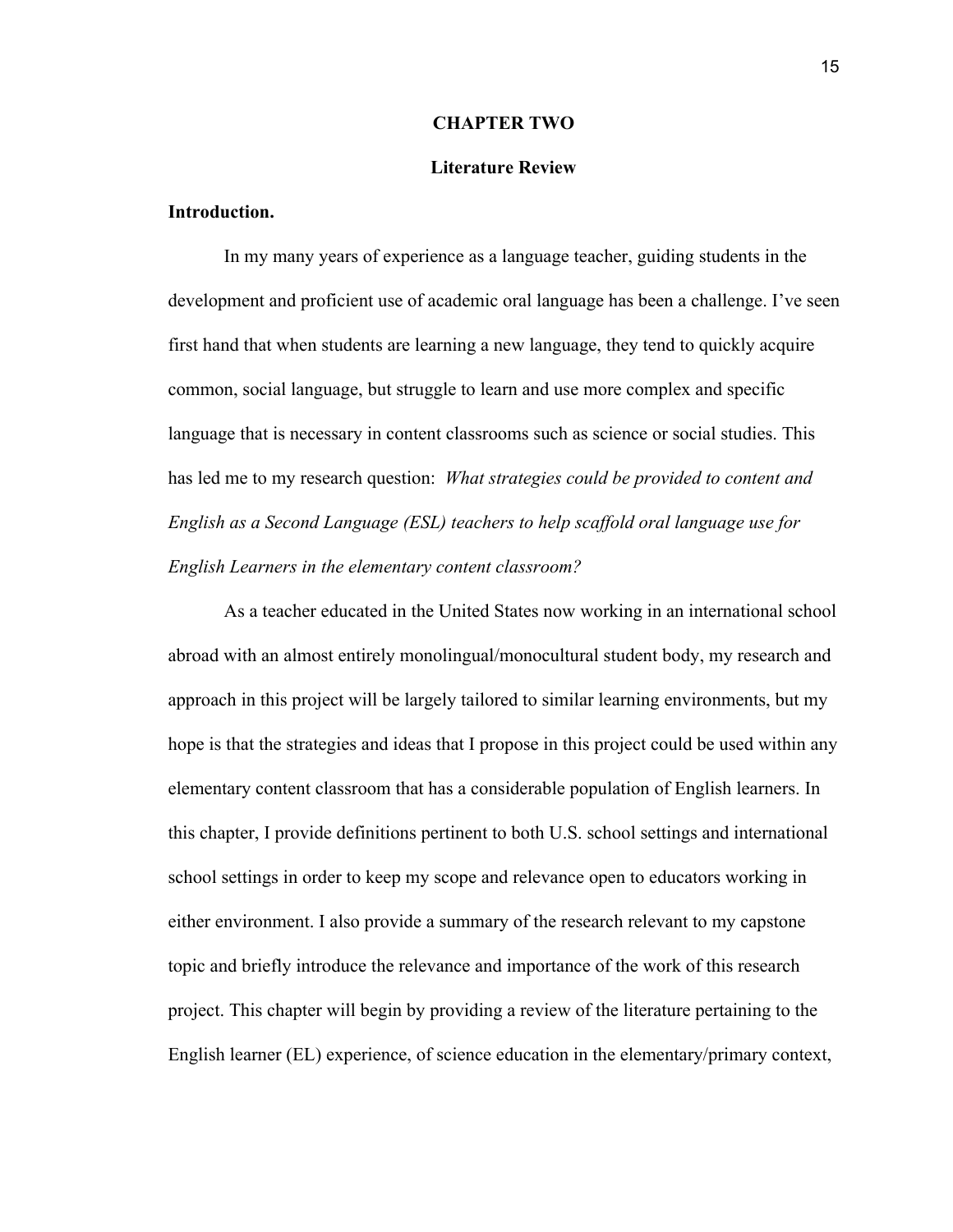# CHAPTER TWO

## Literature Review

**Introduction.**

In my many years of experience as a language teacher, guiding students in the development and proficient use of academic oral language has been a challenge. I've seen first hand that when students are learning a new language, they tend to quickly acquire common, social language, but struggle to learn and use more complex and specific language that is necessary in content classrooms such as science or social studies. This has led me to my research question: *What strategies could be provided to content and English as a Second Language (ESL) teachers to help scaffold oral language use for English Learners in the elementary content classroom?*

As a teacher educated in the United States now working in an international school abroad with an almost entirely monolingual/monocultural student body, my research and approach in this project will be largely tailored to similar learning environments, but my hope is that the strategies and ideas that I propose in this project could be used within any elementary content classroom that has a considerable population of English learners. In this chapter, I provide definitions pertinent to both U.S. school settings and international school settings in order to keep my scope and relevance open to educators working in either environment. I also provide a summary of the research relevant to my capstone topic and briefly introduce the relevance and importance of the work of this research project. This chapter will begin by providing a review of the literature pertaining to the English learner (EL) experience, of science education in the elementary/primary context,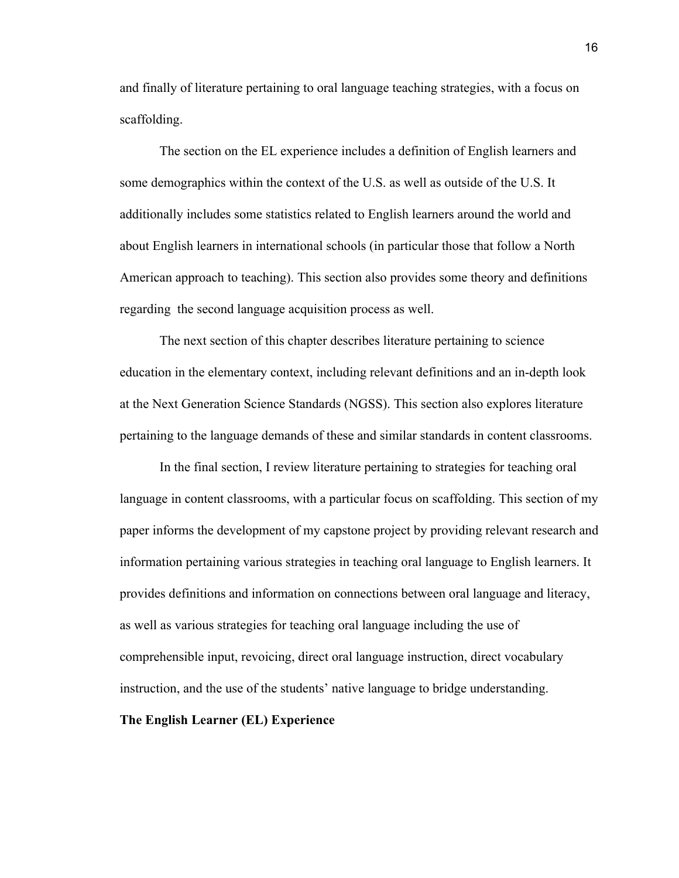and finally of literature pertaining to oral language teaching strategies, with a focus on scaffolding.

The section on the EL experience includes a definition of English learners and some demographics within the context of the U.S. as well as outside of the U.S. It additionally includes some statistics related to English learners around the world and about English learners in international schools (in particular those that follow a North American approach to teaching). This section also provides some theory and definitions regarding the second language acquisition process as well.

The next section of this chapter describes literature pertaining to science education in the elementary context, including relevant definitions and an in-depth look at the Next Generation Science Standards (NGSS). This section also explores literature pertaining to the language demands of these and similar standards in content classrooms.

In the final section, I review literature pertaining to strategies for teaching oral language in content classrooms, with a particular focus on scaffolding. This section of my paper informs the development of my capstone project by providing relevant research and information pertaining various strategies in teaching oral language to English learners. It provides definitions and information on connections between oral language and literacy, as well as various strategies for teaching oral language including the use of comprehensible input, revoicing, direct oral language instruction, direct vocabulary instruction, and the use of the students' native language to bridge understanding.

## The English Learner (EL) Experience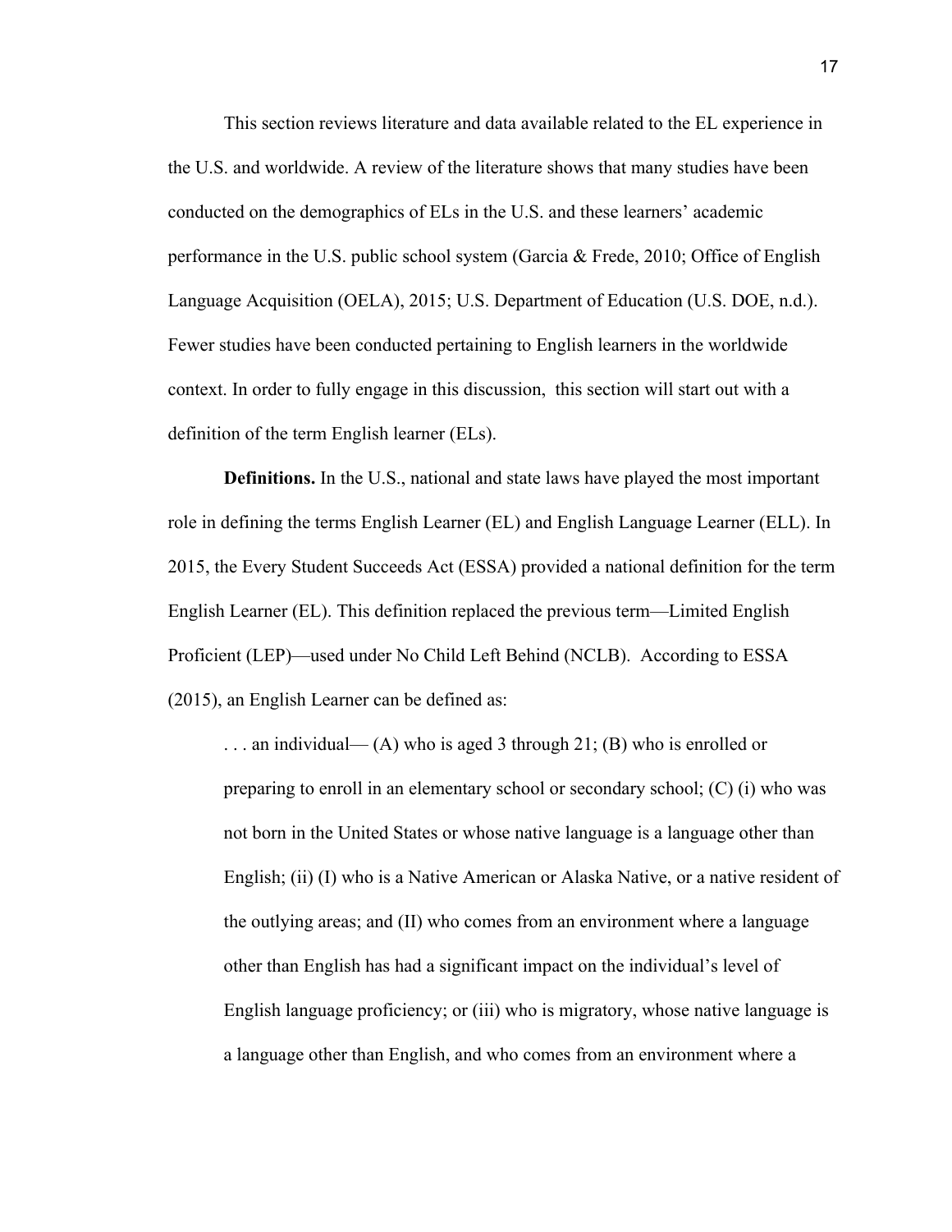This section reviews literature and data available related to the EL experience in the U.S. and worldwide. A review of the literature shows that many studies have been conducted on the demographics of ELs in the U.S. and these learners' academic performance in the U.S. public school system (Garcia & Frede, 2010; Office of English Language Acquisition (OELA), 2015; U.S. Department of Education (U.S. DOE, n.d.). Fewer studies have been conducted pertaining to English learners in the worldwide context. In order to fully engage in this discussion, this section will start out with a definition of the term English learner (ELs).

**Definitions.** In the U.S., national and state laws have played the most important role in defining the terms English Learner (EL) and English Language Learner (ELL). In 2015, the Every Student Succeeds Act (ESSA) provided a national definition for the term English Learner (EL). This definition replaced the previous term—Limited English Proficient (LEP)—used under No Child Left Behind (NCLB). According to ESSA (2015), an English Learner can be defined as:

> . . . an individual— (A) who is aged 3 through 21; (B) who is enrolled or preparing to enroll in an elementary school or secondary school; (C) (i) who was not born in the United States or whose native language is a language other than English; (ii) (I) who is a Native American or Alaska Native, or a native resident of the outlying areas; and (II) who comes from an environment where a language other than English has had a significant impact on the individual's level of English language proficiency; or (iii) who is migratory, whose native language is a language other than English, and who comes from an environment where a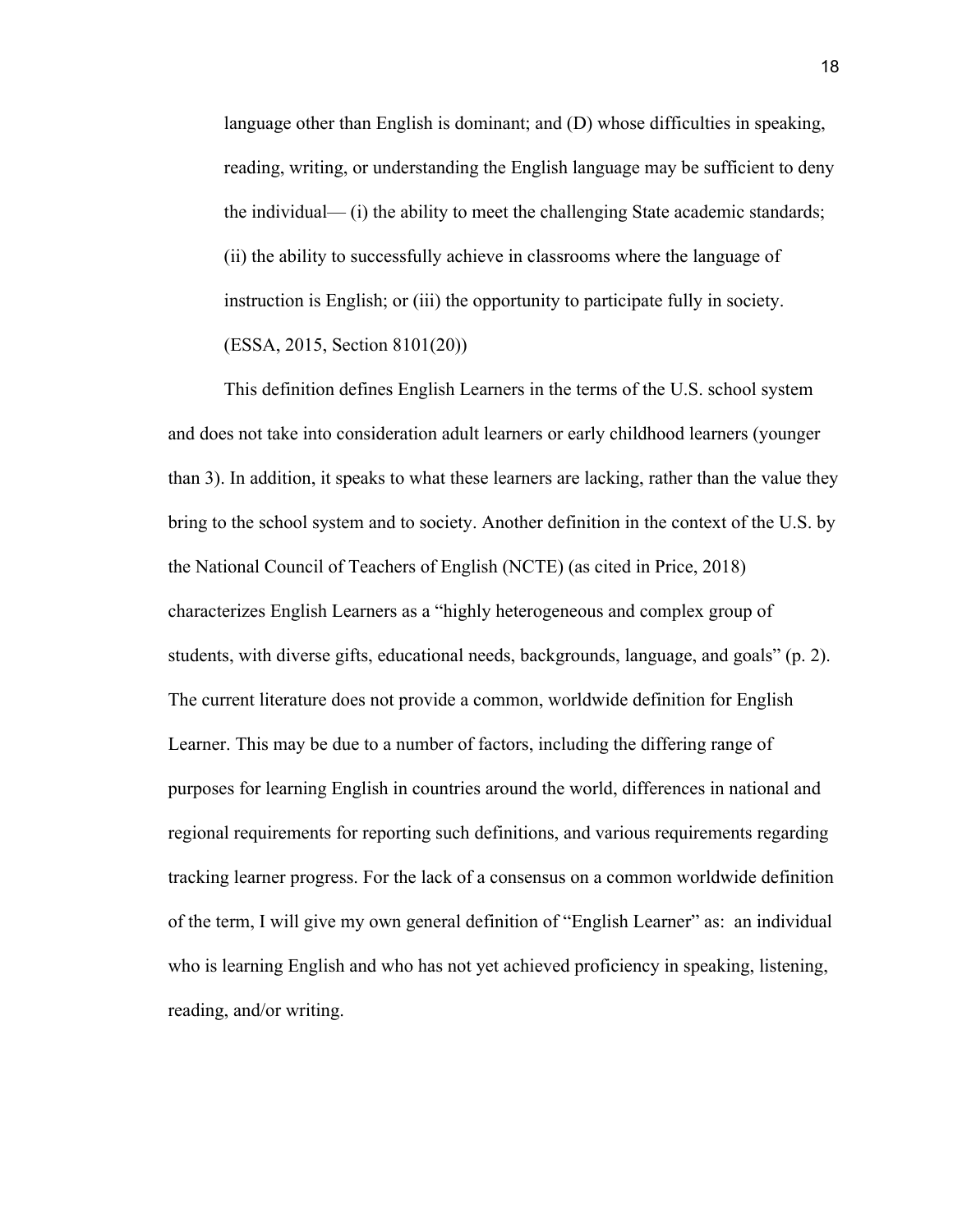> language other than English is dominant; and (D) whose difficulties in speaking, reading, writing, or understanding the English language may be sufficient to deny the individual— (i) the ability to meet the challenging State academic standards; (ii) the ability to successfully achieve in classrooms where the language of instruction is English; or (iii) the opportunity to participate fully in society. (ESSA, 2015, Section 8101(20))

This definition defines English Learners in the terms of the U.S. school system and does not take into consideration adult learners or early childhood learners (younger than 3). In addition, it speaks to what these learners are lacking, rather than the value they bring to the school system and to society. Another definition in the context of the U.S. by the National Council of Teachers of English (NCTE) (as cited in Price, 2018) characterizes English Learners as a "highly heterogeneous and complex group of students, with diverse gifts, educational needs, backgrounds, language, and goals" (p. 2). The current literature does not provide a common, worldwide definition for English Learner. This may be due to a number of factors, including the differing range of purposes for learning English in countries around the world, differences in national and regional requirements for reporting such definitions, and various requirements regarding tracking learner progress. For the lack of a consensus on a common worldwide definition of the term, I will give my own general definition of "English Learner" as: an individual who is learning English and who has not yet achieved proficiency in speaking, listening, reading, and/or writing.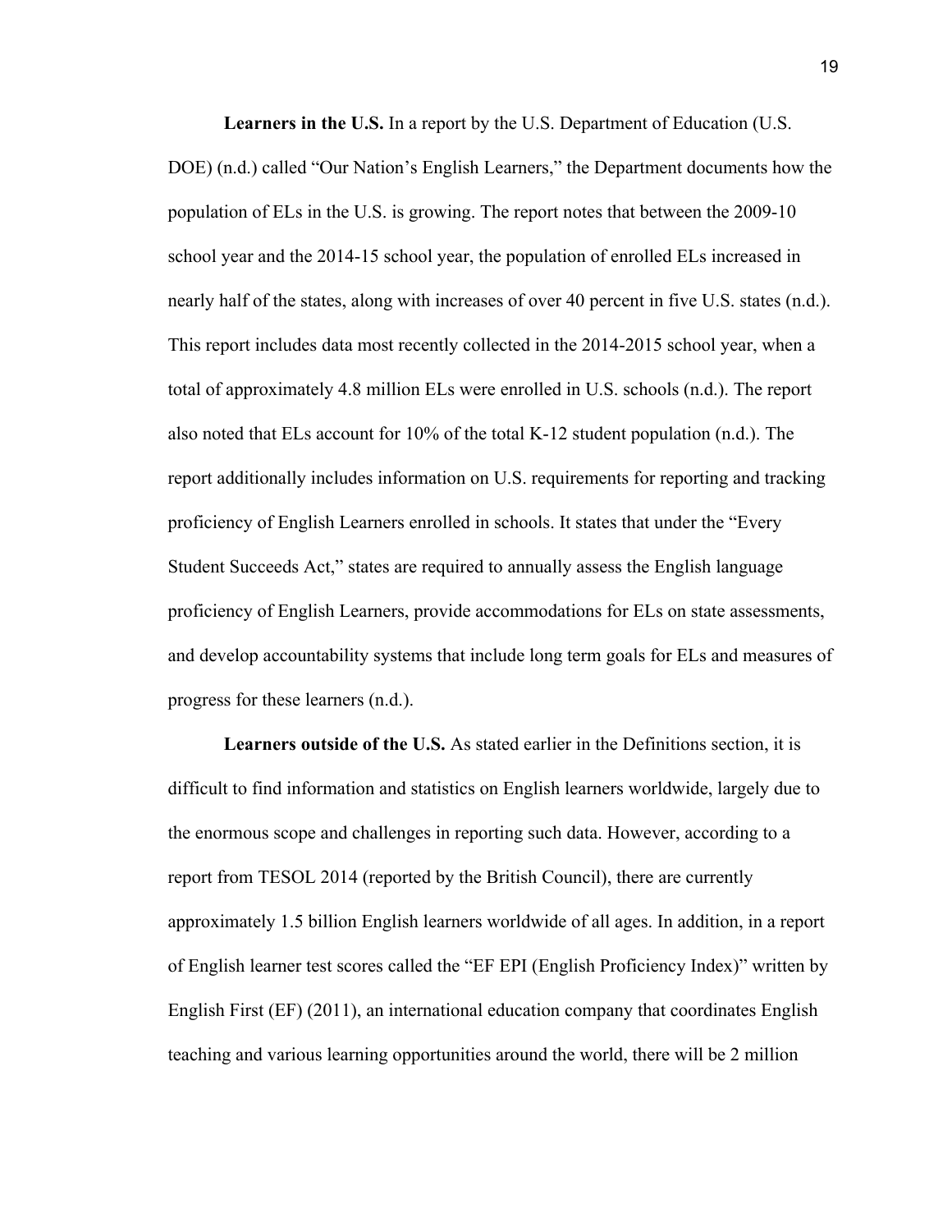**Learners in the U.S.** In a report by the U.S. Department of Education (U.S. DOE) (n.d.) called "Our Nation's English Learners," the Department documents how the population of ELs in the U.S. is growing. The report notes that between the 2009-10 school year and the 2014-15 school year, the population of enrolled ELs increased in nearly half of the states, along with increases of over 40 percent in five U.S. states (n.d.). This report includes data most recently collected in the 2014-2015 school year, when a total of approximately 4.8 million ELs were enrolled in U.S. schools (n.d.). The report also noted that ELs account for 10% of the total K-12 student population (n.d.). The report additionally includes information on U.S. requirements for reporting and tracking proficiency of English Learners enrolled in schools. It states that under the "Every Student Succeeds Act," states are required to annually assess the English language proficiency of English Learners, provide accommodations for ELs on state assessments, and develop accountability systems that include long term goals for ELs and measures of progress for these learners (n.d.).

**Learners outside of the U.S.** As stated earlier in the Definitions section, it is difficult to find information and statistics on English learners worldwide, largely due to the enormous scope and challenges in reporting such data. However, according to a report from TESOL 2014 (reported by the British Council), there are currently approximately 1.5 billion English learners worldwide of all ages. In addition, in a report of English learner test scores called the "EF EPI (English Proficiency Index)" written by English First (EF) (2011), an international education company that coordinates English teaching and various learning opportunities around the world, there will be 2 million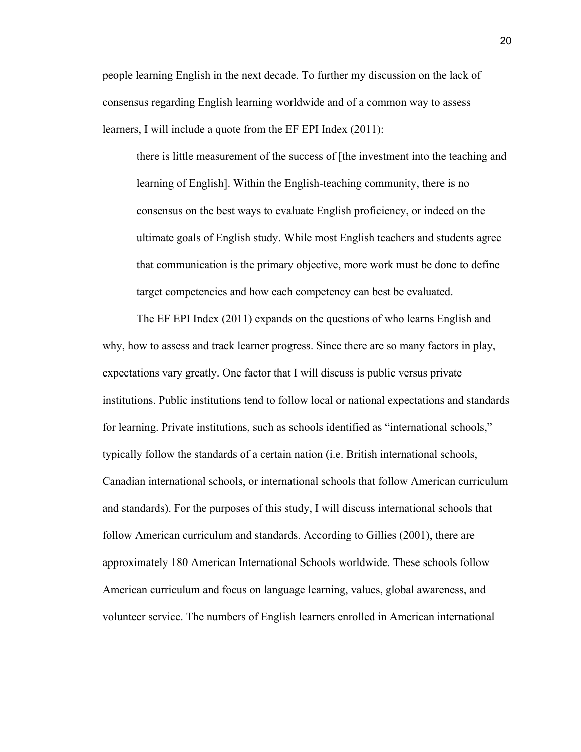people learning English in the next decade. To further my discussion on the lack of consensus regarding English learning worldwide and of a common way to assess learners, I will include a quote from the EF EPI Index (2011):

> there is little measurement of the success of [the investment into the teaching and learning of English]. Within the English-teaching community, there is no consensus on the best ways to evaluate English proficiency, or indeed on the ultimate goals of English study. While most English teachers and students agree that communication is the primary objective, more work must be done to define target competencies and how each competency can best be evaluated.

The EF EPI Index (2011) expands on the questions of who learns English and why, how to assess and track learner progress. Since there are so many factors in play, expectations vary greatly. One factor that I will discuss is public versus private institutions. Public institutions tend to follow local or national expectations and standards for learning. Private institutions, such as schools identified as "international schools," typically follow the standards of a certain nation (i.e. British international schools, Canadian international schools, or international schools that follow American curriculum and standards). For the purposes of this study, I will discuss international schools that follow American curriculum and standards. According to Gillies (2001), there are approximately 180 American International Schools worldwide. These schools follow American curriculum and focus on language learning, values, global awareness, and volunteer service. The numbers of English learners enrolled in American international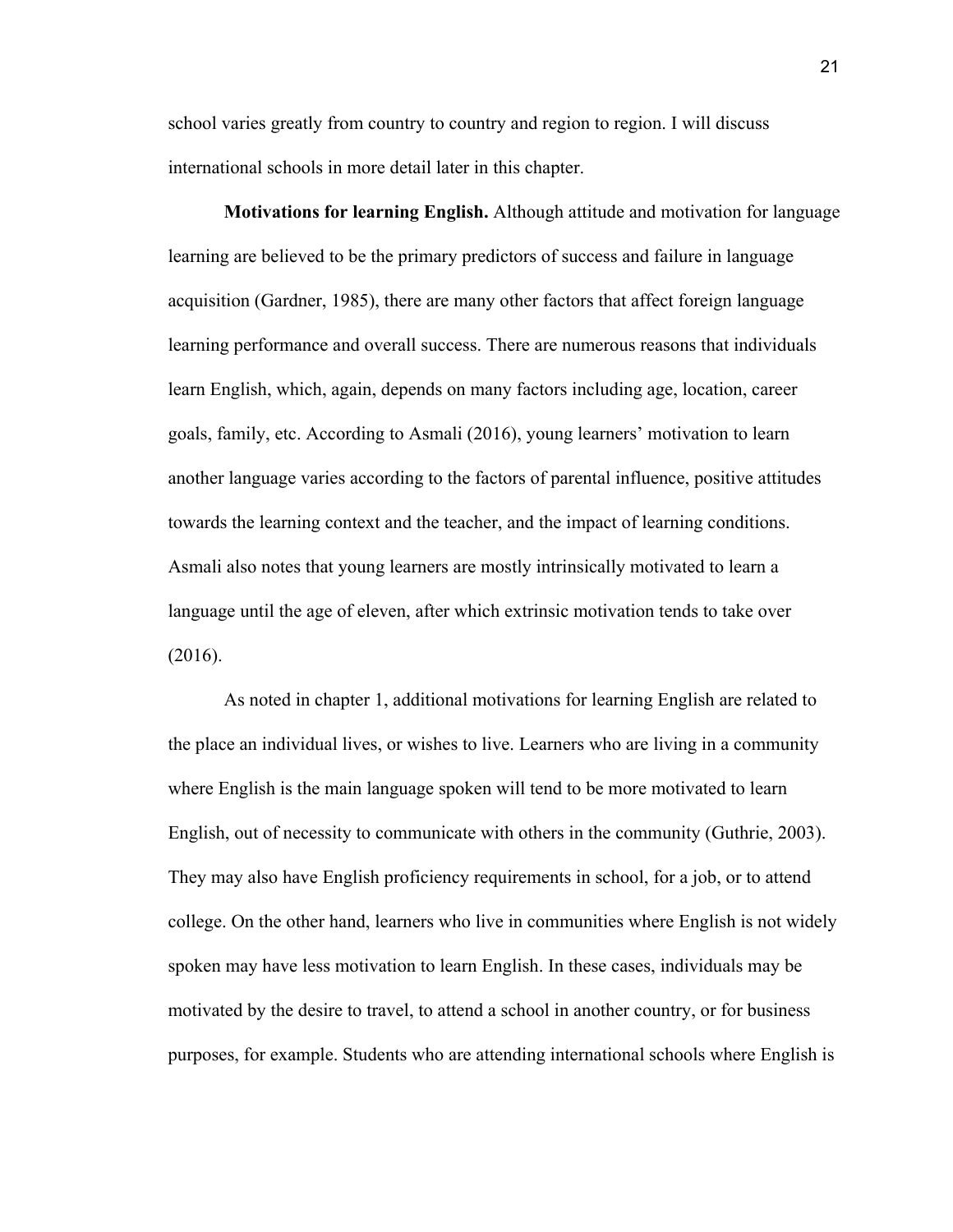school varies greatly from country to country and region to region. I will discuss international schools in more detail later in this chapter.

**Motivations for learning English.** Although attitude and motivation for language learning are believed to be the primary predictors of success and failure in language acquisition (Gardner, 1985), there are many other factors that affect foreign language learning performance and overall success. There are numerous reasons that individuals learn English, which, again, depends on many factors including age, location, career goals, family, etc. According to Asmali (2016), young learners' motivation to learn another language varies according to the factors of parental influence, positive attitudes towards the learning context and the teacher, and the impact of learning conditions. Asmali also notes that young learners are mostly intrinsically motivated to learn a language until the age of eleven, after which extrinsic motivation tends to take over (2016).

As noted in chapter 1, additional motivations for learning English are related to the place an individual lives, or wishes to live. Learners who are living in a community where English is the main language spoken will tend to be more motivated to learn English, out of necessity to communicate with others in the community (Guthrie, 2003). They may also have English proficiency requirements in school, for a job, or to attend college. On the other hand, learners who live in communities where English is not widely spoken may have less motivation to learn English. In these cases, individuals may be motivated by the desire to travel, to attend a school in another country, or for business purposes, for example. Students who are attending international schools where English is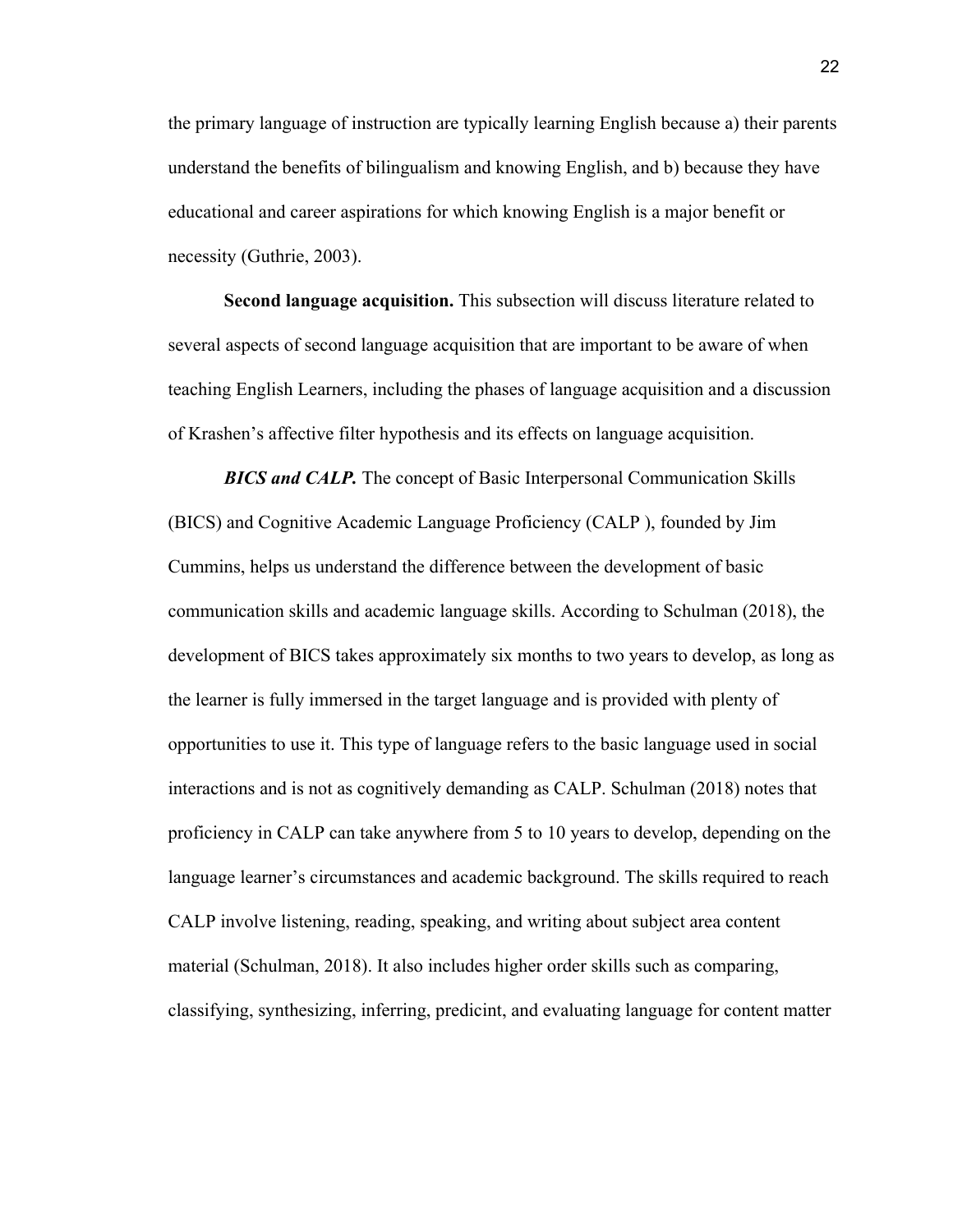the primary language of instruction are typically learning English because a) their parents understand the benefits of bilingualism and knowing English, and b) because they have educational and career aspirations for which knowing English is a major benefit or necessity (Guthrie, 2003).

**Second language acquisition.** This subsection will discuss literature related to several aspects of second language acquisition that are important to be aware of when teaching English Learners, including the phases of language acquisition and a discussion of Krashen's affective filter hypothesis and its effects on language acquisition.

***BICS and CALP.*** The concept of Basic Interpersonal Communication Skills (BICS) and Cognitive Academic Language Proficiency (CALP ), founded by Jim Cummins, helps us understand the difference between the development of basic communication skills and academic language skills. According to Schulman (2018), the development of BICS takes approximately six months to two years to develop, as long as the learner is fully immersed in the target language and is provided with plenty of opportunities to use it. This type of language refers to the basic language used in social interactions and is not as cognitively demanding as CALP. Schulman (2018) notes that proficiency in CALP can take anywhere from 5 to 10 years to develop, depending on the language learner's circumstances and academic background. The skills required to reach CALP involve listening, reading, speaking, and writing about subject area content material (Schulman, 2018). It also includes higher order skills such as comparing, classifying, synthesizing, inferring, predicint, and evaluating language for content matter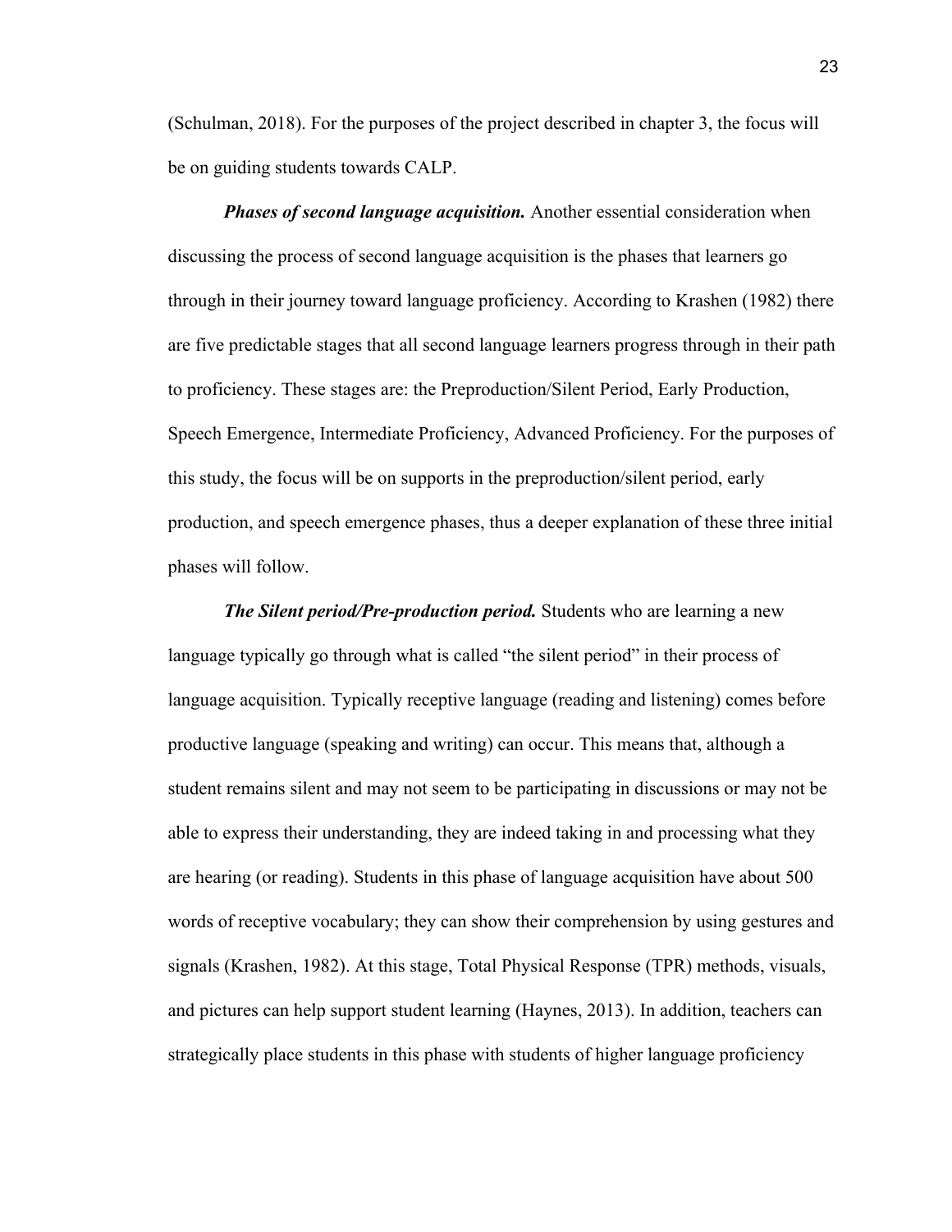(Schulman, 2018). For the purposes of the project described in chapter 3, the focus will be on guiding students towards CALP.

***Phases of second language acquisition.*** Another essential consideration when discussing the process of second language acquisition is the phases that learners go through in their journey toward language proficiency. According to Krashen (1982) there are five predictable stages that all second language learners progress through in their path to proficiency. These stages are: the Preproduction/Silent Period, Early Production, Speech Emergence, Intermediate Proficiency, Advanced Proficiency. For the purposes of this study, the focus will be on supports in the preproduction/silent period, early production, and speech emergence phases, thus a deeper explanation of these three initial phases will follow.

***The Silent period/Pre-production period.*** Students who are learning a new language typically go through what is called "the silent period" in their process of language acquisition. Typically receptive language (reading and listening) comes before productive language (speaking and writing) can occur. This means that, although a student remains silent and may not seem to be participating in discussions or may not be able to express their understanding, they are indeed taking in and processing what they are hearing (or reading). Students in this phase of language acquisition have about 500 words of receptive vocabulary; they can show their comprehension by using gestures and signals (Krashen, 1982). At this stage, Total Physical Response (TPR) methods, visuals, and pictures can help support student learning (Haynes, 2013). In addition, teachers can strategically place students in this phase with students of higher language proficiency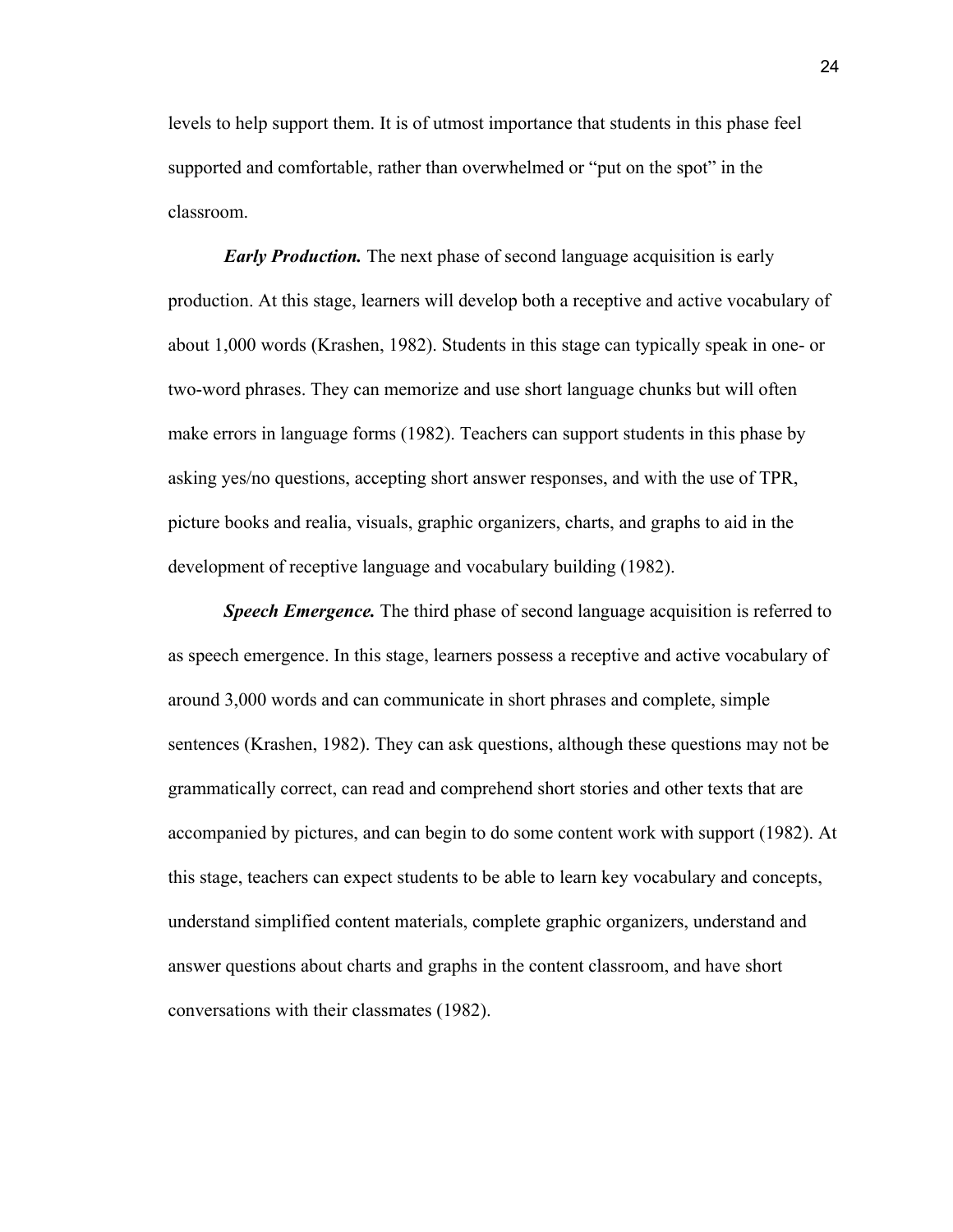levels to help support them. It is of utmost importance that students in this phase feel supported and comfortable, rather than overwhelmed or "put on the spot" in the classroom.

***Early Production.*** The next phase of second language acquisition is early production. At this stage, learners will develop both a receptive and active vocabulary of about 1,000 words (Krashen, 1982). Students in this stage can typically speak in one- or two-word phrases. They can memorize and use short language chunks but will often make errors in language forms (1982). Teachers can support students in this phase by asking yes/no questions, accepting short answer responses, and with the use of TPR, picture books and realia, visuals, graphic organizers, charts, and graphs to aid in the development of receptive language and vocabulary building (1982).

***Speech Emergence.*** The third phase of second language acquisition is referred to as speech emergence. In this stage, learners possess a receptive and active vocabulary of around 3,000 words and can communicate in short phrases and complete, simple sentences (Krashen, 1982). They can ask questions, although these questions may not be grammatically correct, can read and comprehend short stories and other texts that are accompanied by pictures, and can begin to do some content work with support (1982). At this stage, teachers can expect students to be able to learn key vocabulary and concepts, understand simplified content materials, complete graphic organizers, understand and answer questions about charts and graphs in the content classroom, and have short conversations with their classmates (1982).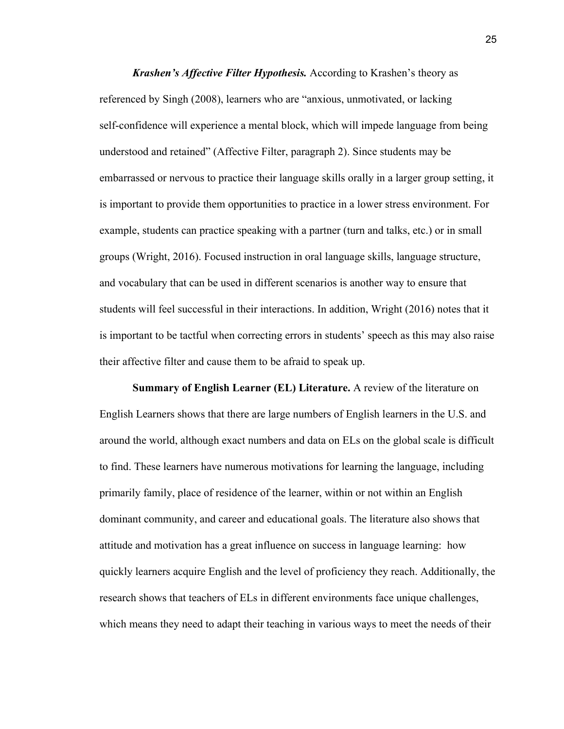***Krashen's Affective Filter Hypothesis.*** According to Krashen's theory as referenced by Singh (2008), learners who are "anxious, unmotivated, or lacking self-confidence will experience a mental block, which will impede language from being understood and retained" (Affective Filter, paragraph 2). Since students may be embarrassed or nervous to practice their language skills orally in a larger group setting, it is important to provide them opportunities to practice in a lower stress environment. For example, students can practice speaking with a partner (turn and talks, etc.) or in small groups (Wright, 2016). Focused instruction in oral language skills, language structure, and vocabulary that can be used in different scenarios is another way to ensure that students will feel successful in their interactions. In addition, Wright (2016) notes that it is important to be tactful when correcting errors in students' speech as this may also raise their affective filter and cause them to be afraid to speak up.

**Summary of English Learner (EL) Literature.** A review of the literature on English Learners shows that there are large numbers of English learners in the U.S. and around the world, although exact numbers and data on ELs on the global scale is difficult to find. These learners have numerous motivations for learning the language, including primarily family, place of residence of the learner, within or not within an English dominant community, and career and educational goals. The literature also shows that attitude and motivation has a great influence on success in language learning: how quickly learners acquire English and the level of proficiency they reach. Additionally, the research shows that teachers of ELs in different environments face unique challenges, which means they need to adapt their teaching in various ways to meet the needs of their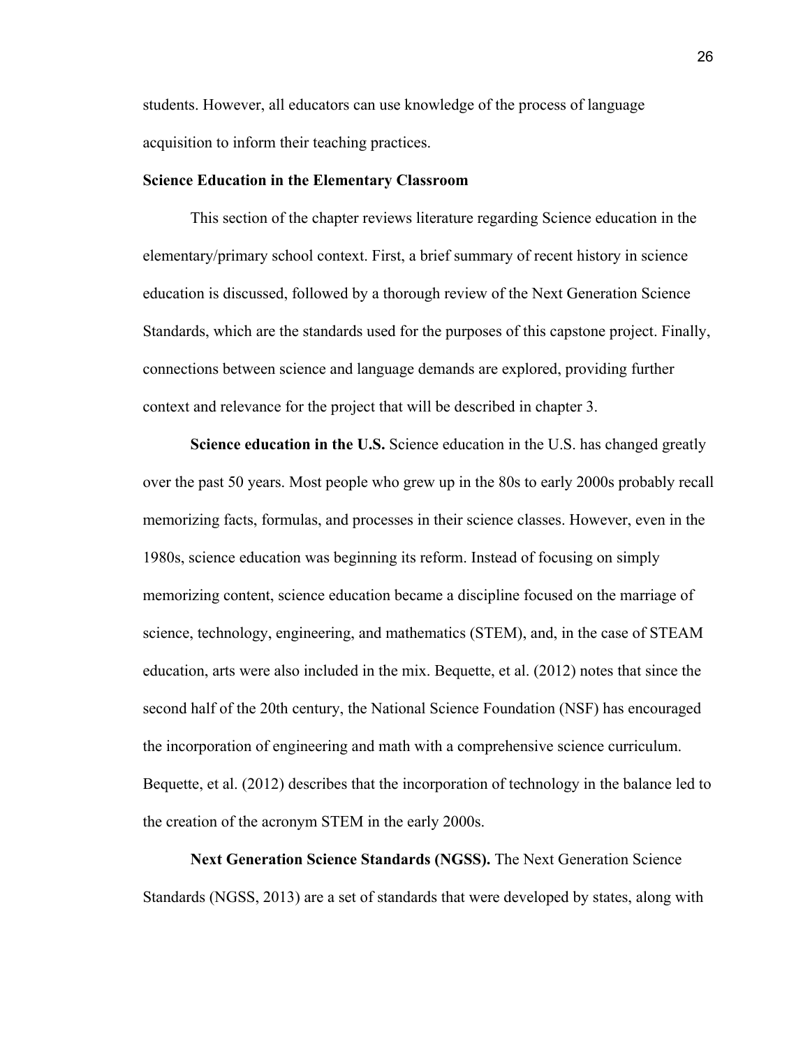students. However, all educators can use knowledge of the process of language acquisition to inform their teaching practices.

## Science Education in the Elementary Classroom

This section of the chapter reviews literature regarding Science education in the elementary/primary school context. First, a brief summary of recent history in science education is discussed, followed by a thorough review of the Next Generation Science Standards, which are the standards used for the purposes of this capstone project. Finally, connections between science and language demands are explored, providing further context and relevance for the project that will be described in chapter 3.

**Science education in the U.S.** Science education in the U.S. has changed greatly over the past 50 years. Most people who grew up in the 80s to early 2000s probably recall memorizing facts, formulas, and processes in their science classes. However, even in the 1980s, science education was beginning its reform. Instead of focusing on simply memorizing content, science education became a discipline focused on the marriage of science, technology, engineering, and mathematics (STEM), and, in the case of STEAM education, arts were also included in the mix. Bequette, et al. (2012) notes that since the second half of the 20th century, the National Science Foundation (NSF) has encouraged the incorporation of engineering and math with a comprehensive science curriculum. Bequette, et al. (2012) describes that the incorporation of technology in the balance led to the creation of the acronym STEM in the early 2000s.

**Next Generation Science Standards (NGSS).** The Next Generation Science Standards (NGSS, 2013) are a set of standards that were developed by states, along with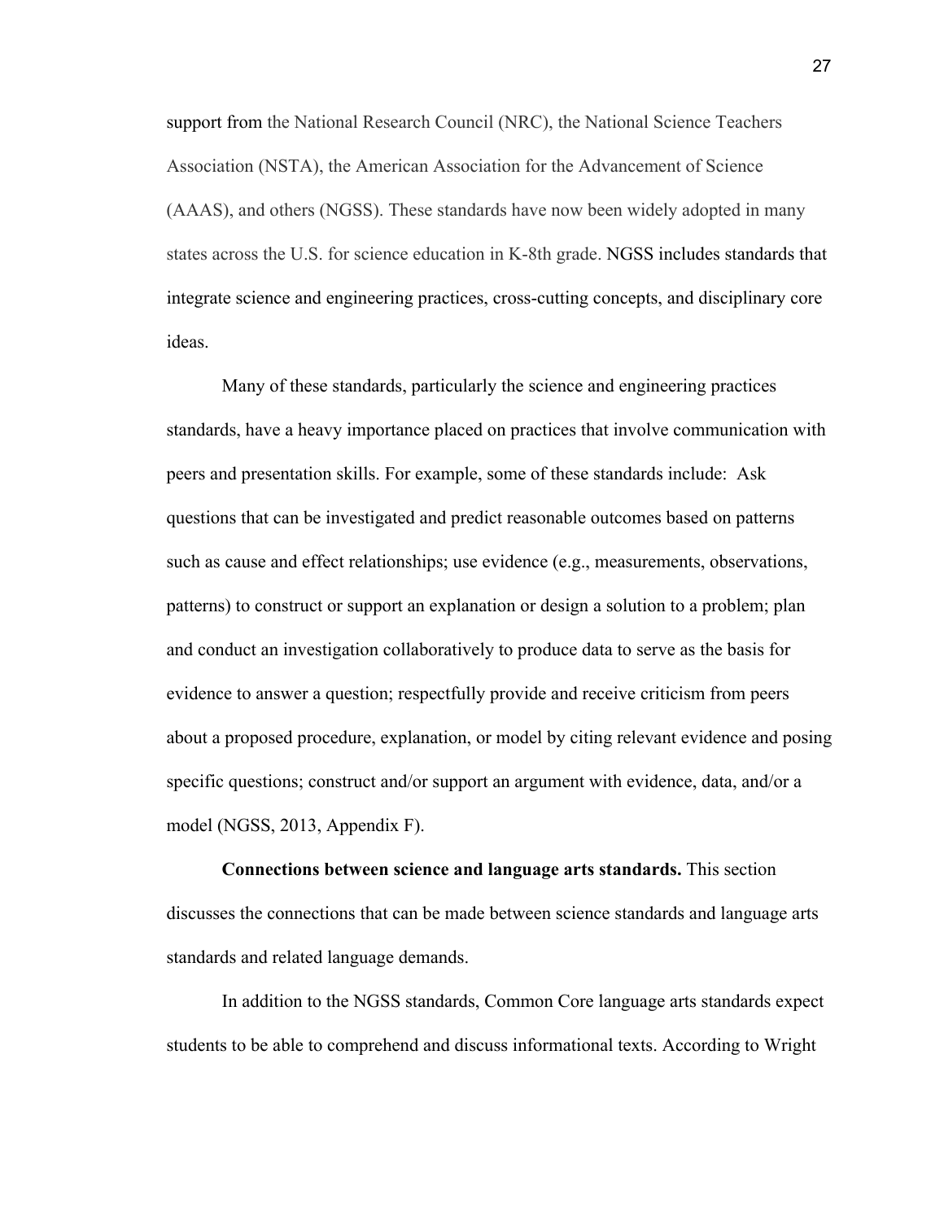support from the National Research Council (NRC), the National Science Teachers Association (NSTA), the American Association for the Advancement of Science (AAAS), and others (NGSS). These standards have now been widely adopted in many states across the U.S. for science education in K-8th grade. NGSS includes standards that integrate science and engineering practices, cross-cutting concepts, and disciplinary core ideas.

Many of these standards, particularly the science and engineering practices standards, have a heavy importance placed on practices that involve communication with peers and presentation skills. For example, some of these standards include: Ask questions that can be investigated and predict reasonable outcomes based on patterns such as cause and effect relationships; use evidence (e.g., measurements, observations, patterns) to construct or support an explanation or design a solution to a problem; plan and conduct an investigation collaboratively to produce data to serve as the basis for evidence to answer a question; respectfully provide and receive criticism from peers about a proposed procedure, explanation, or model by citing relevant evidence and posing specific questions; construct and/or support an argument with evidence, data, and/or a model (NGSS, 2013, Appendix F).

**Connections between science and language arts standards.** This section discusses the connections that can be made between science standards and language arts standards and related language demands.

In addition to the NGSS standards, Common Core language arts standards expect students to be able to comprehend and discuss informational texts. According to Wright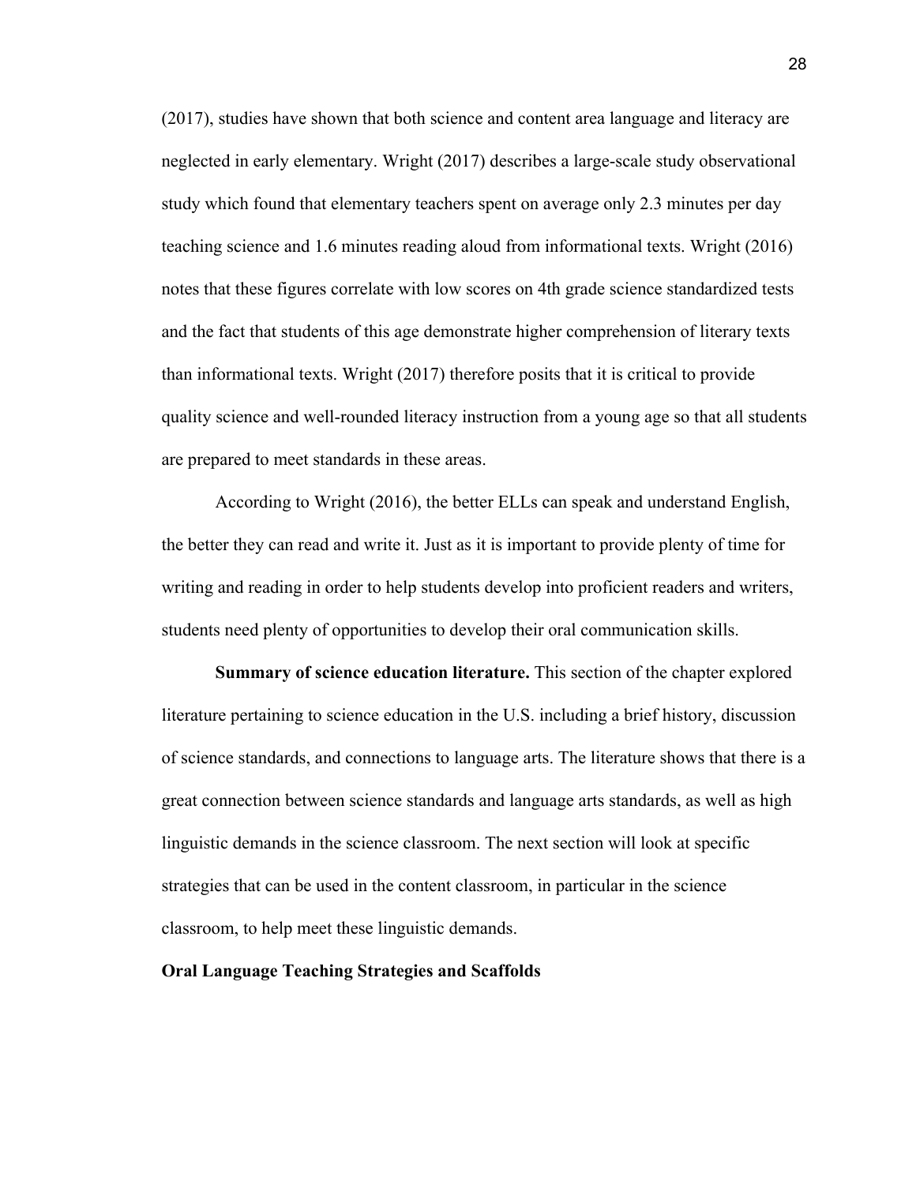(2017), studies have shown that both science and content area language and literacy are neglected in early elementary. Wright (2017) describes a large-scale study observational study which found that elementary teachers spent on average only 2.3 minutes per day teaching science and 1.6 minutes reading aloud from informational texts. Wright (2016) notes that these figures correlate with low scores on 4th grade science standardized tests and the fact that students of this age demonstrate higher comprehension of literary texts than informational texts. Wright (2017) therefore posits that it is critical to provide quality science and well-rounded literacy instruction from a young age so that all students are prepared to meet standards in these areas.

According to Wright (2016), the better ELLs can speak and understand English, the better they can read and write it. Just as it is important to provide plenty of time for writing and reading in order to help students develop into proficient readers and writers, students need plenty of opportunities to develop their oral communication skills.

**Summary of science education literature.** This section of the chapter explored literature pertaining to science education in the U.S. including a brief history, discussion of science standards, and connections to language arts. The literature shows that there is a great connection between science standards and language arts standards, as well as high linguistic demands in the science classroom. The next section will look at specific strategies that can be used in the content classroom, in particular in the science classroom, to help meet these linguistic demands.

## Oral Language Teaching Strategies and Scaffolds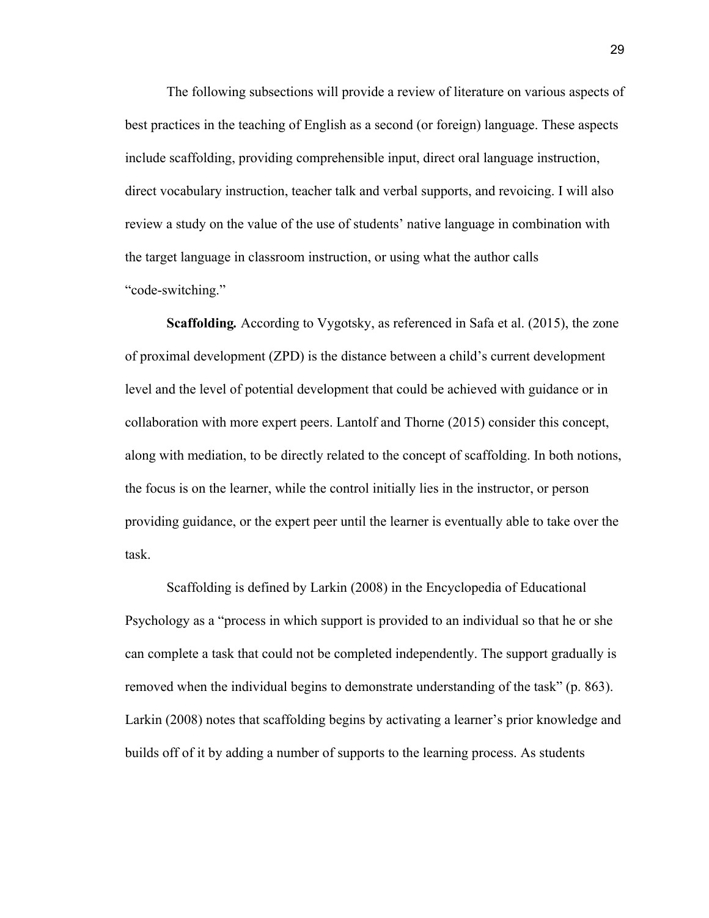The following subsections will provide a review of literature on various aspects of best practices in the teaching of English as a second (or foreign) language. These aspects include scaffolding, providing comprehensible input, direct oral language instruction, direct vocabulary instruction, teacher talk and verbal supports, and revoicing. I will also review a study on the value of the use of students' native language in combination with the target language in classroom instruction, or using what the author calls "code-switching."

**Scaffolding.** According to Vygotsky, as referenced in Safa et al. (2015), the zone of proximal development (ZPD) is the distance between a child's current development level and the level of potential development that could be achieved with guidance or in collaboration with more expert peers. Lantolf and Thorne (2015) consider this concept, along with mediation, to be directly related to the concept of scaffolding. In both notions, the focus is on the learner, while the control initially lies in the instructor, or person providing guidance, or the expert peer until the learner is eventually able to take over the task.

Scaffolding is defined by Larkin (2008) in the Encyclopedia of Educational Psychology as a "process in which support is provided to an individual so that he or she can complete a task that could not be completed independently. The support gradually is removed when the individual begins to demonstrate understanding of the task" (p. 863). Larkin (2008) notes that scaffolding begins by activating a learner's prior knowledge and builds off of it by adding a number of supports to the learning process. As students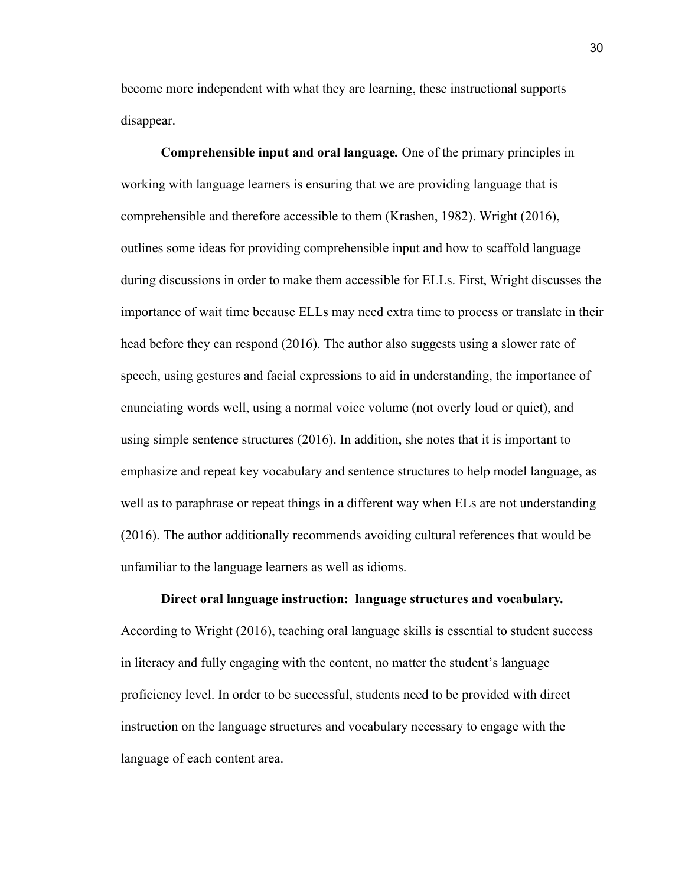become more independent with what they are learning, these instructional supports disappear.

**Comprehensible input and oral language.** One of the primary principles in working with language learners is ensuring that we are providing language that is comprehensible and therefore accessible to them (Krashen, 1982). Wright (2016), outlines some ideas for providing comprehensible input and how to scaffold language during discussions in order to make them accessible for ELLs. First, Wright discusses the importance of wait time because ELLs may need extra time to process or translate in their head before they can respond (2016). The author also suggests using a slower rate of speech, using gestures and facial expressions to aid in understanding, the importance of enunciating words well, using a normal voice volume (not overly loud or quiet), and using simple sentence structures (2016). In addition, she notes that it is important to emphasize and repeat key vocabulary and sentence structures to help model language, as well as to paraphrase or repeat things in a different way when ELs are not understanding (2016). The author additionally recommends avoiding cultural references that would be unfamiliar to the language learners as well as idioms.

**Direct oral language instruction: language structures and vocabulary.** According to Wright (2016), teaching oral language skills is essential to student success in literacy and fully engaging with the content, no matter the student's language proficiency level. In order to be successful, students need to be provided with direct instruction on the language structures and vocabulary necessary to engage with the language of each content area.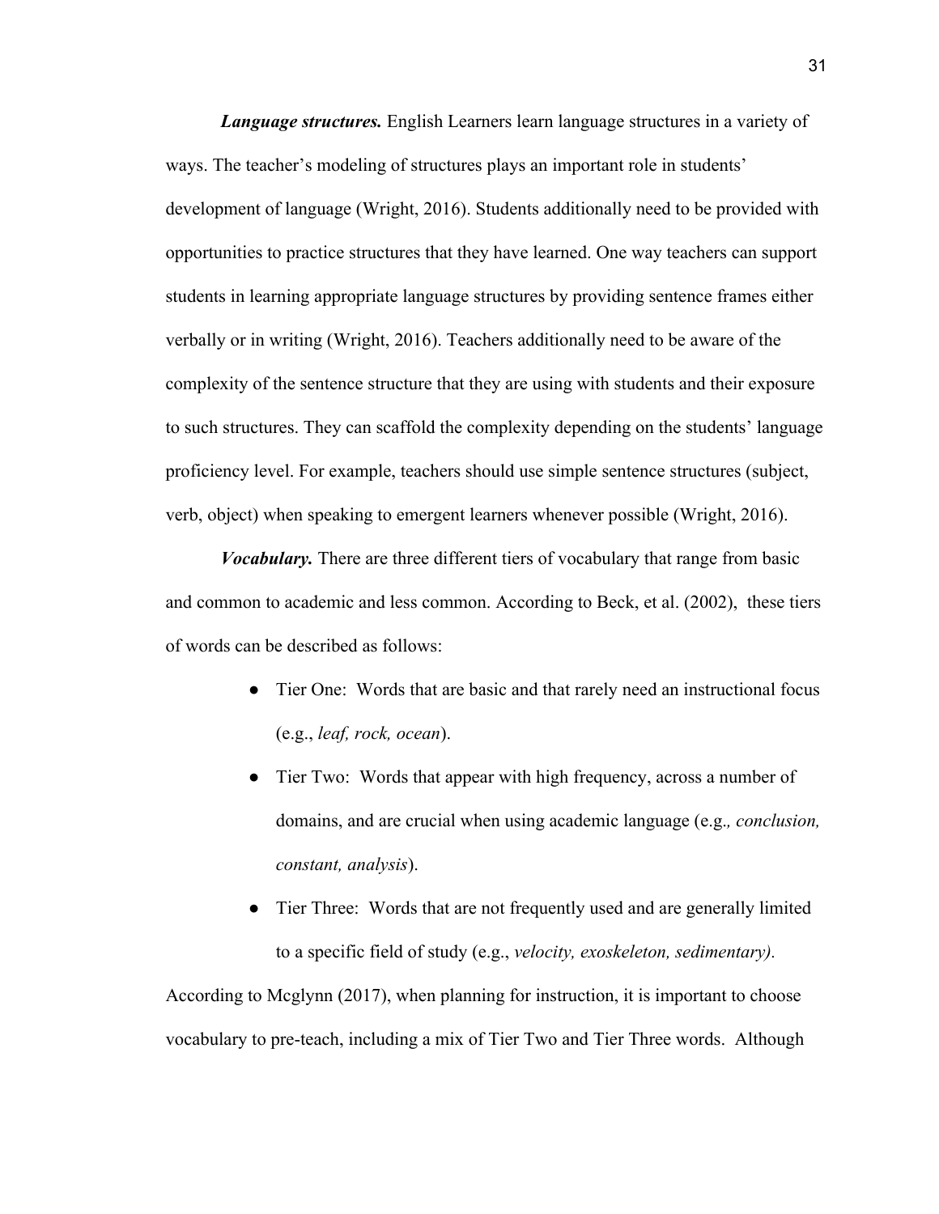***Language structures.*** English Learners learn language structures in a variety of ways. The teacher's modeling of structures plays an important role in students' development of language (Wright, 2016). Students additionally need to be provided with opportunities to practice structures that they have learned. One way teachers can support students in learning appropriate language structures by providing sentence frames either verbally or in writing (Wright, 2016). Teachers additionally need to be aware of the complexity of the sentence structure that they are using with students and their exposure to such structures. They can scaffold the complexity depending on the students' language proficiency level. For example, teachers should use simple sentence structures (subject, verb, object) when speaking to emergent learners whenever possible (Wright, 2016).

***Vocabulary.*** There are three different tiers of vocabulary that range from basic and common to academic and less common. According to Beck, et al. (2002), these tiers of words can be described as follows:

- Tier One: Words that are basic and that rarely need an instructional focus (e.g., *leaf, rock, ocean*).
- Tier Two: Words that appear with high frequency, across a number of domains, and are crucial when using academic language (e.g.*, conclusion, constant, analysis*).
- Tier Three: Words that are not frequently used and are generally limited to a specific field of study (e.g., *velocity, exoskeleton, sedimentary).*

According to Mcglynn (2017), when planning for instruction, it is important to choose vocabulary to pre-teach, including a mix of Tier Two and Tier Three words. Although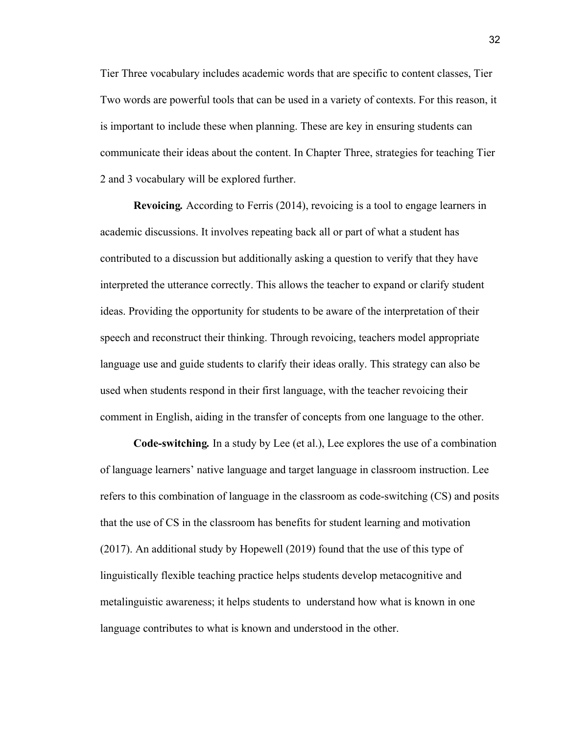Tier Three vocabulary includes academic words that are specific to content classes, Tier Two words are powerful tools that can be used in a variety of contexts. For this reason, it is important to include these when planning. These are key in ensuring students can communicate their ideas about the content. In Chapter Three, strategies for teaching Tier 2 and 3 vocabulary will be explored further.

**Revoicing.** According to Ferris (2014), revoicing is a tool to engage learners in academic discussions. It involves repeating back all or part of what a student has contributed to a discussion but additionally asking a question to verify that they have interpreted the utterance correctly. This allows the teacher to expand or clarify student ideas. Providing the opportunity for students to be aware of the interpretation of their speech and reconstruct their thinking. Through revoicing, teachers model appropriate language use and guide students to clarify their ideas orally. This strategy can also be used when students respond in their first language, with the teacher revoicing their comment in English, aiding in the transfer of concepts from one language to the other.

**Code-switching.** In a study by Lee (et al.), Lee explores the use of a combination of language learners' native language and target language in classroom instruction. Lee refers to this combination of language in the classroom as code-switching (CS) and posits that the use of CS in the classroom has benefits for student learning and motivation (2017). An additional study by Hopewell (2019) found that the use of this type of linguistically flexible teaching practice helps students develop metacognitive and metalinguistic awareness; it helps students to understand how what is known in one language contributes to what is known and understood in the other.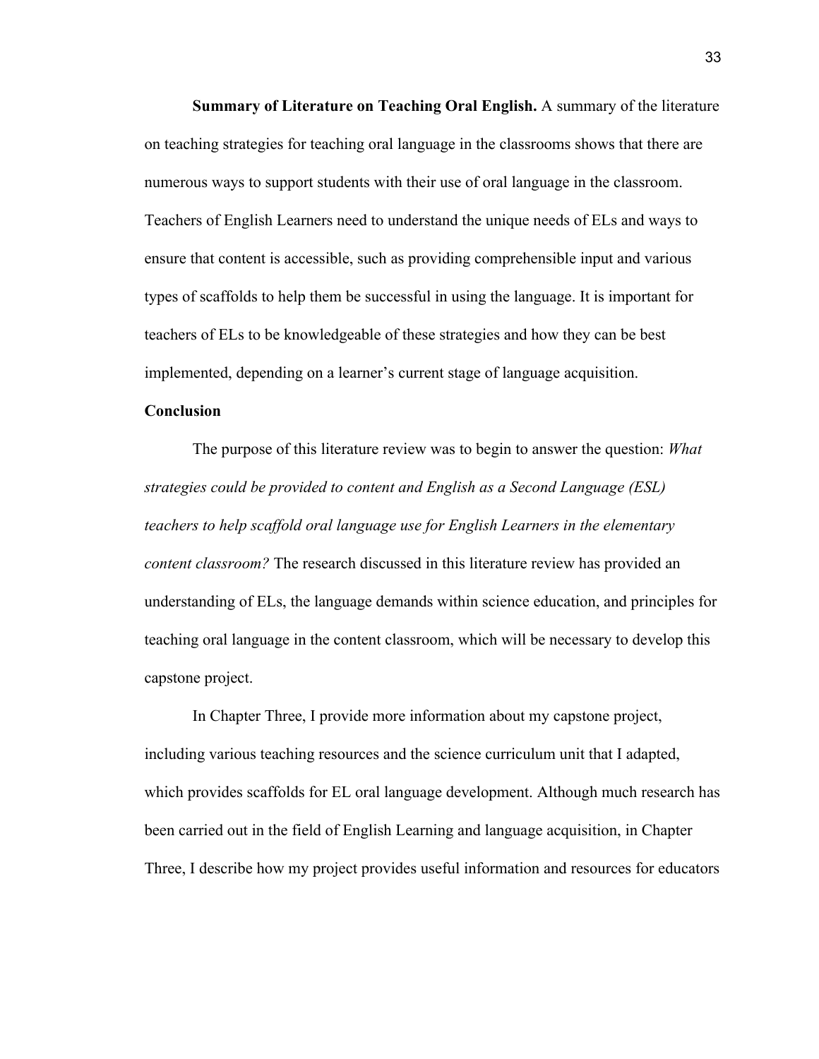**Summary of Literature on Teaching Oral English.** A summary of the literature on teaching strategies for teaching oral language in the classrooms shows that there are numerous ways to support students with their use of oral language in the classroom. Teachers of English Learners need to understand the unique needs of ELs and ways to ensure that content is accessible, such as providing comprehensible input and various types of scaffolds to help them be successful in using the language. It is important for teachers of ELs to be knowledgeable of these strategies and how they can be best implemented, depending on a learner's current stage of language acquisition.

## Conclusion

The purpose of this literature review was to begin to answer the question: *What strategies could be provided to content and English as a Second Language (ESL) teachers to help scaffold oral language use for English Learners in the elementary content classroom?* The research discussed in this literature review has provided an understanding of ELs, the language demands within science education, and principles for teaching oral language in the content classroom, which will be necessary to develop this capstone project.

In Chapter Three, I provide more information about my capstone project, including various teaching resources and the science curriculum unit that I adapted, which provides scaffolds for EL oral language development. Although much research has been carried out in the field of English Learning and language acquisition, in Chapter Three, I describe how my project provides useful information and resources for educators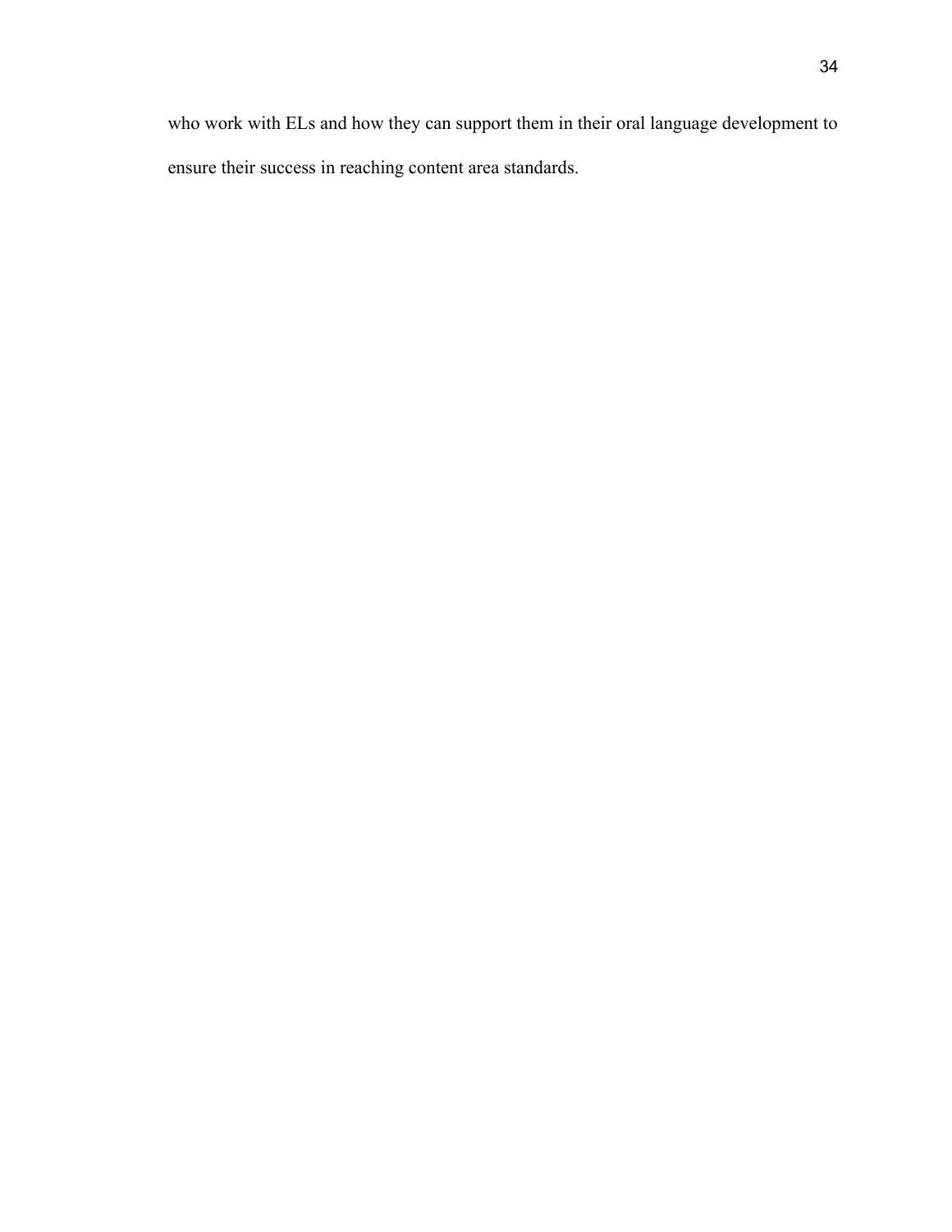who work with ELs and how they can support them in their oral language development to ensure their success in reaching content area standards.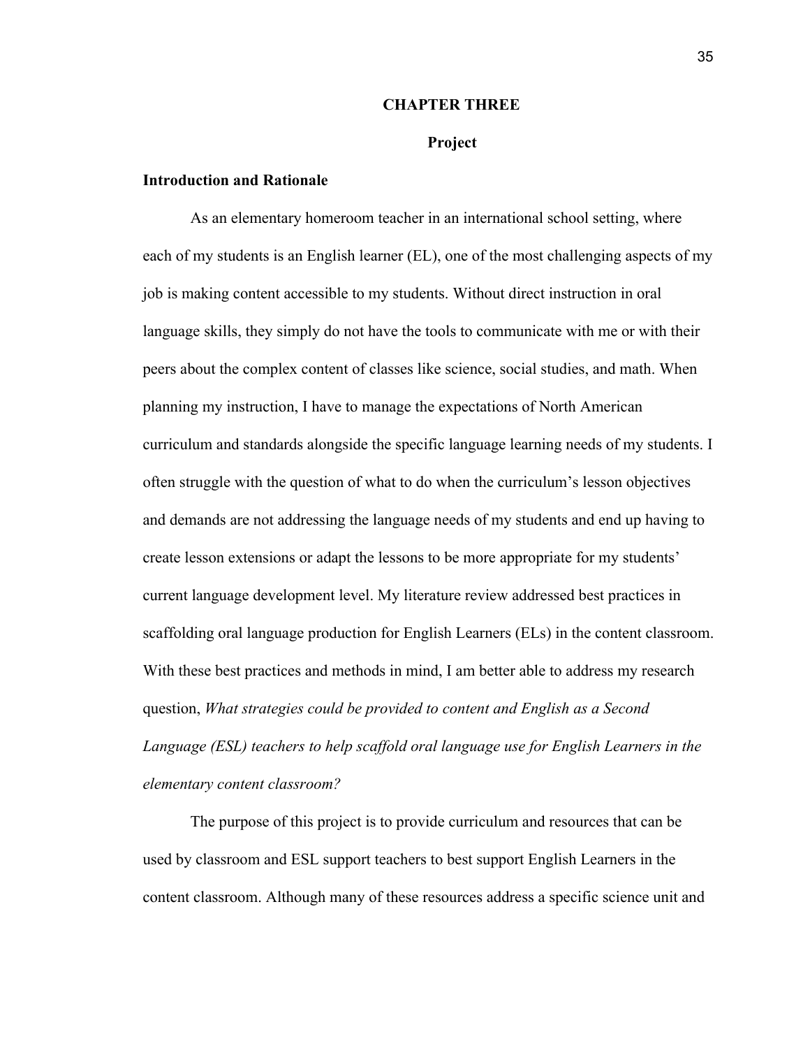# CHAPTER THREE

## Project

### Introduction and Rationale

As an elementary homeroom teacher in an international school setting, where each of my students is an English learner (EL), one of the most challenging aspects of my job is making content accessible to my students. Without direct instruction in oral language skills, they simply do not have the tools to communicate with me or with their peers about the complex content of classes like science, social studies, and math. When planning my instruction, I have to manage the expectations of North American curriculum and standards alongside the specific language learning needs of my students. I often struggle with the question of what to do when the curriculum's lesson objectives and demands are not addressing the language needs of my students and end up having to create lesson extensions or adapt the lessons to be more appropriate for my students' current language development level. My literature review addressed best practices in scaffolding oral language production for English Learners (ELs) in the content classroom. With these best practices and methods in mind, I am better able to address my research question, *What strategies could be provided to content and English as a Second Language (ESL) teachers to help scaffold oral language use for English Learners in the elementary content classroom?*

The purpose of this project is to provide curriculum and resources that can be used by classroom and ESL support teachers to best support English Learners in the content classroom. Although many of these resources address a specific science unit and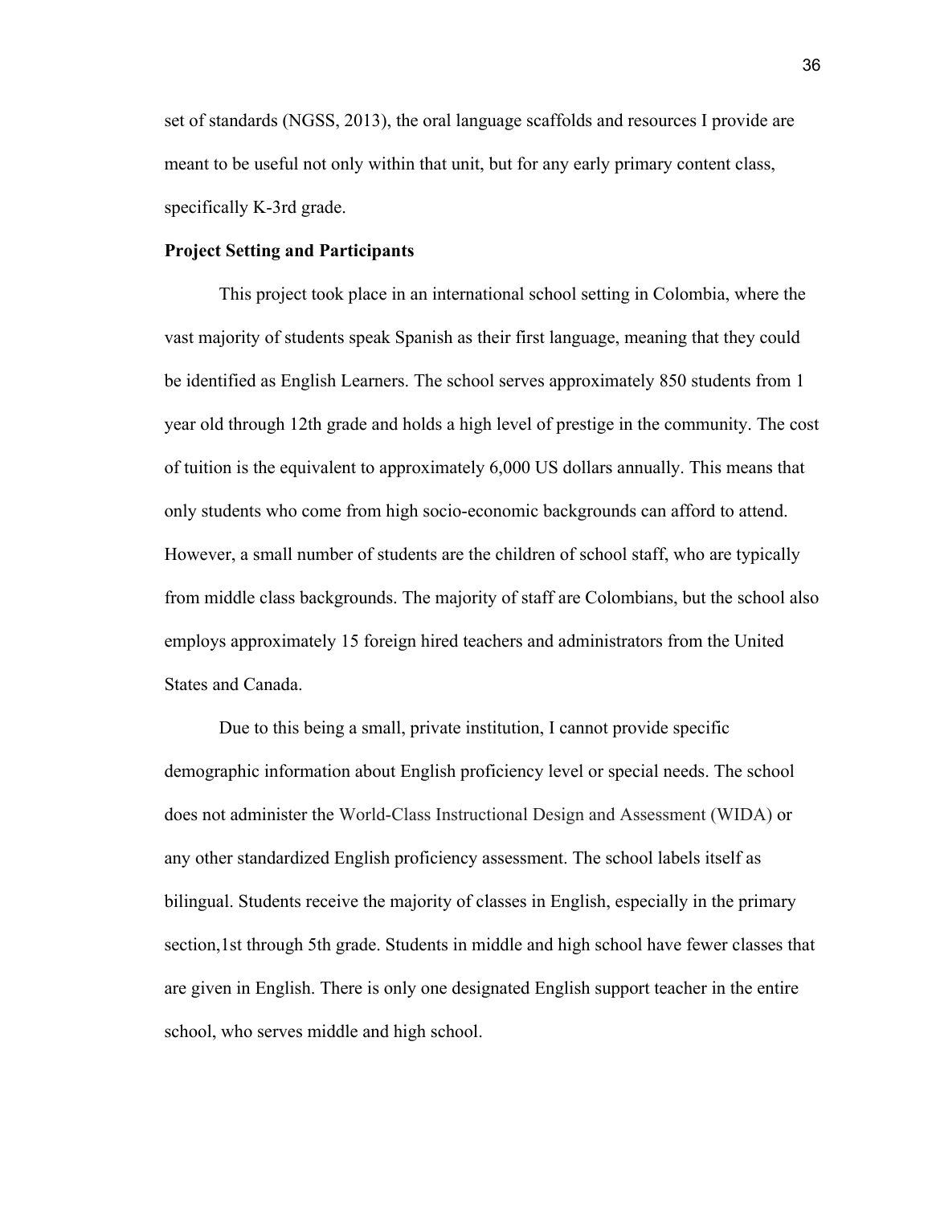set of standards (NGSS, 2013), the oral language scaffolds and resources I provide are meant to be useful not only within that unit, but for any early primary content class, specifically K-3rd grade.

**Project Setting and Participants**

This project took place in an international school setting in Colombia, where the vast majority of students speak Spanish as their first language, meaning that they could be identified as English Learners. The school serves approximately 850 students from 1 year old through 12th grade and holds a high level of prestige in the community. The cost of tuition is the equivalent to approximately 6,000 US dollars annually. This means that only students who come from high socio-economic backgrounds can afford to attend. However, a small number of students are the children of school staff, who are typically from middle class backgrounds. The majority of staff are Colombians, but the school also employs approximately 15 foreign hired teachers and administrators from the United States and Canada.

Due to this being a small, private institution, I cannot provide specific demographic information about English proficiency level or special needs. The school does not administer the World-Class Instructional Design and Assessment (WIDA) or any other standardized English proficiency assessment. The school labels itself as bilingual. Students receive the majority of classes in English, especially in the primary section,1st through 5th grade. Students in middle and high school have fewer classes that are given in English. There is only one designated English support teacher in the entire school, who serves middle and high school.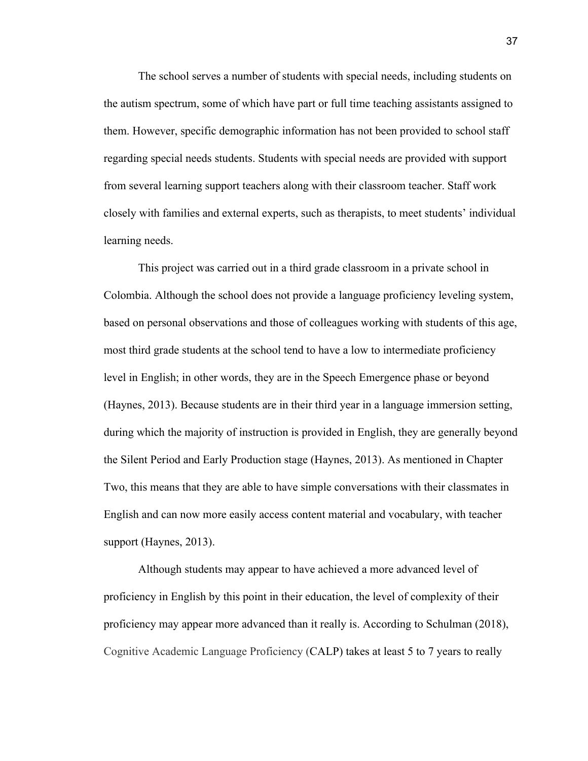The school serves a number of students with special needs, including students on the autism spectrum, some of which have part or full time teaching assistants assigned to them. However, specific demographic information has not been provided to school staff regarding special needs students. Students with special needs are provided with support from several learning support teachers along with their classroom teacher. Staff work closely with families and external experts, such as therapists, to meet students' individual learning needs.

This project was carried out in a third grade classroom in a private school in Colombia. Although the school does not provide a language proficiency leveling system, based on personal observations and those of colleagues working with students of this age, most third grade students at the school tend to have a low to intermediate proficiency level in English; in other words, they are in the Speech Emergence phase or beyond (Haynes, 2013). Because students are in their third year in a language immersion setting, during which the majority of instruction is provided in English, they are generally beyond the Silent Period and Early Production stage (Haynes, 2013). As mentioned in Chapter Two, this means that they are able to have simple conversations with their classmates in English and can now more easily access content material and vocabulary, with teacher support (Haynes, 2013).

Although students may appear to have achieved a more advanced level of proficiency in English by this point in their education, the level of complexity of their proficiency may appear more advanced than it really is. According to Schulman (2018), Cognitive Academic Language Proficiency (CALP) takes at least 5 to 7 years to really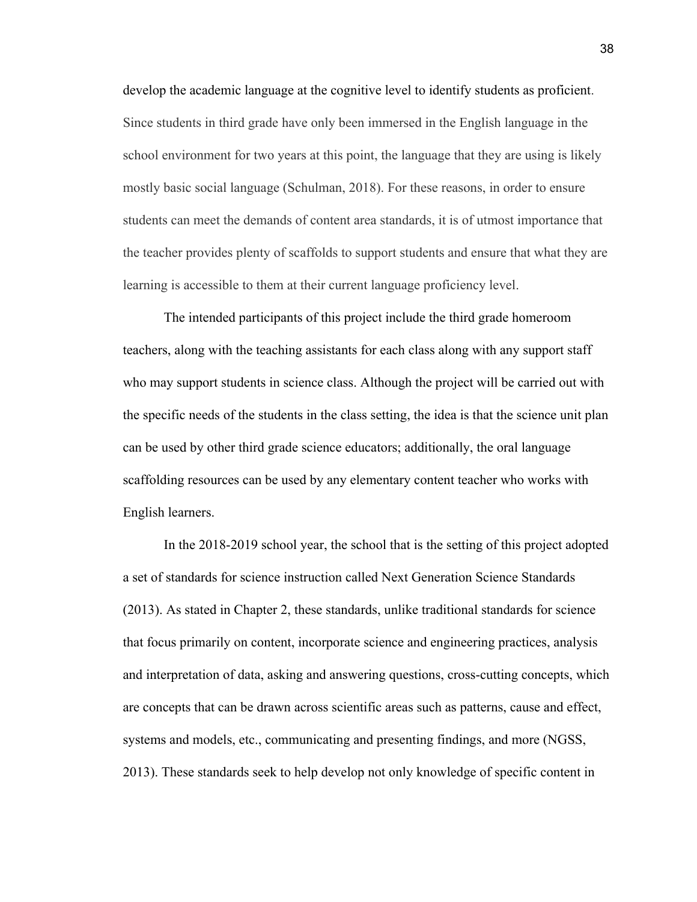develop the academic language at the cognitive level to identify students as proficient. Since students in third grade have only been immersed in the English language in the school environment for two years at this point, the language that they are using is likely mostly basic social language (Schulman, 2018). For these reasons, in order to ensure students can meet the demands of content area standards, it is of utmost importance that the teacher provides plenty of scaffolds to support students and ensure that what they are learning is accessible to them at their current language proficiency level.

The intended participants of this project include the third grade homeroom teachers, along with the teaching assistants for each class along with any support staff who may support students in science class. Although the project will be carried out with the specific needs of the students in the class setting, the idea is that the science unit plan can be used by other third grade science educators; additionally, the oral language scaffolding resources can be used by any elementary content teacher who works with English learners.

In the 2018-2019 school year, the school that is the setting of this project adopted a set of standards for science instruction called Next Generation Science Standards (2013). As stated in Chapter 2, these standards, unlike traditional standards for science that focus primarily on content, incorporate science and engineering practices, analysis and interpretation of data, asking and answering questions, cross-cutting concepts, which are concepts that can be drawn across scientific areas such as patterns, cause and effect, systems and models, etc., communicating and presenting findings, and more (NGSS, 2013). These standards seek to help develop not only knowledge of specific content in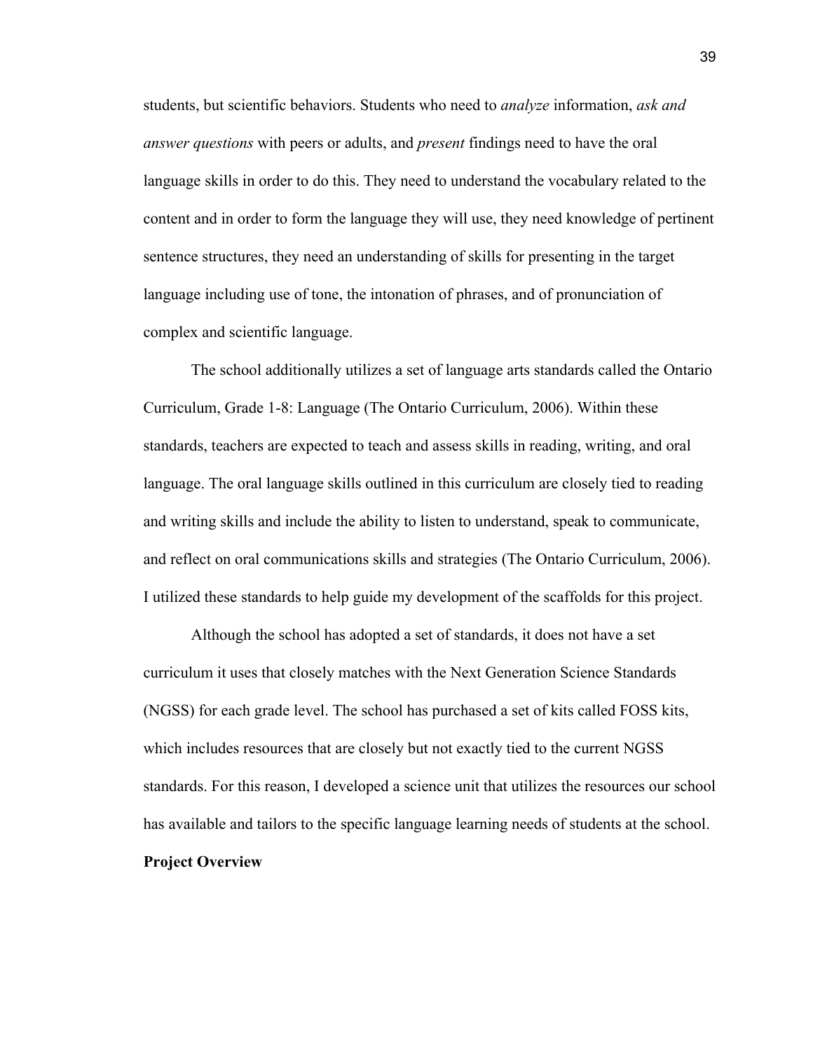students, but scientific behaviors. Students who need to *analyze* information, *ask and answer questions* with peers or adults, and *present* findings need to have the oral language skills in order to do this. They need to understand the vocabulary related to the content and in order to form the language they will use, they need knowledge of pertinent sentence structures, they need an understanding of skills for presenting in the target language including use of tone, the intonation of phrases, and of pronunciation of complex and scientific language.

The school additionally utilizes a set of language arts standards called the Ontario Curriculum, Grade 1-8: Language (The Ontario Curriculum, 2006). Within these standards, teachers are expected to teach and assess skills in reading, writing, and oral language. The oral language skills outlined in this curriculum are closely tied to reading and writing skills and include the ability to listen to understand, speak to communicate, and reflect on oral communications skills and strategies (The Ontario Curriculum, 2006). I utilized these standards to help guide my development of the scaffolds for this project.

Although the school has adopted a set of standards, it does not have a set curriculum it uses that closely matches with the Next Generation Science Standards (NGSS) for each grade level. The school has purchased a set of kits called FOSS kits, which includes resources that are closely but not exactly tied to the current NGSS standards. For this reason, I developed a science unit that utilizes the resources our school has available and tailors to the specific language learning needs of students at the school.

**Project Overview**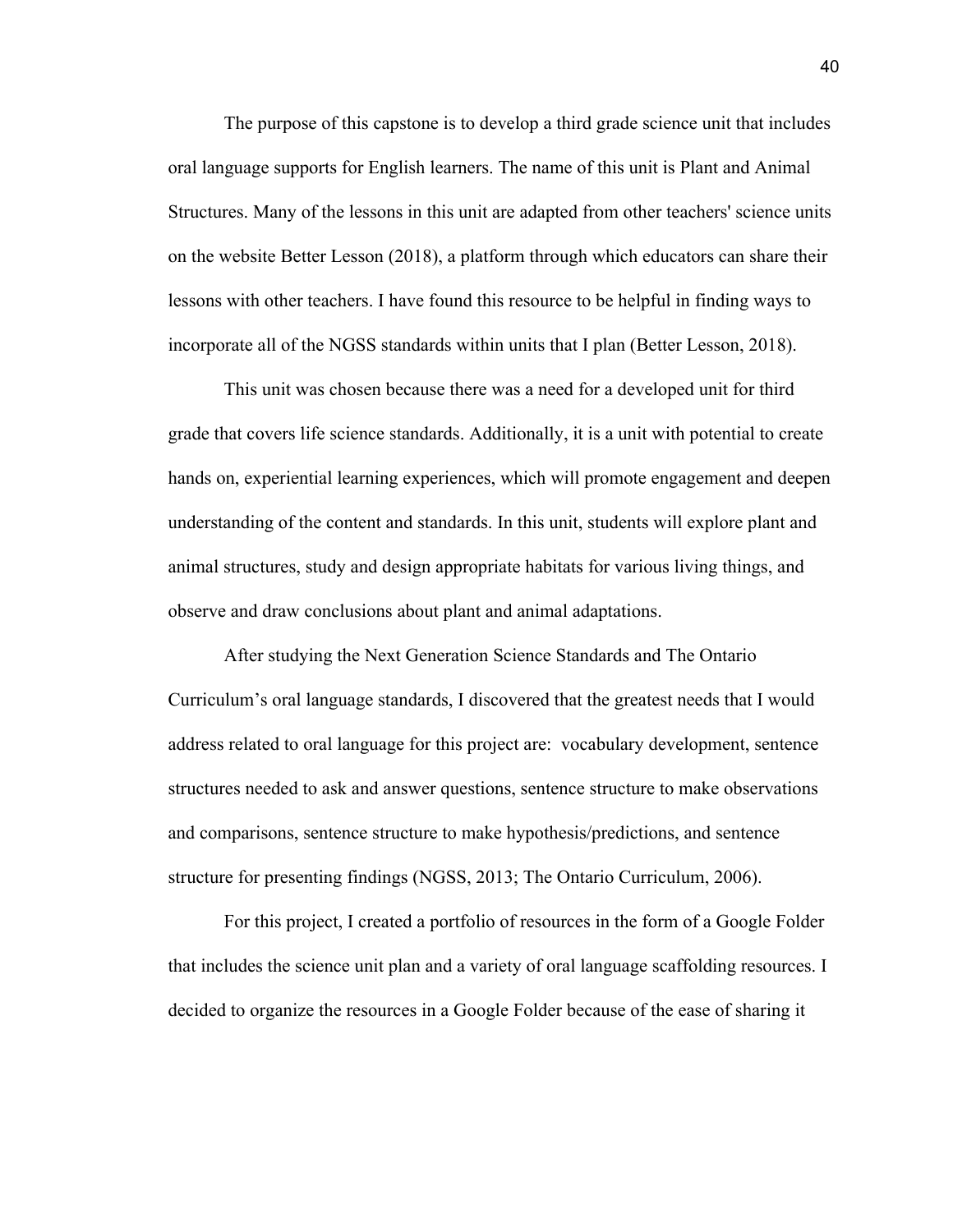The purpose of this capstone is to develop a third grade science unit that includes oral language supports for English learners. The name of this unit is Plant and Animal Structures. Many of the lessons in this unit are adapted from other teachers' science units on the website Better Lesson (2018), a platform through which educators can share their lessons with other teachers. I have found this resource to be helpful in finding ways to incorporate all of the NGSS standards within units that I plan (Better Lesson, 2018).

This unit was chosen because there was a need for a developed unit for third grade that covers life science standards. Additionally, it is a unit with potential to create hands on, experiential learning experiences, which will promote engagement and deepen understanding of the content and standards. In this unit, students will explore plant and animal structures, study and design appropriate habitats for various living things, and observe and draw conclusions about plant and animal adaptations.

After studying the Next Generation Science Standards and The Ontario Curriculum's oral language standards, I discovered that the greatest needs that I would address related to oral language for this project are:  vocabulary development, sentence structures needed to ask and answer questions, sentence structure to make observations and comparisons, sentence structure to make hypothesis/predictions, and sentence structure for presenting findings (NGSS, 2013; The Ontario Curriculum, 2006).

For this project, I created a portfolio of resources in the form of a Google Folder that includes the science unit plan and a variety of oral language scaffolding resources. I decided to organize the resources in a Google Folder because of the ease of sharing it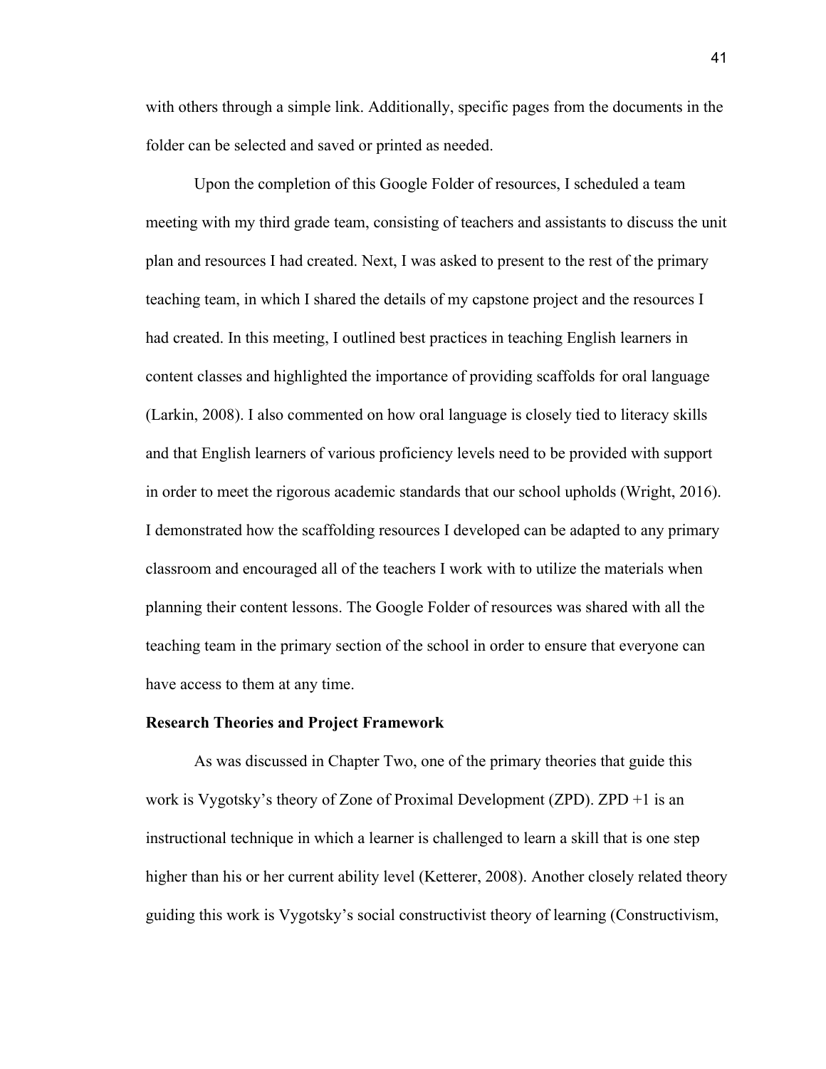with others through a simple link. Additionally, specific pages from the documents in the folder can be selected and saved or printed as needed.

Upon the completion of this Google Folder of resources, I scheduled a team meeting with my third grade team, consisting of teachers and assistants to discuss the unit plan and resources I had created. Next, I was asked to present to the rest of the primary teaching team, in which I shared the details of my capstone project and the resources I had created. In this meeting, I outlined best practices in teaching English learners in content classes and highlighted the importance of providing scaffolds for oral language (Larkin, 2008). I also commented on how oral language is closely tied to literacy skills and that English learners of various proficiency levels need to be provided with support in order to meet the rigorous academic standards that our school upholds (Wright, 2016). I demonstrated how the scaffolding resources I developed can be adapted to any primary classroom and encouraged all of the teachers I work with to utilize the materials when planning their content lessons. The Google Folder of resources was shared with all the teaching team in the primary section of the school in order to ensure that everyone can have access to them at any time.

**Research Theories and Project Framework**

As was discussed in Chapter Two, one of the primary theories that guide this work is Vygotsky's theory of Zone of Proximal Development (ZPD). ZPD +1 is an instructional technique in which a learner is challenged to learn a skill that is one step higher than his or her current ability level (Ketterer, 2008). Another closely related theory guiding this work is Vygotsky's social constructivist theory of learning (Constructivism,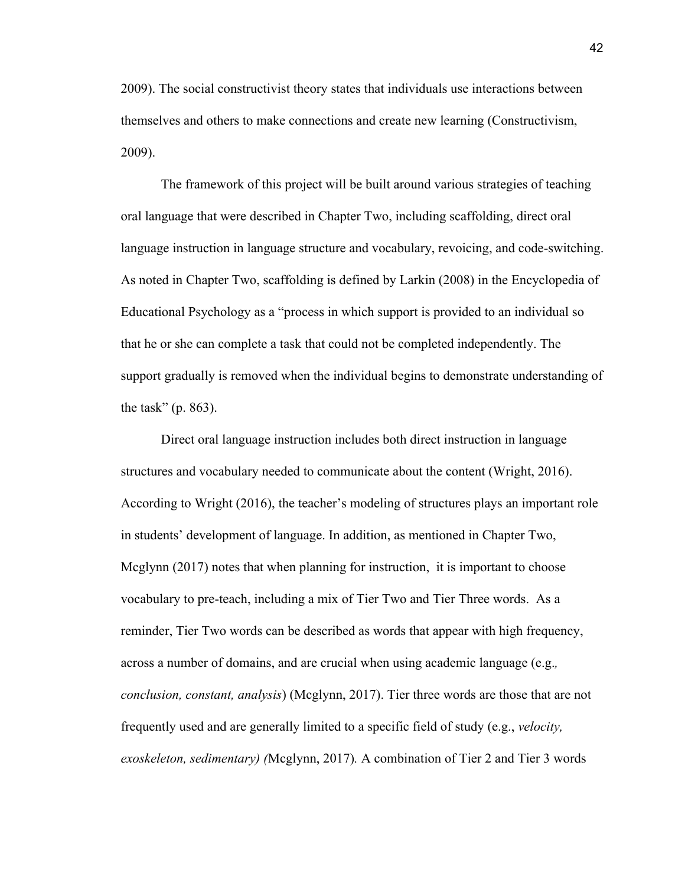2009). The social constructivist theory states that individuals use interactions between themselves and others to make connections and create new learning (Constructivism, 2009).

The framework of this project will be built around various strategies of teaching oral language that were described in Chapter Two, including scaffolding, direct oral language instruction in language structure and vocabulary, revoicing, and code-switching. As noted in Chapter Two, scaffolding is defined by Larkin (2008) in the Encyclopedia of Educational Psychology as a "process in which support is provided to an individual so that he or she can complete a task that could not be completed independently. The support gradually is removed when the individual begins to demonstrate understanding of the task" (p. 863).

Direct oral language instruction includes both direct instruction in language structures and vocabulary needed to communicate about the content (Wright, 2016). According to Wright (2016), the teacher's modeling of structures plays an important role in students' development of language. In addition, as mentioned in Chapter Two, Mcglynn (2017) notes that when planning for instruction, it is important to choose vocabulary to pre-teach, including a mix of Tier Two and Tier Three words. As a reminder, Tier Two words can be described as words that appear with high frequency, across a number of domains, and are crucial when using academic language (e.g., *conclusion, constant, analysis*) (Mcglynn, 2017). Tier three words are those that are not frequently used and are generally limited to a specific field of study (e.g., *velocity, exoskeleton, sedimentary) (*Mcglynn, 2017). A combination of Tier 2 and Tier 3 words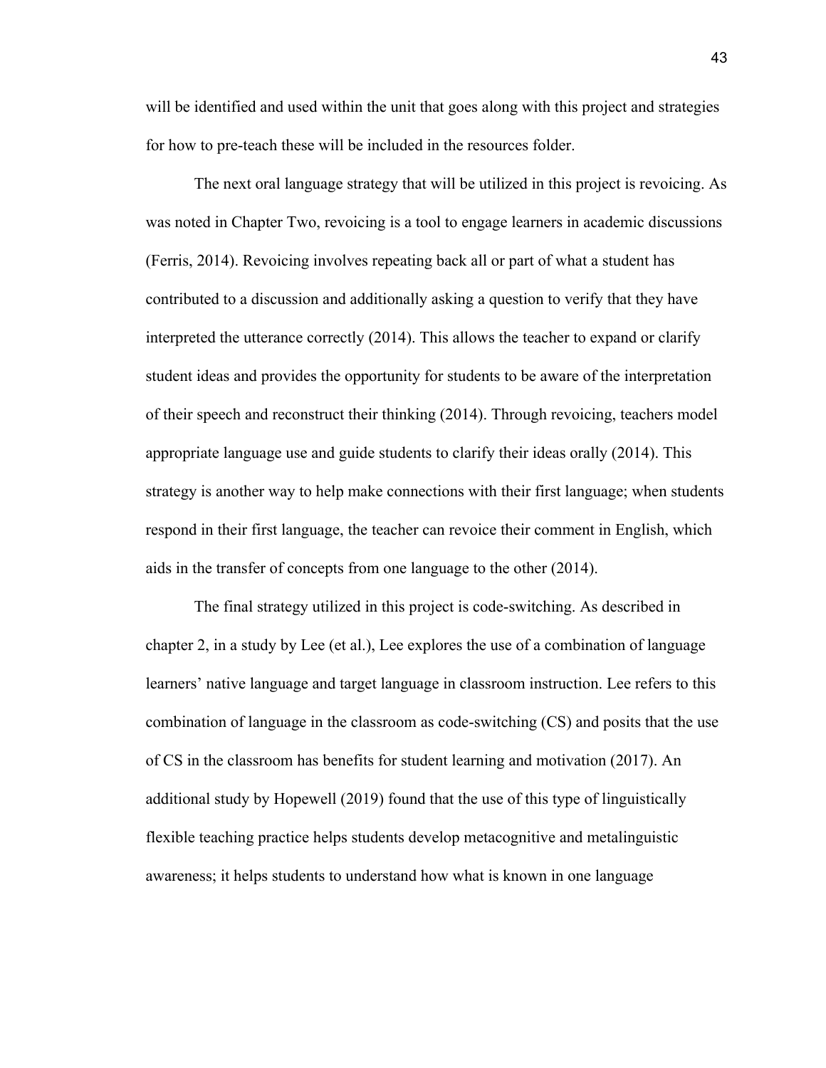will be identified and used within the unit that goes along with this project and strategies for how to pre-teach these will be included in the resources folder.

The next oral language strategy that will be utilized in this project is revoicing. As was noted in Chapter Two, revoicing is a tool to engage learners in academic discussions (Ferris, 2014). Revoicing involves repeating back all or part of what a student has contributed to a discussion and additionally asking a question to verify that they have interpreted the utterance correctly (2014). This allows the teacher to expand or clarify student ideas and provides the opportunity for students to be aware of the interpretation of their speech and reconstruct their thinking (2014). Through revoicing, teachers model appropriate language use and guide students to clarify their ideas orally (2014). This strategy is another way to help make connections with their first language; when students respond in their first language, the teacher can revoice their comment in English, which aids in the transfer of concepts from one language to the other (2014).

The final strategy utilized in this project is code-switching. As described in chapter 2, in a study by Lee (et al.), Lee explores the use of a combination of language learners' native language and target language in classroom instruction. Lee refers to this combination of language in the classroom as code-switching (CS) and posits that the use of CS in the classroom has benefits for student learning and motivation (2017). An additional study by Hopewell (2019) found that the use of this type of linguistically flexible teaching practice helps students develop metacognitive and metalinguistic awareness; it helps students to understand how what is known in one language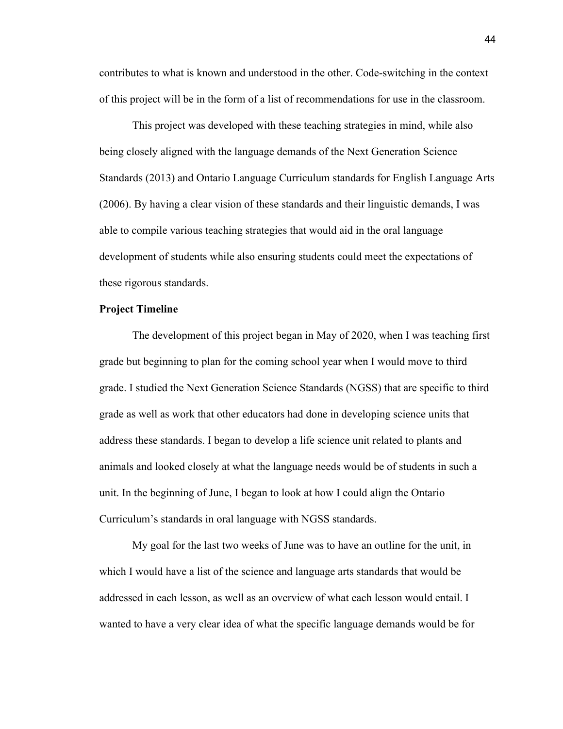contributes to what is known and understood in the other. Code-switching in the context of this project will be in the form of a list of recommendations for use in the classroom.

This project was developed with these teaching strategies in mind, while also being closely aligned with the language demands of the Next Generation Science Standards (2013) and Ontario Language Curriculum standards for English Language Arts (2006). By having a clear vision of these standards and their linguistic demands, I was able to compile various teaching strategies that would aid in the oral language development of students while also ensuring students could meet the expectations of these rigorous standards.

**Project Timeline**

The development of this project began in May of 2020, when I was teaching first grade but beginning to plan for the coming school year when I would move to third grade. I studied the Next Generation Science Standards (NGSS) that are specific to third grade as well as work that other educators had done in developing science units that address these standards. I began to develop a life science unit related to plants and animals and looked closely at what the language needs would be of students in such a unit. In the beginning of June, I began to look at how I could align the Ontario Curriculum's standards in oral language with NGSS standards.

My goal for the last two weeks of June was to have an outline for the unit, in which I would have a list of the science and language arts standards that would be addressed in each lesson, as well as an overview of what each lesson would entail. I wanted to have a very clear idea of what the specific language demands would be for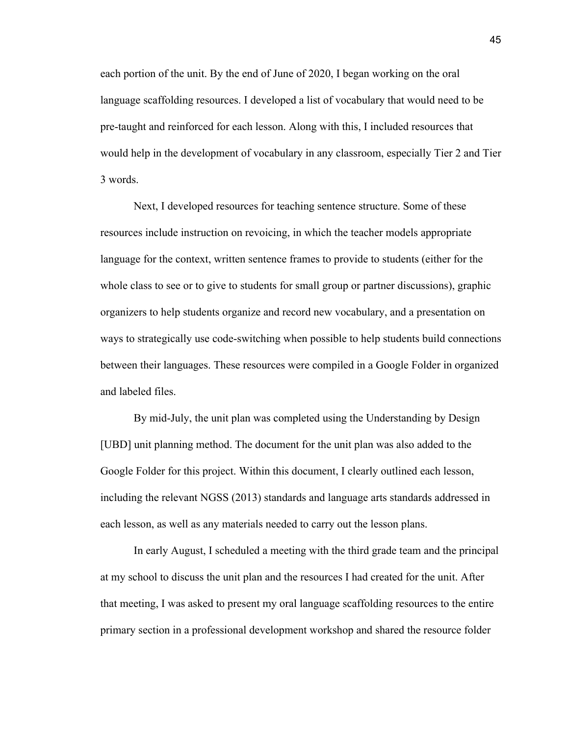each portion of the unit. By the end of June of 2020, I began working on the oral language scaffolding resources. I developed a list of vocabulary that would need to be pre-taught and reinforced for each lesson. Along with this, I included resources that would help in the development of vocabulary in any classroom, especially Tier 2 and Tier 3 words.

Next, I developed resources for teaching sentence structure. Some of these resources include instruction on revoicing, in which the teacher models appropriate language for the context, written sentence frames to provide to students (either for the whole class to see or to give to students for small group or partner discussions), graphic organizers to help students organize and record new vocabulary, and a presentation on ways to strategically use code-switching when possible to help students build connections between their languages. These resources were compiled in a Google Folder in organized and labeled files.

By mid-July, the unit plan was completed using the Understanding by Design [UBD] unit planning method. The document for the unit plan was also added to the Google Folder for this project. Within this document, I clearly outlined each lesson, including the relevant NGSS (2013) standards and language arts standards addressed in each lesson, as well as any materials needed to carry out the lesson plans.

In early August, I scheduled a meeting with the third grade team and the principal at my school to discuss the unit plan and the resources I had created for the unit. After that meeting, I was asked to present my oral language scaffolding resources to the entire primary section in a professional development workshop and shared the resource folder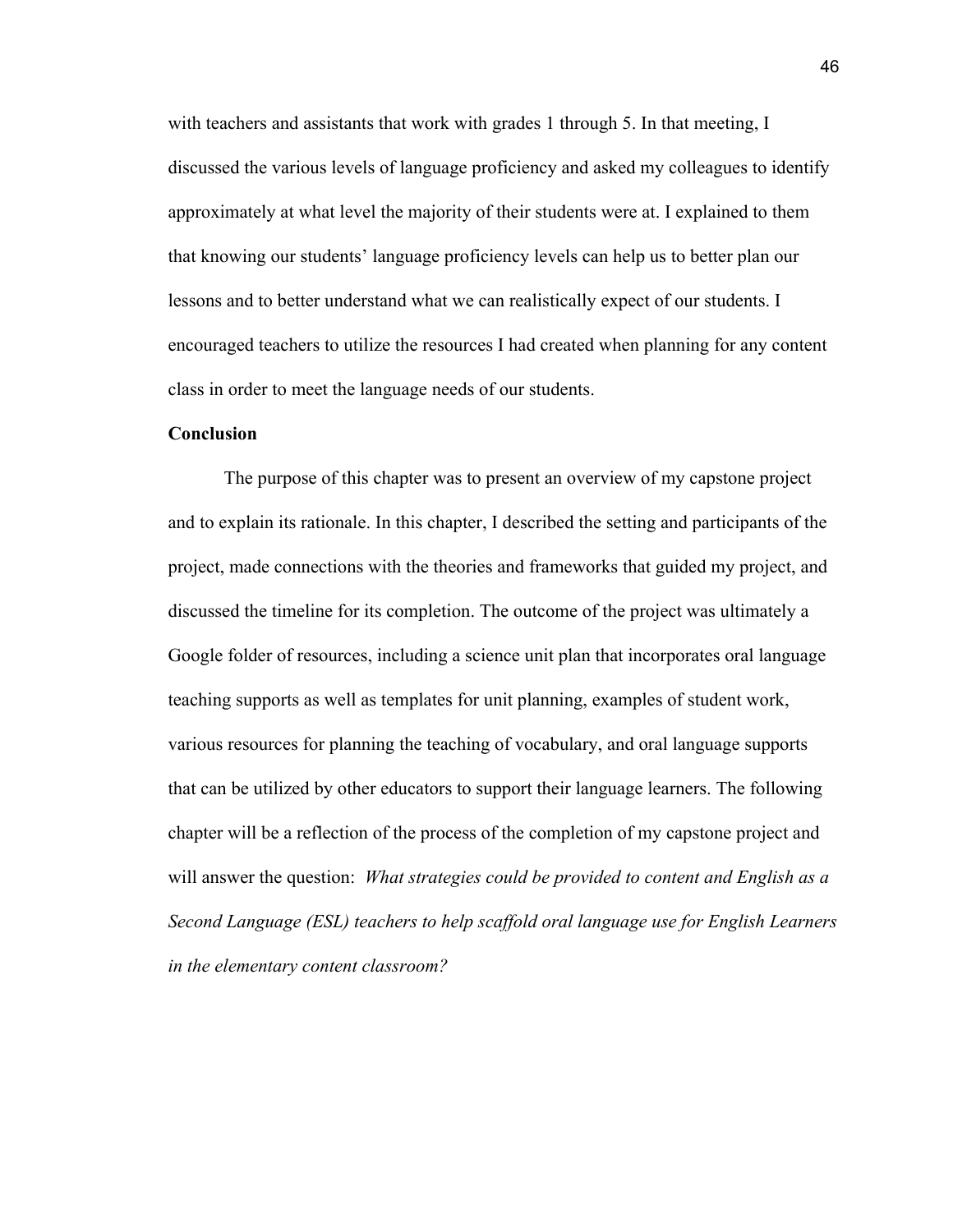with teachers and assistants that work with grades 1 through 5. In that meeting, I discussed the various levels of language proficiency and asked my colleagues to identify approximately at what level the majority of their students were at. I explained to them that knowing our students' language proficiency levels can help us to better plan our lessons and to better understand what we can realistically expect of our students. I encouraged teachers to utilize the resources I had created when planning for any content class in order to meet the language needs of our students.

**Conclusion**

The purpose of this chapter was to present an overview of my capstone project and to explain its rationale. In this chapter, I described the setting and participants of the project, made connections with the theories and frameworks that guided my project, and discussed the timeline for its completion. The outcome of the project was ultimately a Google folder of resources, including a science unit plan that incorporates oral language teaching supports as well as templates for unit planning, examples of student work, various resources for planning the teaching of vocabulary, and oral language supports that can be utilized by other educators to support their language learners. The following chapter will be a reflection of the process of the completion of my capstone project and will answer the question: *What strategies could be provided to content and English as a Second Language (ESL) teachers to help scaffold oral language use for English Learners in the elementary content classroom?*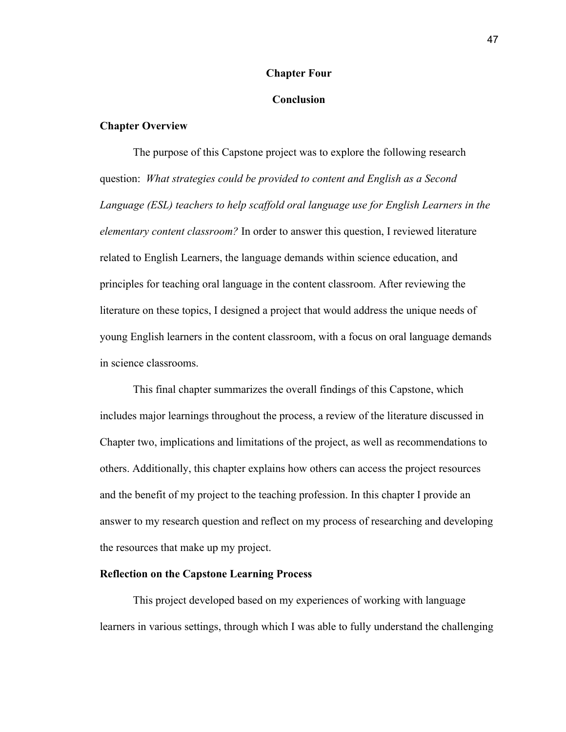# Chapter Four

# Conclusion

## Chapter Overview

The purpose of this Capstone project was to explore the following research question: *What strategies could be provided to content and English as a Second Language (ESL) teachers to help scaffold oral language use for English Learners in the elementary content classroom?* In order to answer this question, I reviewed literature related to English Learners, the language demands within science education, and principles for teaching oral language in the content classroom. After reviewing the literature on these topics, I designed a project that would address the unique needs of young English learners in the content classroom, with a focus on oral language demands in science classrooms.

This final chapter summarizes the overall findings of this Capstone, which includes major learnings throughout the process, a review of the literature discussed in Chapter two, implications and limitations of the project, as well as recommendations to others. Additionally, this chapter explains how others can access the project resources and the benefit of my project to the teaching profession. In this chapter I provide an answer to my research question and reflect on my process of researching and developing the resources that make up my project.

## Reflection on the Capstone Learning Process

This project developed based on my experiences of working with language learners in various settings, through which I was able to fully understand the challenging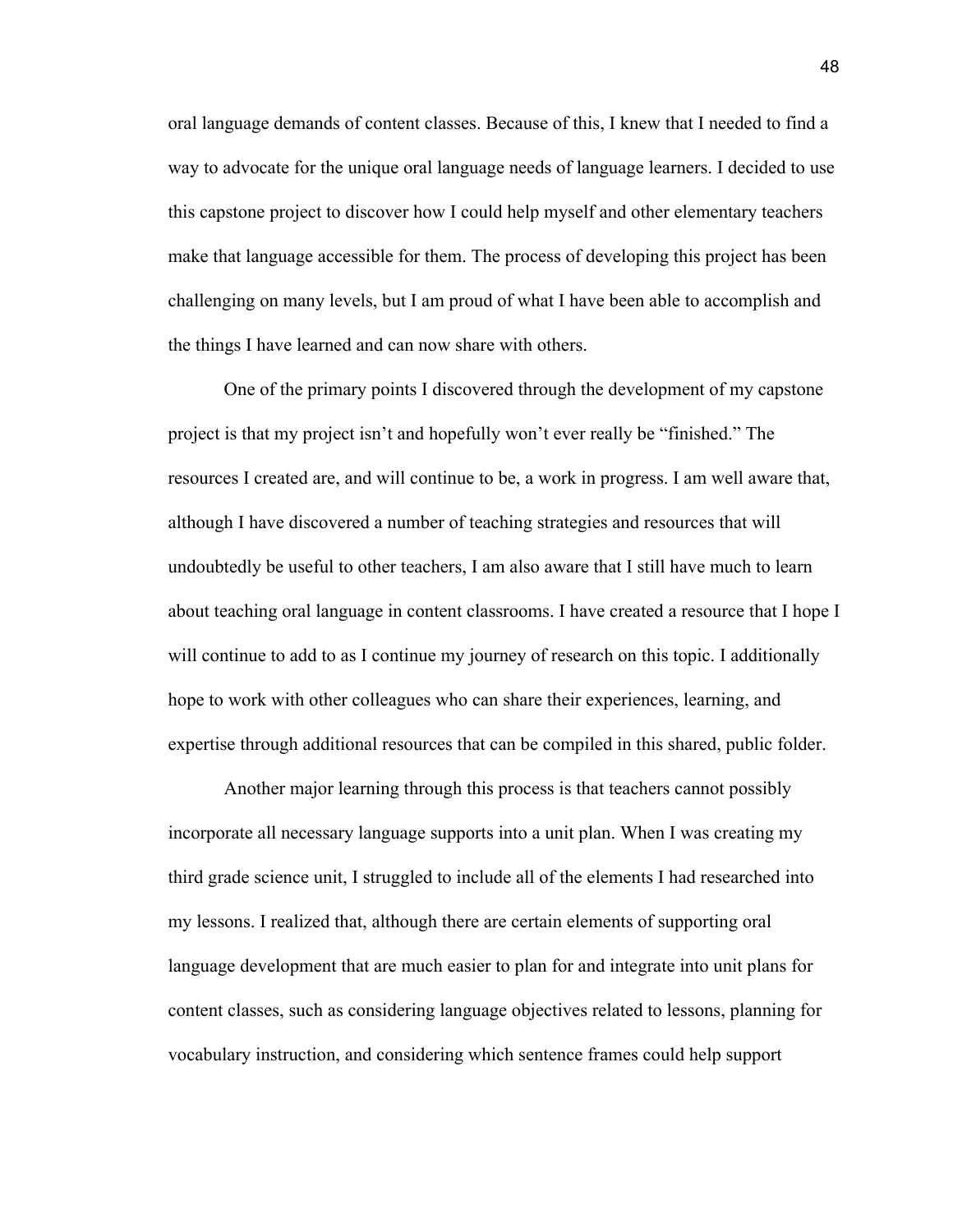oral language demands of content classes. Because of this, I knew that I needed to find a way to advocate for the unique oral language needs of language learners. I decided to use this capstone project to discover how I could help myself and other elementary teachers make that language accessible for them. The process of developing this project has been challenging on many levels, but I am proud of what I have been able to accomplish and the things I have learned and can now share with others.

One of the primary points I discovered through the development of my capstone project is that my project isn't and hopefully won't ever really be "finished." The resources I created are, and will continue to be, a work in progress. I am well aware that, although I have discovered a number of teaching strategies and resources that will undoubtedly be useful to other teachers, I am also aware that I still have much to learn about teaching oral language in content classrooms. I have created a resource that I hope I will continue to add to as I continue my journey of research on this topic. I additionally hope to work with other colleagues who can share their experiences, learning, and expertise through additional resources that can be compiled in this shared, public folder.

Another major learning through this process is that teachers cannot possibly incorporate all necessary language supports into a unit plan. When I was creating my third grade science unit, I struggled to include all of the elements I had researched into my lessons. I realized that, although there are certain elements of supporting oral language development that are much easier to plan for and integrate into unit plans for content classes, such as considering language objectives related to lessons, planning for vocabulary instruction, and considering which sentence frames could help support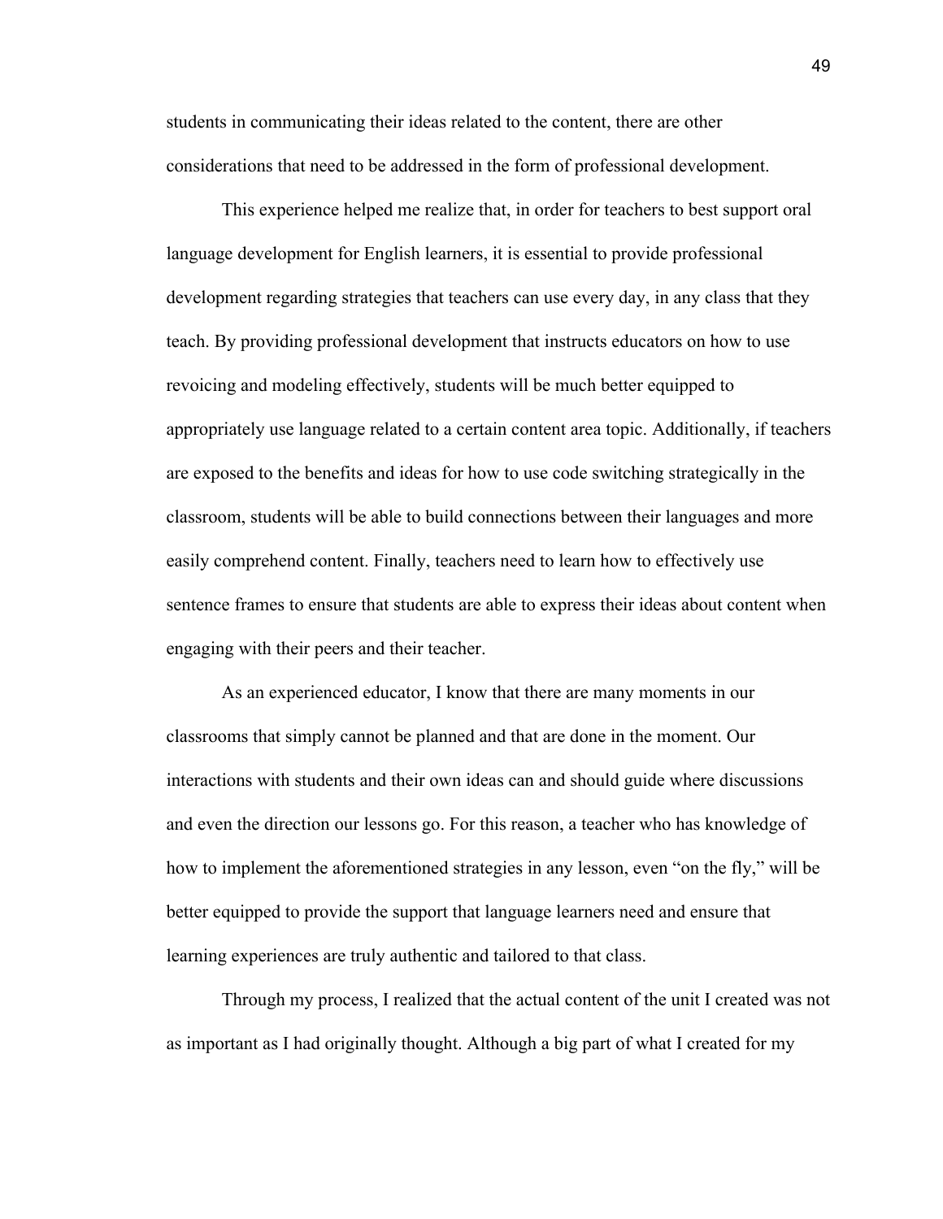students in communicating their ideas related to the content, there are other considerations that need to be addressed in the form of professional development.

This experience helped me realize that, in order for teachers to best support oral language development for English learners, it is essential to provide professional development regarding strategies that teachers can use every day, in any class that they teach. By providing professional development that instructs educators on how to use revoicing and modeling effectively, students will be much better equipped to appropriately use language related to a certain content area topic. Additionally, if teachers are exposed to the benefits and ideas for how to use code switching strategically in the classroom, students will be able to build connections between their languages and more easily comprehend content. Finally, teachers need to learn how to effectively use sentence frames to ensure that students are able to express their ideas about content when engaging with their peers and their teacher.

As an experienced educator, I know that there are many moments in our classrooms that simply cannot be planned and that are done in the moment. Our interactions with students and their own ideas can and should guide where discussions and even the direction our lessons go. For this reason, a teacher who has knowledge of how to implement the aforementioned strategies in any lesson, even "on the fly," will be better equipped to provide the support that language learners need and ensure that learning experiences are truly authentic and tailored to that class.

Through my process, I realized that the actual content of the unit I created was not as important as I had originally thought. Although a big part of what I created for my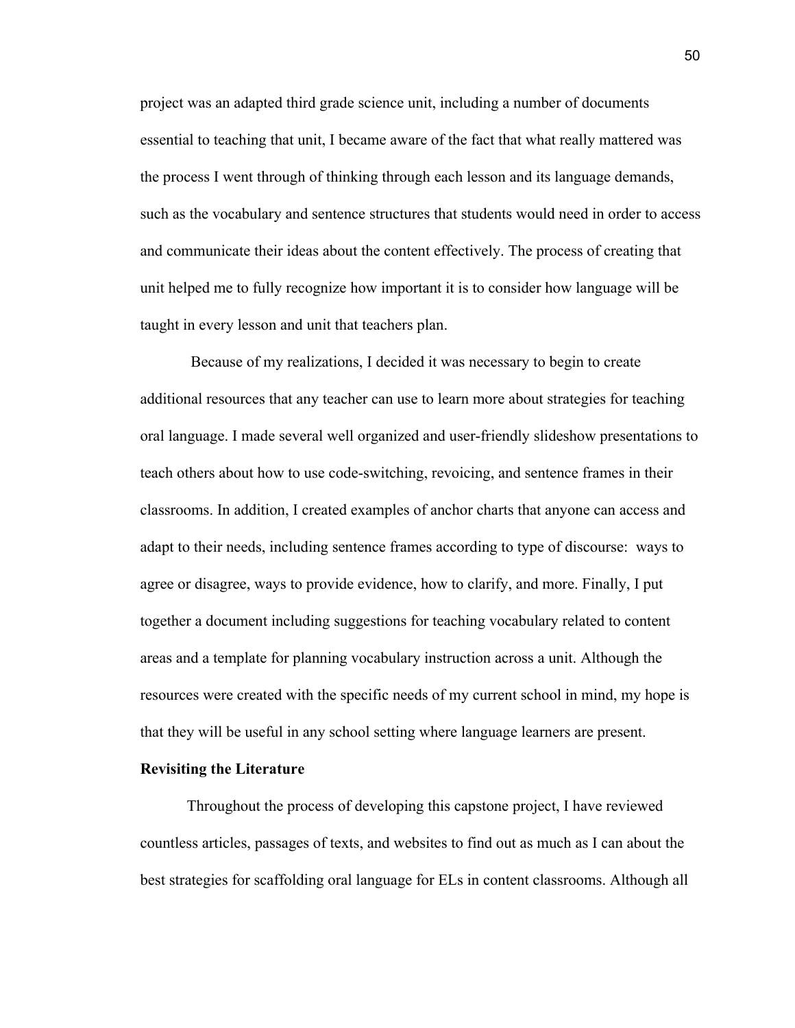project was an adapted third grade science unit, including a number of documents essential to teaching that unit, I became aware of the fact that what really mattered was the process I went through of thinking through each lesson and its language demands, such as the vocabulary and sentence structures that students would need in order to access and communicate their ideas about the content effectively. The process of creating that unit helped me to fully recognize how important it is to consider how language will be taught in every lesson and unit that teachers plan.

Because of my realizations, I decided it was necessary to begin to create additional resources that any teacher can use to learn more about strategies for teaching oral language. I made several well organized and user-friendly slideshow presentations to teach others about how to use code-switching, revoicing, and sentence frames in their classrooms. In addition, I created examples of anchor charts that anyone can access and adapt to their needs, including sentence frames according to type of discourse: ways to agree or disagree, ways to provide evidence, how to clarify, and more. Finally, I put together a document including suggestions for teaching vocabulary related to content areas and a template for planning vocabulary instruction across a unit. Although the resources were created with the specific needs of my current school in mind, my hope is that they will be useful in any school setting where language learners are present.

**Revisiting the Literature**

Throughout the process of developing this capstone project, I have reviewed countless articles, passages of texts, and websites to find out as much as I can about the best strategies for scaffolding oral language for ELs in content classrooms. Although all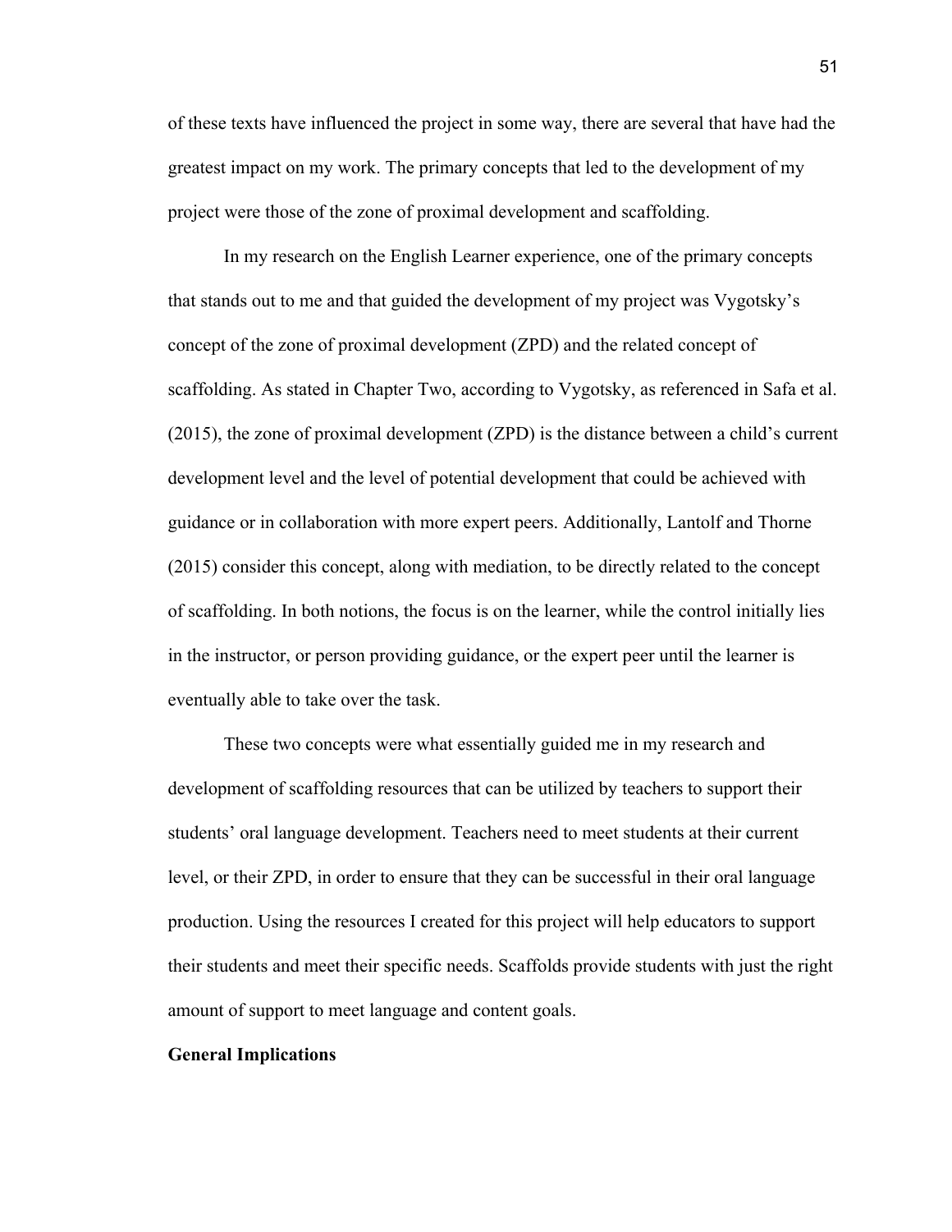of these texts have influenced the project in some way, there are several that have had the greatest impact on my work. The primary concepts that led to the development of my project were those of the zone of proximal development and scaffolding.

In my research on the English Learner experience, one of the primary concepts that stands out to me and that guided the development of my project was Vygotsky's concept of the zone of proximal development (ZPD) and the related concept of scaffolding. As stated in Chapter Two, according to Vygotsky, as referenced in Safa et al. (2015), the zone of proximal development (ZPD) is the distance between a child's current development level and the level of potential development that could be achieved with guidance or in collaboration with more expert peers. Additionally, Lantolf and Thorne (2015) consider this concept, along with mediation, to be directly related to the concept of scaffolding. In both notions, the focus is on the learner, while the control initially lies in the instructor, or person providing guidance, or the expert peer until the learner is eventually able to take over the task.

These two concepts were what essentially guided me in my research and development of scaffolding resources that can be utilized by teachers to support their students' oral language development. Teachers need to meet students at their current level, or their ZPD, in order to ensure that they can be successful in their oral language production. Using the resources I created for this project will help educators to support their students and meet their specific needs. Scaffolds provide students with just the right amount of support to meet language and content goals.

**General Implications**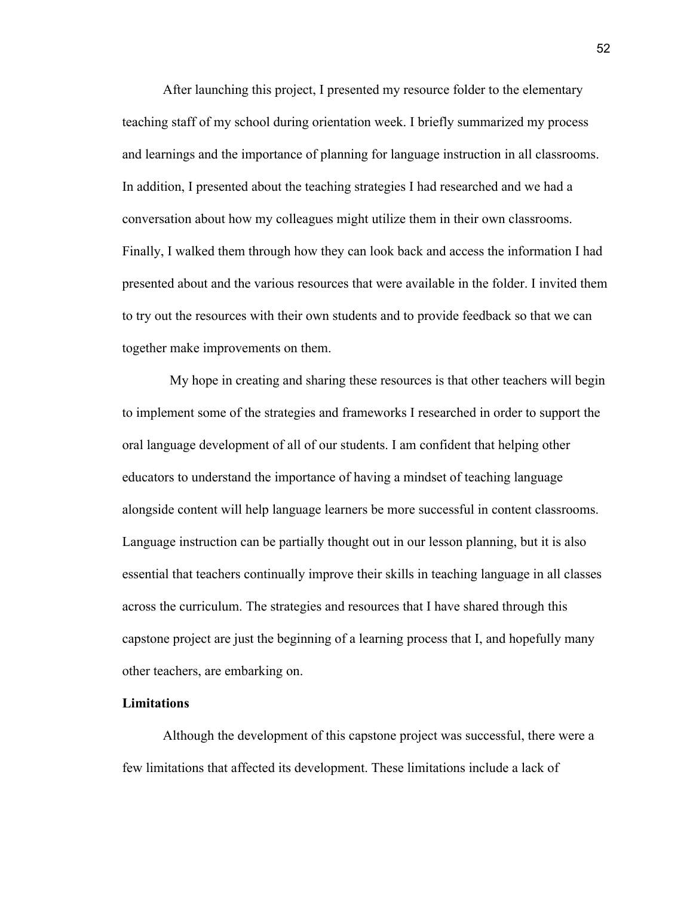After launching this project, I presented my resource folder to the elementary teaching staff of my school during orientation week. I briefly summarized my process and learnings and the importance of planning for language instruction in all classrooms. In addition, I presented about the teaching strategies I had researched and we had a conversation about how my colleagues might utilize them in their own classrooms. Finally, I walked them through how they can look back and access the information I had presented about and the various resources that were available in the folder. I invited them to try out the resources with their own students and to provide feedback so that we can together make improvements on them.

My hope in creating and sharing these resources is that other teachers will begin to implement some of the strategies and frameworks I researched in order to support the oral language development of all of our students. I am confident that helping other educators to understand the importance of having a mindset of teaching language alongside content will help language learners be more successful in content classrooms. Language instruction can be partially thought out in our lesson planning, but it is also essential that teachers continually improve their skills in teaching language in all classes across the curriculum. The strategies and resources that I have shared through this capstone project are just the beginning of a learning process that I, and hopefully many other teachers, are embarking on.

**Limitations**

Although the development of this capstone project was successful, there were a few limitations that affected its development. These limitations include a lack of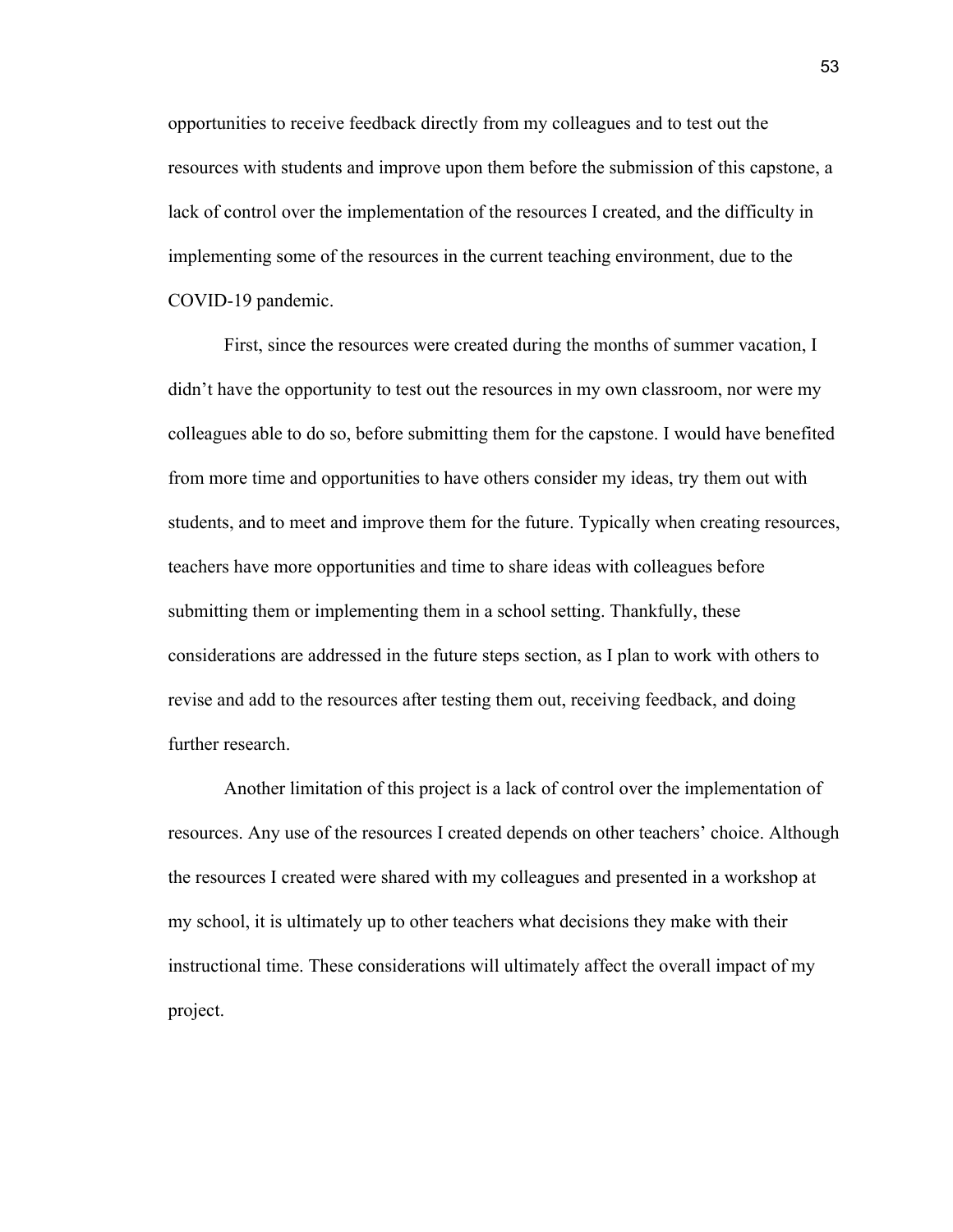opportunities to receive feedback directly from my colleagues and to test out the resources with students and improve upon them before the submission of this capstone, a lack of control over the implementation of the resources I created, and the difficulty in implementing some of the resources in the current teaching environment, due to the COVID-19 pandemic.

First, since the resources were created during the months of summer vacation, I didn't have the opportunity to test out the resources in my own classroom, nor were my colleagues able to do so, before submitting them for the capstone. I would have benefited from more time and opportunities to have others consider my ideas, try them out with students, and to meet and improve them for the future. Typically when creating resources, teachers have more opportunities and time to share ideas with colleagues before submitting them or implementing them in a school setting. Thankfully, these considerations are addressed in the future steps section, as I plan to work with others to revise and add to the resources after testing them out, receiving feedback, and doing further research.

Another limitation of this project is a lack of control over the implementation of resources. Any use of the resources I created depends on other teachers' choice. Although the resources I created were shared with my colleagues and presented in a workshop at my school, it is ultimately up to other teachers what decisions they make with their instructional time. These considerations will ultimately affect the overall impact of my project.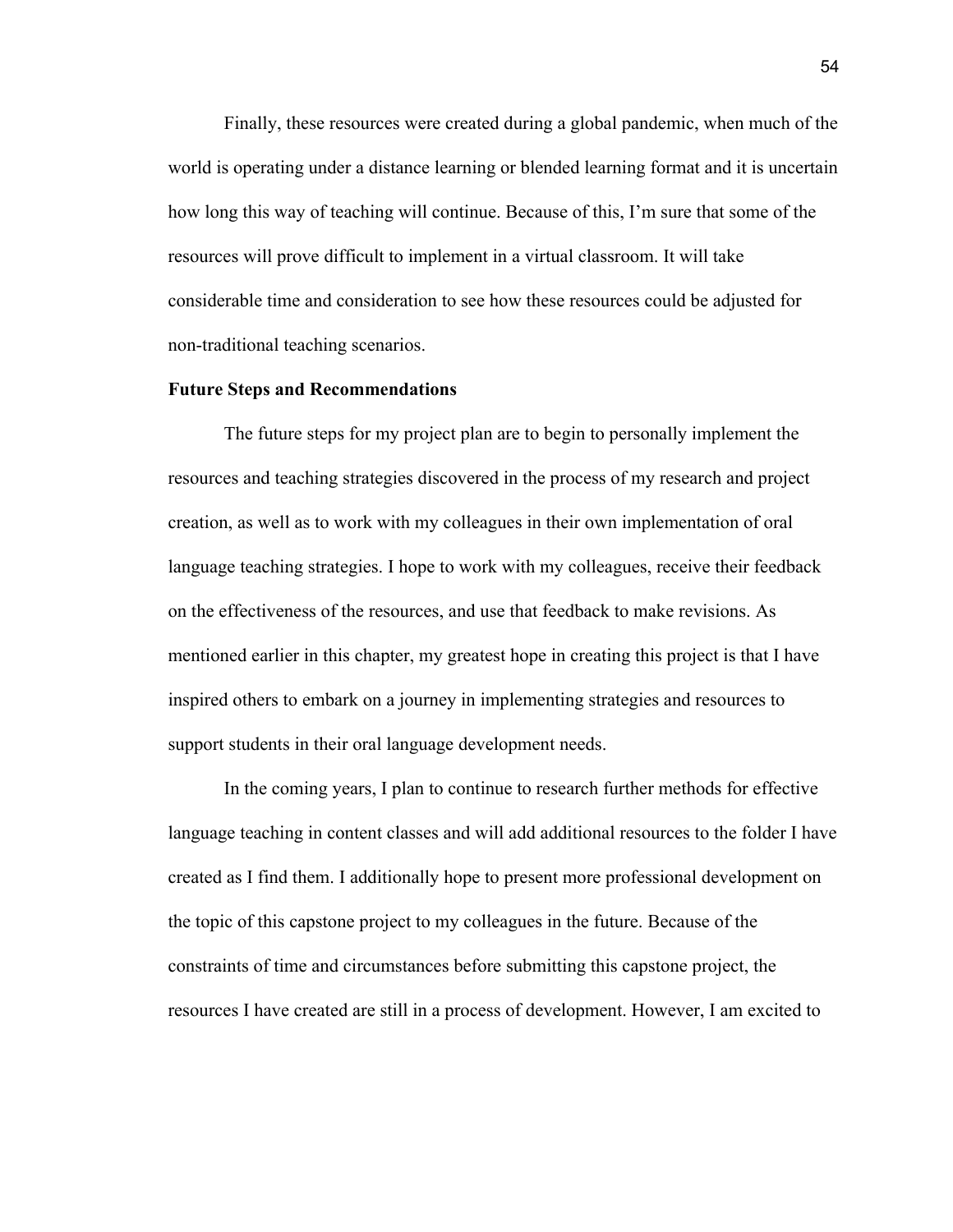Finally, these resources were created during a global pandemic, when much of the world is operating under a distance learning or blended learning format and it is uncertain how long this way of teaching will continue. Because of this, I'm sure that some of the resources will prove difficult to implement in a virtual classroom. It will take considerable time and consideration to see how these resources could be adjusted for non-traditional teaching scenarios.

**Future Steps and Recommendations**

The future steps for my project plan are to begin to personally implement the resources and teaching strategies discovered in the process of my research and project creation, as well as to work with my colleagues in their own implementation of oral language teaching strategies. I hope to work with my colleagues, receive their feedback on the effectiveness of the resources, and use that feedback to make revisions. As mentioned earlier in this chapter, my greatest hope in creating this project is that I have inspired others to embark on a journey in implementing strategies and resources to support students in their oral language development needs.

In the coming years, I plan to continue to research further methods for effective language teaching in content classes and will add additional resources to the folder I have created as I find them. I additionally hope to present more professional development on the topic of this capstone project to my colleagues in the future. Because of the constraints of time and circumstances before submitting this capstone project, the resources I have created are still in a process of development. However, I am excited to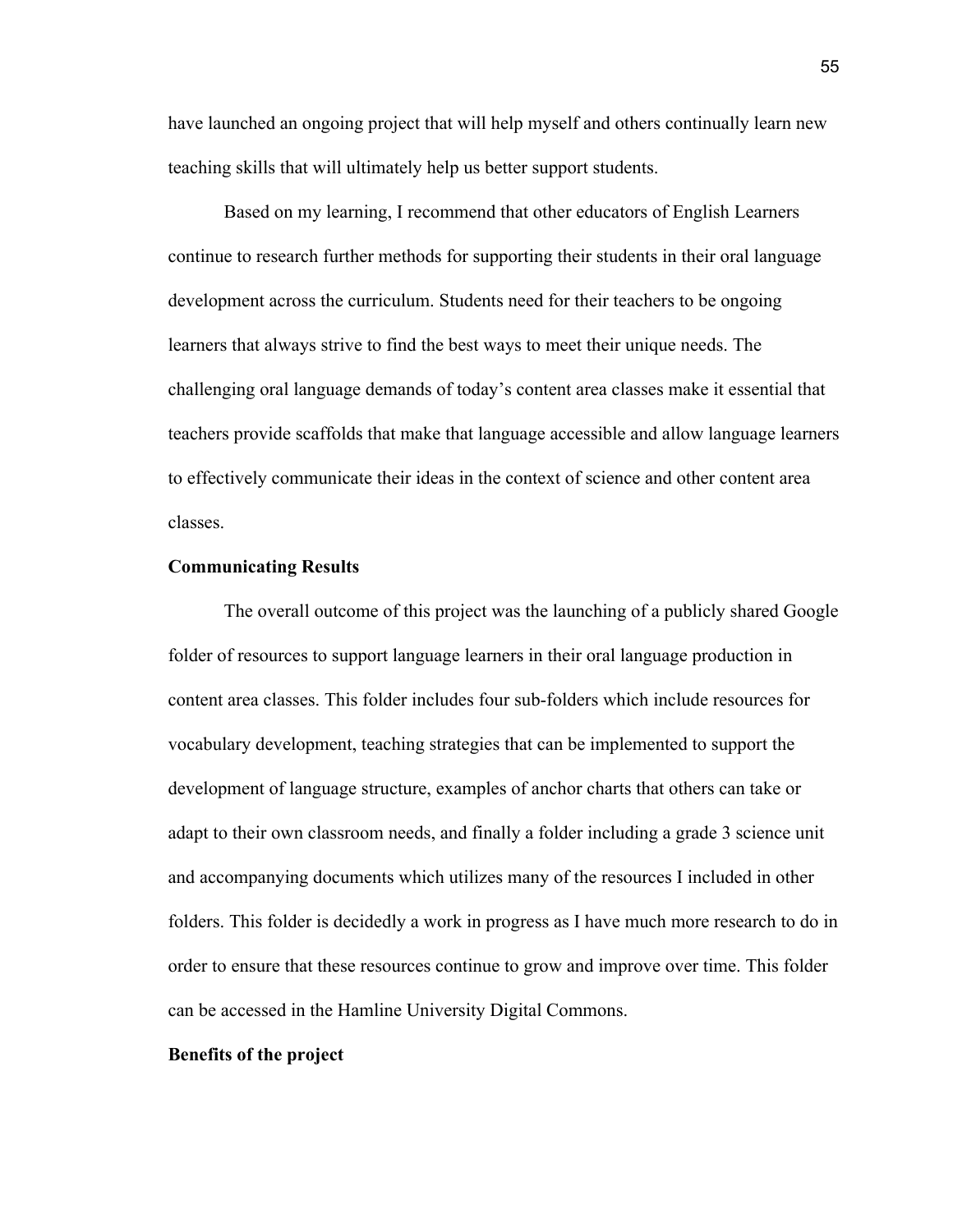have launched an ongoing project that will help myself and others continually learn new teaching skills that will ultimately help us better support students.

Based on my learning, I recommend that other educators of English Learners continue to research further methods for supporting their students in their oral language development across the curriculum. Students need for their teachers to be ongoing learners that always strive to find the best ways to meet their unique needs. The challenging oral language demands of today's content area classes make it essential that teachers provide scaffolds that make that language accessible and allow language learners to effectively communicate their ideas in the context of science and other content area classes.

**Communicating Results**

The overall outcome of this project was the launching of a publicly shared Google folder of resources to support language learners in their oral language production in content area classes. This folder includes four sub-folders which include resources for vocabulary development, teaching strategies that can be implemented to support the development of language structure, examples of anchor charts that others can take or adapt to their own classroom needs, and finally a folder including a grade 3 science unit and accompanying documents which utilizes many of the resources I included in other folders. This folder is decidedly a work in progress as I have much more research to do in order to ensure that these resources continue to grow and improve over time. This folder can be accessed in the Hamline University Digital Commons.

**Benefits of the project**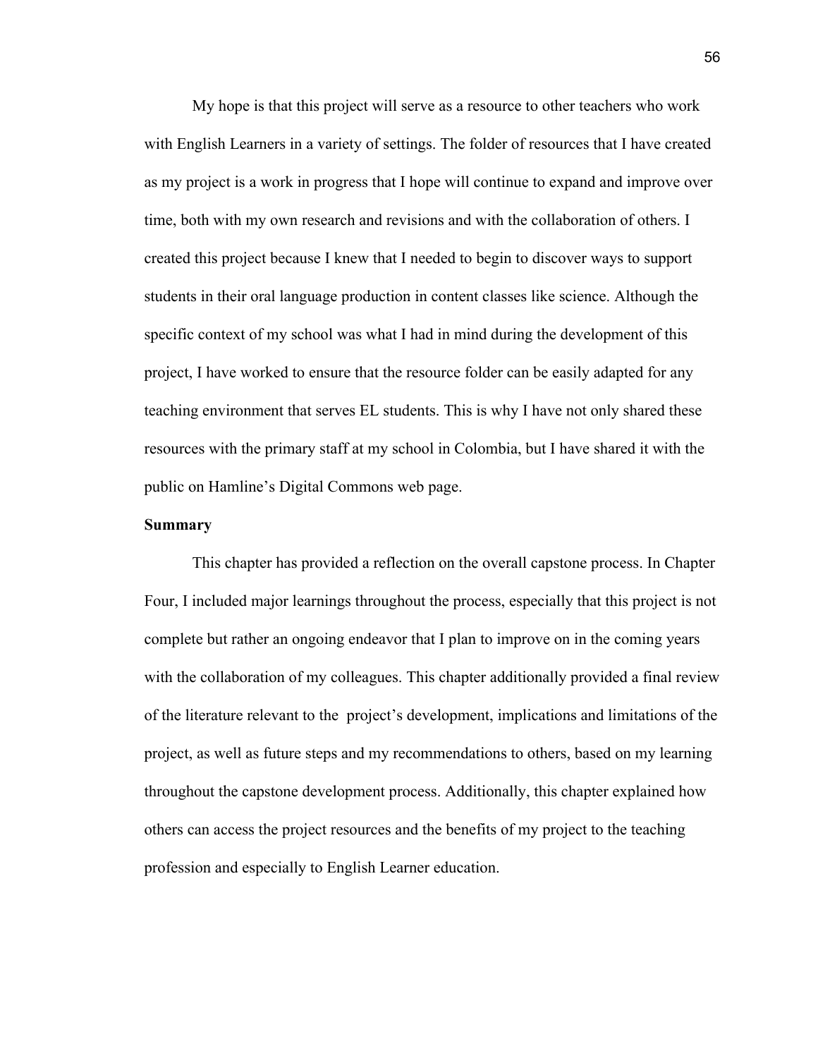My hope is that this project will serve as a resource to other teachers who work with English Learners in a variety of settings. The folder of resources that I have created as my project is a work in progress that I hope will continue to expand and improve over time, both with my own research and revisions and with the collaboration of others. I created this project because I knew that I needed to begin to discover ways to support students in their oral language production in content classes like science. Although the specific context of my school was what I had in mind during the development of this project, I have worked to ensure that the resource folder can be easily adapted for any teaching environment that serves EL students. This is why I have not only shared these resources with the primary staff at my school in Colombia, but I have shared it with the public on Hamline's Digital Commons web page.

**Summary**

This chapter has provided a reflection on the overall capstone process. In Chapter Four, I included major learnings throughout the process, especially that this project is not complete but rather an ongoing endeavor that I plan to improve on in the coming years with the collaboration of my colleagues. This chapter additionally provided a final review of the literature relevant to the project's development, implications and limitations of the project, as well as future steps and my recommendations to others, based on my learning throughout the capstone development process. Additionally, this chapter explained how others can access the project resources and the benefits of my project to the teaching profession and especially to English Learner education.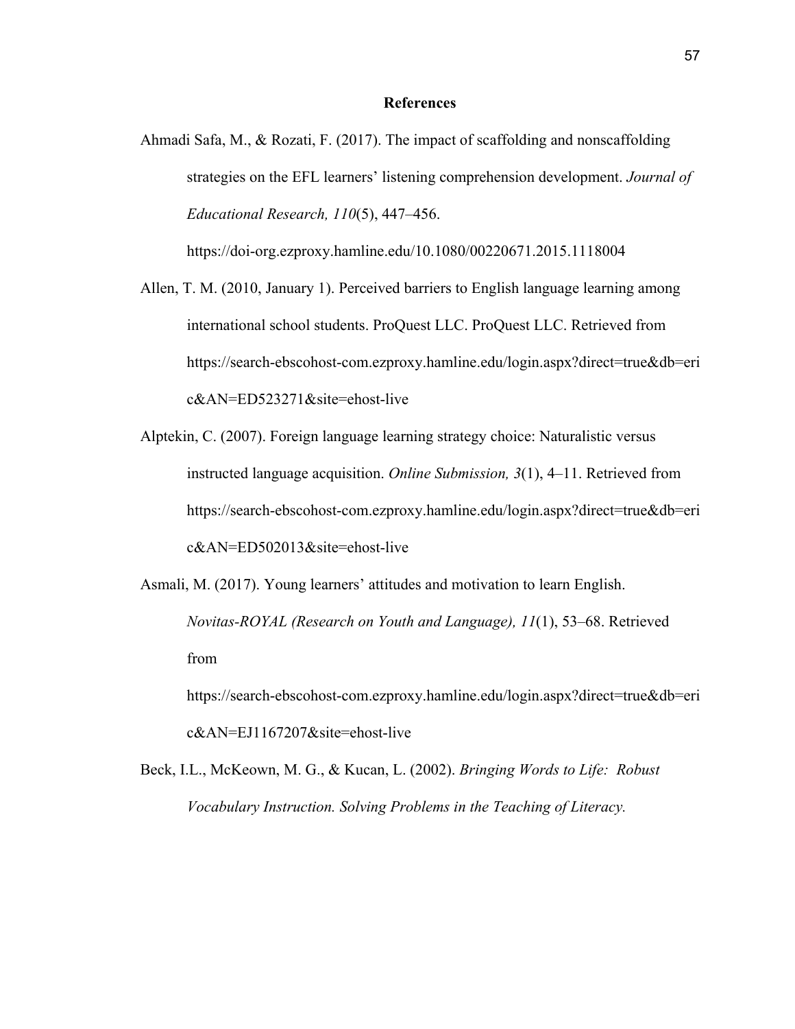# References

Ahmadi Safa, M., & Rozati, F. (2017). The impact of scaffolding and nonscaffolding strategies on the EFL learners' listening comprehension development. *Journal of Educational Research, 110*(5), 447–456. https://doi-org.ezproxy.hamline.edu/10.1080/00220671.2015.1118004

Allen, T. M. (2010, January 1). Perceived barriers to English language learning among international school students. ProQuest LLC. ProQuest LLC. Retrieved from https://search-ebscohost-com.ezproxy.hamline.edu/login.aspx?direct=true&db=eric&AN=ED523271&site=ehost-live

Alptekin, C. (2007). Foreign language learning strategy choice: Naturalistic versus instructed language acquisition. *Online Submission, 3*(1), 4–11. Retrieved from https://search-ebscohost-com.ezproxy.hamline.edu/login.aspx?direct=true&db=eric&AN=ED502013&site=ehost-live

Asmali, M. (2017). Young learners' attitudes and motivation to learn English. *Novitas-ROYAL (Research on Youth and Language), 11*(1), 53–68. Retrieved from https://search-ebscohost-com.ezproxy.hamline.edu/login.aspx?direct=true&db=eric&AN=EJ1167207&site=ehost-live

Beck, I.L., McKeown, M. G., & Kucan, L. (2002). *Bringing Words to Life: Robust Vocabulary Instruction. Solving Problems in the Teaching of Literacy.*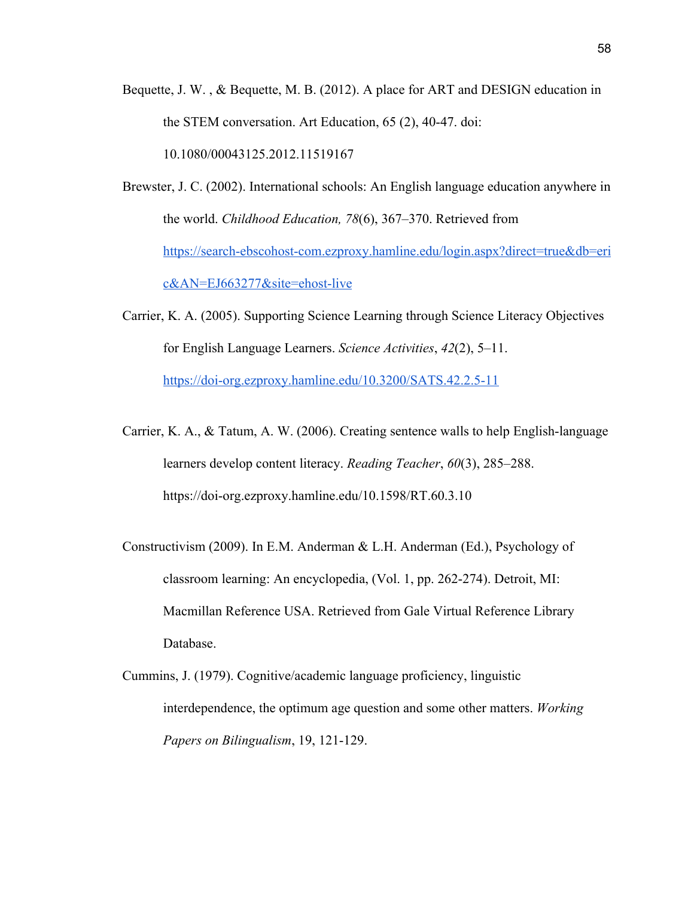Bequette, J. W. , & Bequette, M. B. (2012). A place for ART and DESIGN education in the STEM conversation. Art Education, 65 (2), 40-47. doi: 10.1080/00043125.2012.11519167

Brewster, J. C. (2002). International schools: An English language education anywhere in the world. *Childhood Education, 78*(6), 367–370. Retrieved from https://search-ebscohost-com.ezproxy.hamline.edu/login.aspx?direct=true&db=eric&AN=EJ663277&site=ehost-live

Carrier, K. A. (2005). Supporting Science Learning through Science Literacy Objectives for English Language Learners. *Science Activities*, *42*(2), 5–11. https://doi-org.ezproxy.hamline.edu/10.3200/SATS.42.2.5-11

Carrier, K. A., & Tatum, A. W. (2006). Creating sentence walls to help English-language learners develop content literacy. *Reading Teacher*, *60*(3), 285–288. https://doi-org.ezproxy.hamline.edu/10.1598/RT.60.3.10

Constructivism (2009). In E.M. Anderman & L.H. Anderman (Ed.), Psychology of classroom learning: An encyclopedia, (Vol. 1, pp. 262-274). Detroit, MI: Macmillan Reference USA. Retrieved from Gale Virtual Reference Library Database.

Cummins, J. (1979). Cognitive/academic language proficiency, linguistic interdependence, the optimum age question and some other matters. *Working Papers on Bilingualism*, 19, 121-129.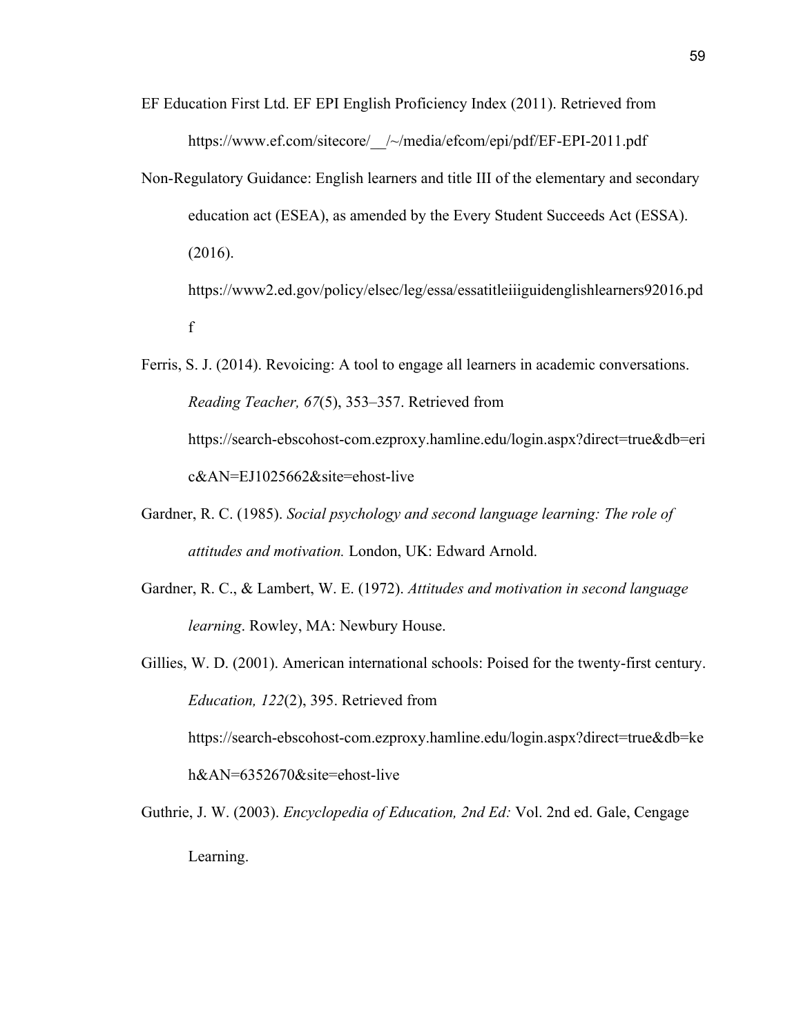EF Education First Ltd. EF EPI English Proficiency Index (2011). Retrieved from https://www.ef.com/sitecore/__/~/media/efcom/epi/pdf/EF-EPI-2011.pdf

Non-Regulatory Guidance: English learners and title III of the elementary and secondary education act (ESEA), as amended by the Every Student Succeeds Act (ESSA). (2016). https://www2.ed.gov/policy/elsec/leg/essa/essatitleiiiguidenglishlearners92016.pdf

Ferris, S. J. (2014). Revoicing: A tool to engage all learners in academic conversations. *Reading Teacher, 67*(5), 353–357. Retrieved from https://search-ebscohost-com.ezproxy.hamline.edu/login.aspx?direct=true&db=eric&AN=EJ1025662&site=ehost-live

Gardner, R. C. (1985). *Social psychology and second language learning: The role of attitudes and motivation.* London, UK: Edward Arnold.

Gardner, R. C., & Lambert, W. E. (1972). *Attitudes and motivation in second language learning*. Rowley, MA: Newbury House.

Gillies, W. D. (2001). American international schools: Poised for the twenty-first century. *Education, 122*(2), 395. Retrieved from https://search-ebscohost-com.ezproxy.hamline.edu/login.aspx?direct=true&db=keh&AN=6352670&site=ehost-live

Guthrie, J. W. (2003). *Encyclopedia of Education, 2nd Ed:* Vol. 2nd ed. Gale, Cengage Learning.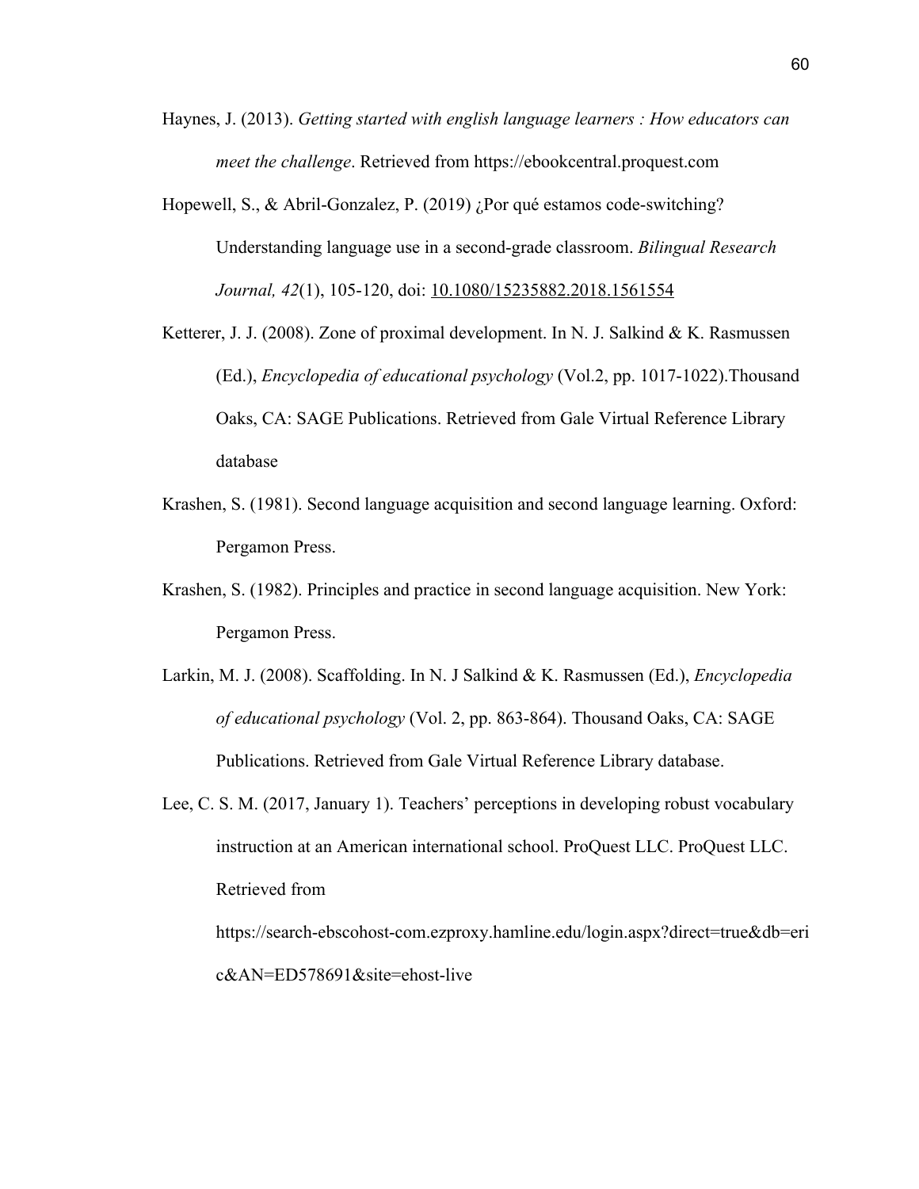Haynes, J. (2013). *Getting started with english language learners : How educators can meet the challenge*. Retrieved from https://ebookcentral.proquest.com

Hopewell, S., & Abril-Gonzalez, P. (2019) ¿Por qué estamos code-switching? Understanding language use in a second-grade classroom. *Bilingual Research Journal, 42*(1), 105-120, doi: 10.1080/15235882.2018.1561554

Ketterer, J. J. (2008). Zone of proximal development. In N. J. Salkind & K. Rasmussen (Ed.), *Encyclopedia of educational psychology* (Vol.2, pp. 1017-1022).Thousand Oaks, CA: SAGE Publications. Retrieved from Gale Virtual Reference Library database

Krashen, S. (1981). Second language acquisition and second language learning. Oxford: Pergamon Press.

Krashen, S. (1982). Principles and practice in second language acquisition. New York: Pergamon Press.

Larkin, M. J. (2008). Scaffolding. In N. J Salkind & K. Rasmussen (Ed.), *Encyclopedia of educational psychology* (Vol. 2, pp. 863-864). Thousand Oaks, CA: SAGE Publications. Retrieved from Gale Virtual Reference Library database.

Lee, C. S. M. (2017, January 1). Teachers' perceptions in developing robust vocabulary instruction at an American international school. ProQuest LLC. ProQuest LLC. Retrieved from https://search-ebscohost-com.ezproxy.hamline.edu/login.aspx?direct=true&db=eric&AN=ED578691&site=ehost-live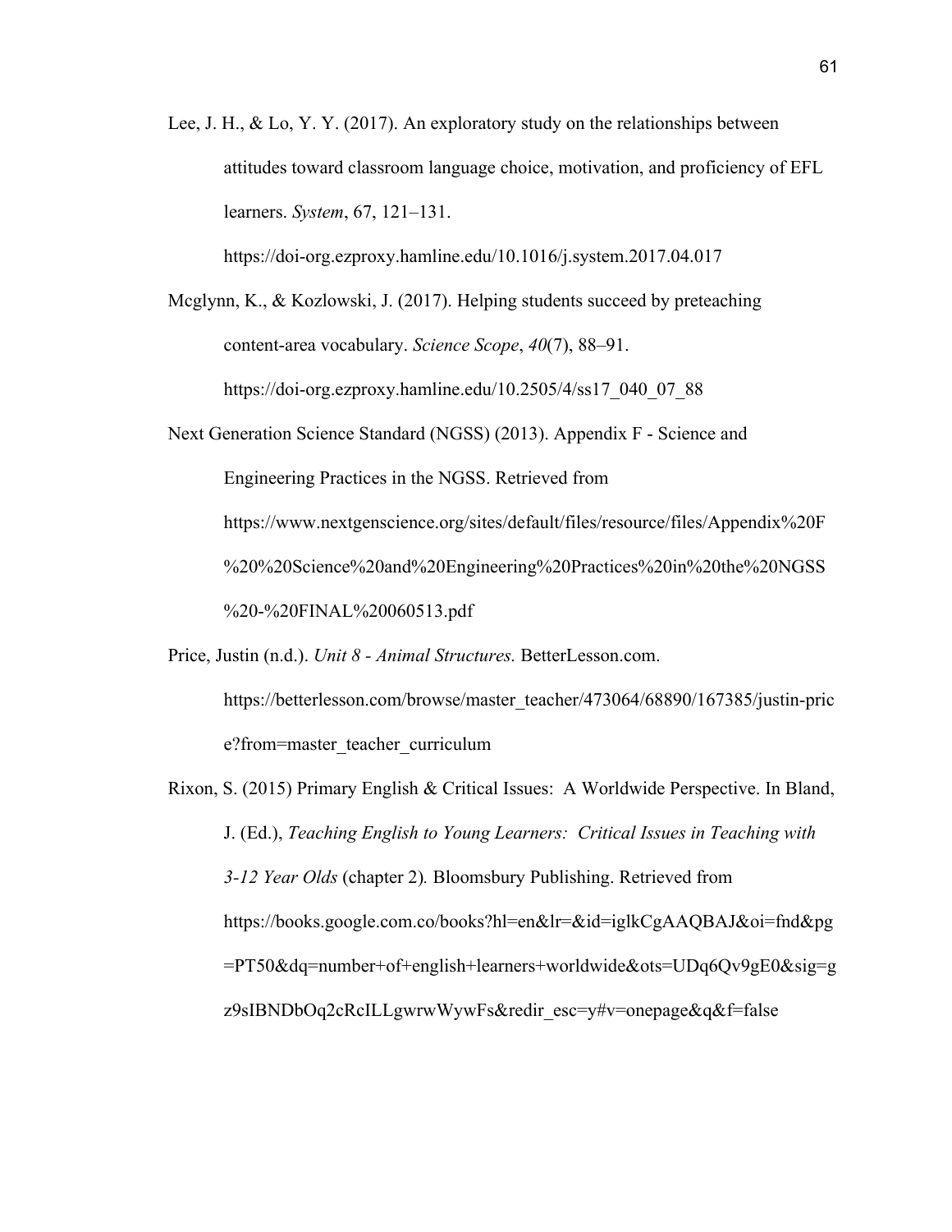Lee, J. H., & Lo, Y. Y. (2017). An exploratory study on the relationships between attitudes toward classroom language choice, motivation, and proficiency of EFL learners. *System*, 67, 121–131. https://doi-org.ezproxy.hamline.edu/10.1016/j.system.2017.04.017

Mcglynn, K., & Kozlowski, J. (2017). Helping students succeed by preteaching content-area vocabulary. *Science Scope*, *40*(7), 88–91. https://doi-org.ezproxy.hamline.edu/10.2505/4/ss17_040_07_88

Next Generation Science Standard (NGSS) (2013). Appendix F - Science and Engineering Practices in the NGSS. Retrieved from https://www.nextgenscience.org/sites/default/files/resource/files/Appendix%20F%20%20Science%20and%20Engineering%20Practices%20in%20the%20NGSS%20-%20FINAL%20060513.pdf

Price, Justin (n.d.). *Unit 8 - Animal Structures.* BetterLesson.com. https://betterlesson.com/browse/master_teacher/473064/68890/167385/justin-price?from=master_teacher_curriculum

Rixon, S. (2015) Primary English & Critical Issues: A Worldwide Perspective. In Bland, J. (Ed.), *Teaching English to Young Learners: Critical Issues in Teaching with 3-12 Year Olds* (chapter 2)*.* Bloomsbury Publishing. Retrieved from https://books.google.com.co/books?hl=en&lr=&id=iglkCgAAQBAJ&oi=fnd&pg=PT50&dq=number+of+english+learners+worldwide&ots=UDq6Qv9gE0&sig=gz9sIBNDbOq2cRcILLgwrwWywFs&redir_esc=y#v=onepage&q&f=false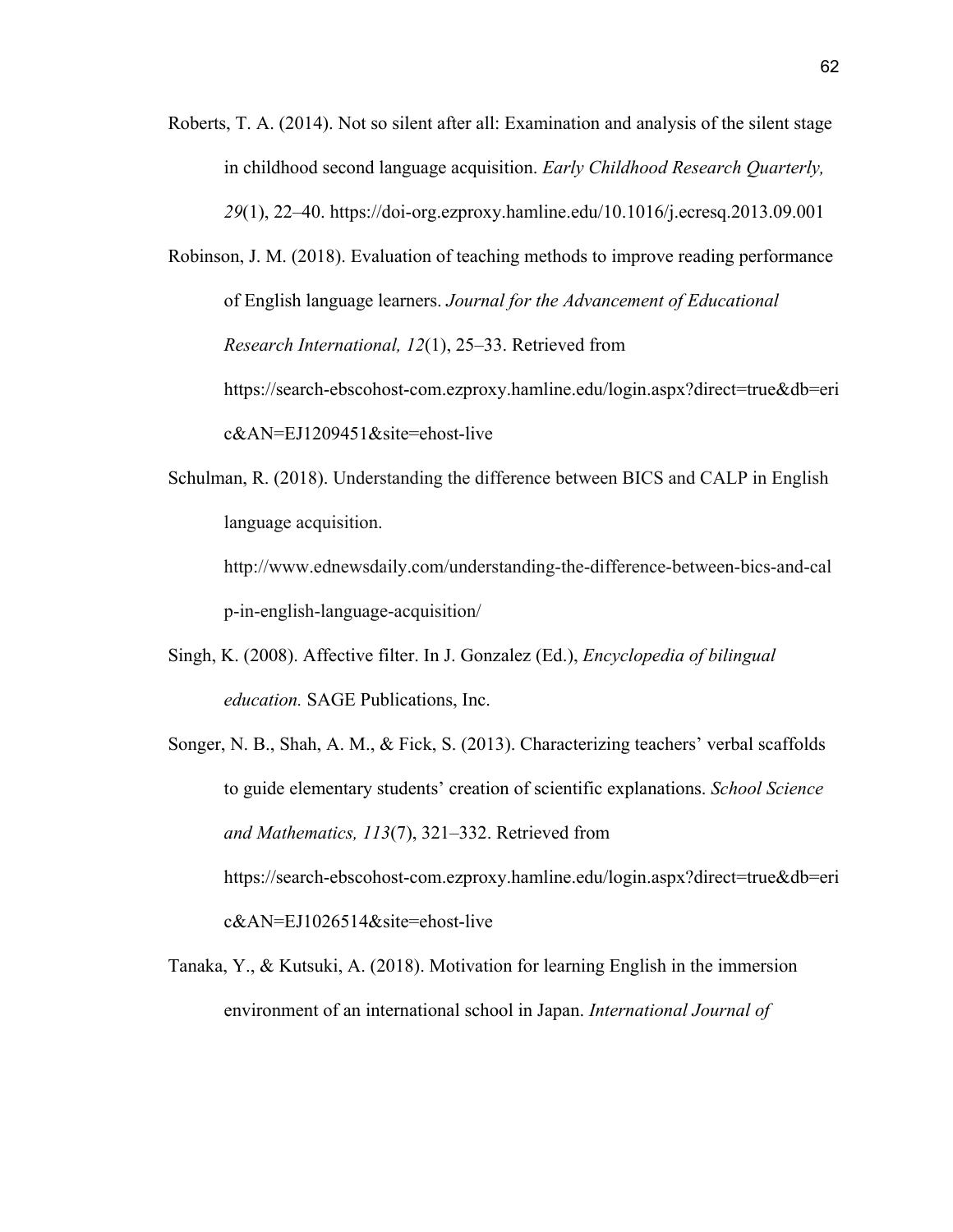Roberts, T. A. (2014). Not so silent after all: Examination and analysis of the silent stage in childhood second language acquisition. *Early Childhood Research Quarterly, 29*(1), 22–40. https://doi-org.ezproxy.hamline.edu/10.1016/j.ecresq.2013.09.001

Robinson, J. M. (2018). Evaluation of teaching methods to improve reading performance of English language learners. *Journal for the Advancement of Educational Research International, 12*(1), 25–33. Retrieved from https://search-ebscohost-com.ezproxy.hamline.edu/login.aspx?direct=true&db=eric&AN=EJ1209451&site=ehost-live

Schulman, R. (2018). Understanding the difference between BICS and CALP in English language acquisition. http://www.ednewsdaily.com/understanding-the-difference-between-bics-and-calp-in-english-language-acquisition/

Singh, K. (2008). Affective filter. In J. Gonzalez (Ed.), *Encyclopedia of bilingual education.* SAGE Publications, Inc.

Songer, N. B., Shah, A. M., & Fick, S. (2013). Characterizing teachers' verbal scaffolds to guide elementary students' creation of scientific explanations. *School Science and Mathematics, 113*(7), 321–332. Retrieved from https://search-ebscohost-com.ezproxy.hamline.edu/login.aspx?direct=true&db=eric&AN=EJ1026514&site=ehost-live

Tanaka, Y., & Kutsuki, A. (2018). Motivation for learning English in the immersion environment of an international school in Japan. *International Journal of*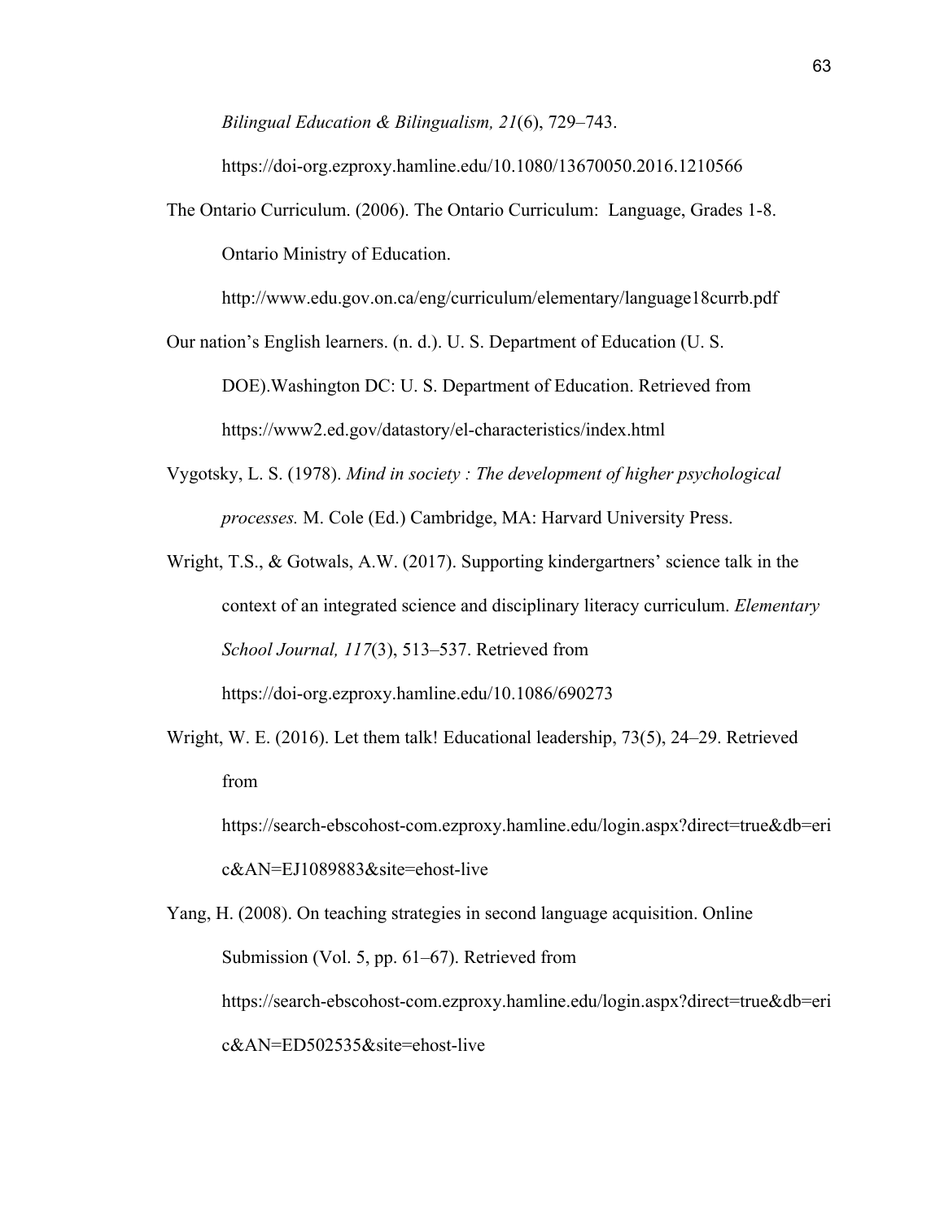*Bilingual Education & Bilingualism, 21*(6), 729–743. https://doi-org.ezproxy.hamline.edu/10.1080/13670050.2016.1210566

The Ontario Curriculum. (2006). The Ontario Curriculum: Language, Grades 1-8. Ontario Ministry of Education. http://www.edu.gov.on.ca/eng/curriculum/elementary/language18currb.pdf

Our nation's English learners. (n. d.). U. S. Department of Education (U. S. DOE).Washington DC: U. S. Department of Education. Retrieved from https://www2.ed.gov/datastory/el-characteristics/index.html

Vygotsky, L. S. (1978). *Mind in society : The development of higher psychological processes.* M. Cole (Ed.) Cambridge, MA: Harvard University Press.

Wright, T.S., & Gotwals, A.W. (2017). Supporting kindergartners' science talk in the context of an integrated science and disciplinary literacy curriculum. *Elementary School Journal, 117*(3), 513–537. Retrieved from https://doi-org.ezproxy.hamline.edu/10.1086/690273

Wright, W. E. (2016). Let them talk! Educational leadership, 73(5), 24–29. Retrieved from https://search-ebscohost-com.ezproxy.hamline.edu/login.aspx?direct=true&db=eric&AN=EJ1089883&site=ehost-live

Yang, H. (2008). On teaching strategies in second language acquisition. Online Submission (Vol. 5, pp. 61–67). Retrieved from https://search-ebscohost-com.ezproxy.hamline.edu/login.aspx?direct=true&db=eric&AN=ED502535&site=ehost-live